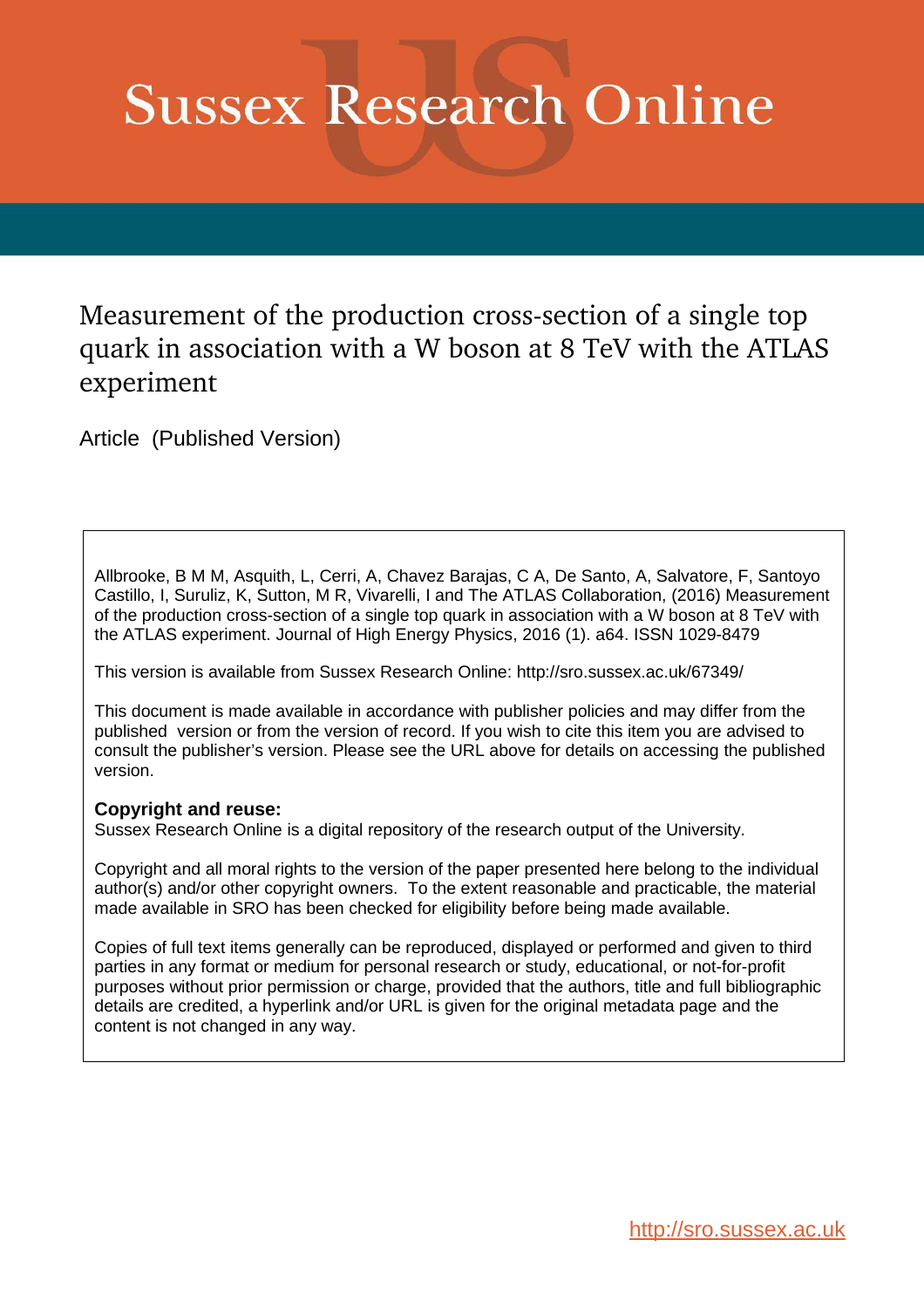# Sussex Research Online

## Measurement of the production cross-section of a single top quark in association with a W boson at 8 TeV with the ATLAS experiment

Article (Published Version)

Allbrooke, B M M, Asquith, L, Cerri, A, Chavez Barajas, C A, De Santo, A, Salvatore, F, Santoyo Castillo, I, Suruliz, K, Sutton, M R, Vivarelli, I and The ATLAS Collaboration, (2016) Measurement of the production cross-section of a single top quark in association with a W boson at 8 TeV with the ATLAS experiment. Journal of High Energy Physics, 2016 (1). a64. ISSN 1029-8479

This version is available from Sussex Research Online: http://sro.sussex.ac.uk/67349/

This document is made available in accordance with publisher policies and may differ from the published version or from the version of record. If you wish to cite this item you are advised to consult the publisher's version. Please see the URL above for details on accessing the published version.

**Copyright and reuse:**
Sussex Research Online is a digital repository of the research output of the University.

Copyright and all moral rights to the version of the paper presented here belong to the individual author(s) and/or other copyright owners. To the extent reasonable and practicable, the material made available in SRO has been checked for eligibility before being made available.

Copies of full text items generally can be reproduced, displayed or performed and given to third parties in any format or medium for personal research or study, educational, or not-for-profit purposes without prior permission or charge, provided that the authors, title and full bibliographic details are credited, a hyperlink and/or URL is given for the original metadata page and the content is not changed in any way.

http://sro.sussex.ac.uk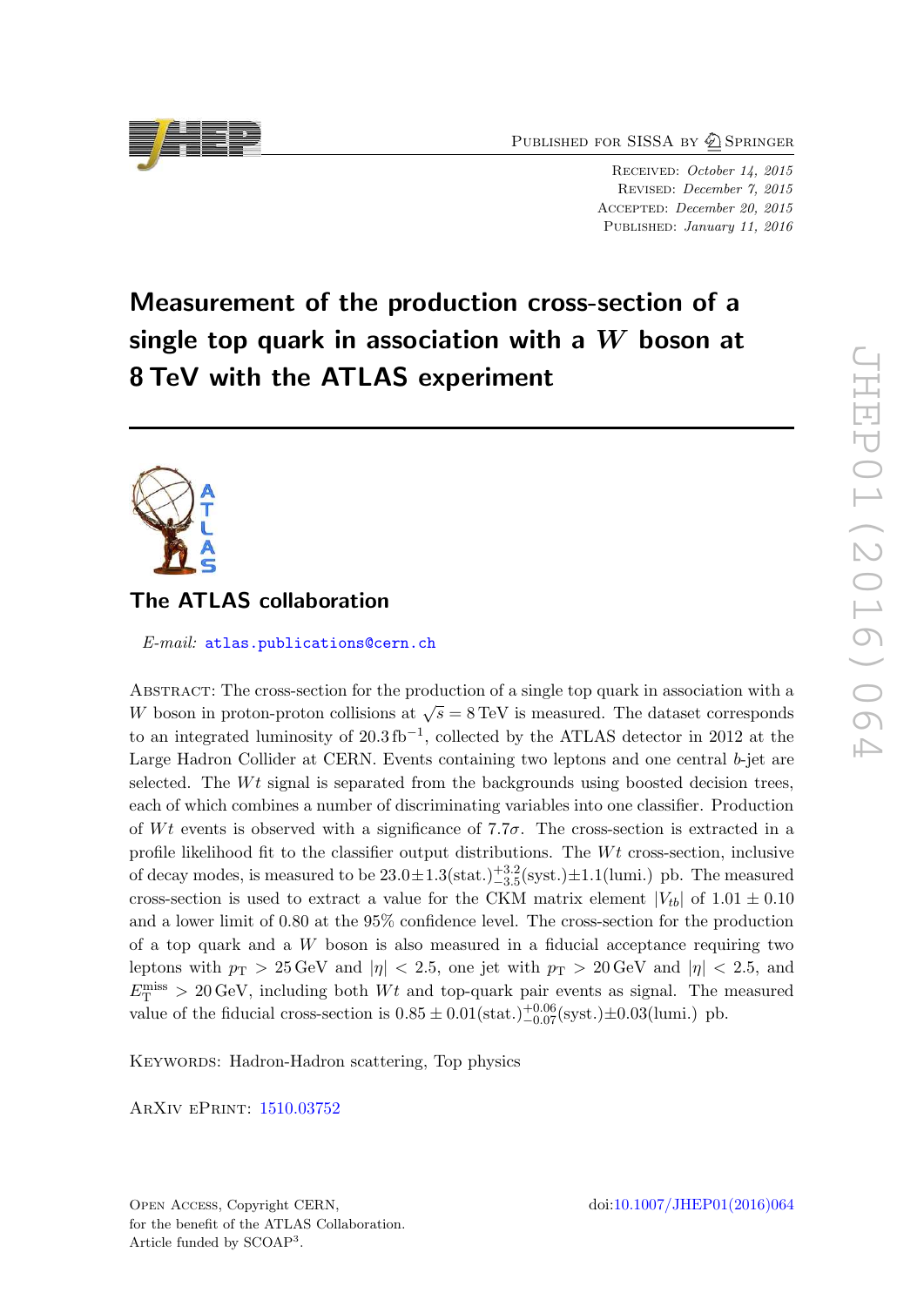# Measurement of the production cross-section of a single top quark in association with a $W$ boson at 8 TeV with the ATLAS experiment

## The ATLAS collaboration

*E-mail:* atlas.publications@cern.ch

Abstract: The cross-section for the production of a single top quark in association with a $W$ boson in proton-proton collisions at $\sqrt{s} = 8$ TeV is measured. The dataset corresponds to an integrated luminosity of $20.3\,\text{fb}^{-1}$, collected by the ATLAS detector in 2012 at the Large Hadron Collider at CERN. Events containing two leptons and one central $b$-jet are selected. The $Wt$ signal is separated from the backgrounds using boosted decision trees, each of which combines a number of discriminating variables into one classifier. Production of $Wt$ events is observed with a significance of $7.7\sigma$. The cross-section is extracted in a profile likelihood fit to the classifier output distributions. The $Wt$ cross-section, inclusive of decay modes, is measured to be $23.0 \pm 1.3(\text{stat.})^{+3.2}_{-3.5}(\text{syst.}) \pm 1.1(\text{lumi.})$ pb. The measured cross-section is used to extract a value for the CKM matrix element $|V_{tb}|$ of $1.01 \pm 0.10$ and a lower limit of 0.80 at the 95% confidence level. The cross-section for the production of a top quark and a $W$ boson is also measured in a fiducial acceptance requiring two leptons with $p_{\text{T}} > 25$ GeV and $|\eta| < 2.5$, one jet with $p_{\text{T}} > 20$ GeV and $|\eta| < 2.5$, and $E_{\text{T}}^{\text{miss}} > 20$ GeV, including both $Wt$ and top-quark pair events as signal. The measured value of the fiducial cross-section is $0.85 \pm 0.01(\text{stat.})^{+0.06}_{-0.07}(\text{syst.}) \pm 0.03(\text{lumi.})$ pb.

Keywords: Hadron-Hadron scattering, Top physics

ArXiv ePrint: 1510.03752

Open Access, Copyright CERN,
for the benefit of the ATLAS Collaboration.
Article funded by SCOAP[3].

doi:10.1007/JHEP01(2016)064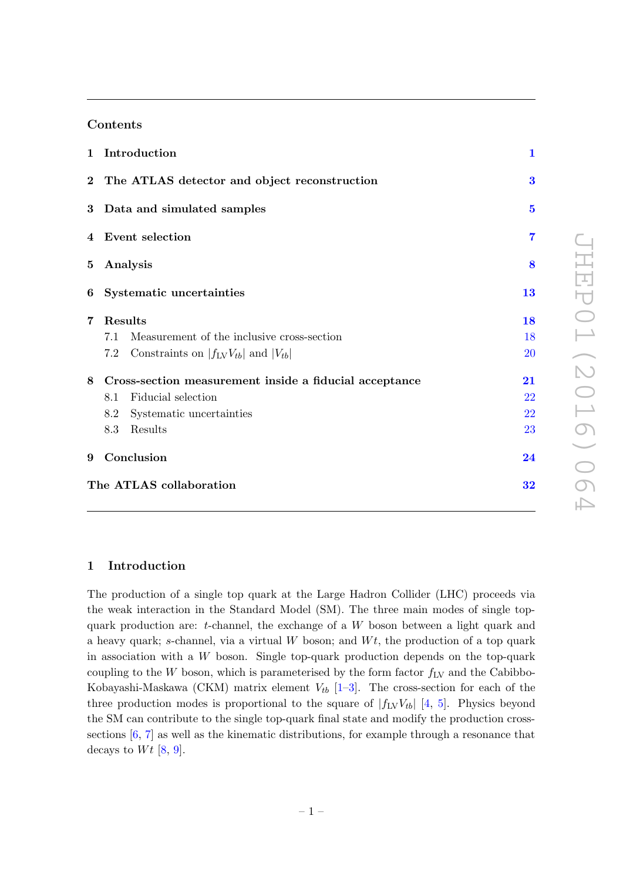## Contents

| | | |
|---|---|---|
| **1** | **Introduction** | **1** |
| **2** | **The ATLAS detector and object reconstruction** | **3** |
| **3** | **Data and simulated samples** | **5** |
| **4** | **Event selection** | **7** |
| **5** | **Analysis** | **8** |
| **6** | **Systematic uncertainties** | **13** |
| **7** | **Results** | **18** |
| | 7.1 Measurement of the inclusive cross-section | 18 |
| | 7.2 Constraints on $\|f_{\mathrm{LV}}V_{tb}\|$ and $\|V_{tb}\|$ | 20 |
| **8** | **Cross-section measurement inside a fiducial acceptance** | **21** |
| | 8.1 Fiducial selection | 22 |
| | 8.2 Systematic uncertainties | 22 |
| | 8.3 Results | 23 |
| **9** | **Conclusion** | **24** |
| | **The ATLAS collaboration** | **32** |

# 1 Introduction

The production of a single top quark at the Large Hadron Collider (LHC) proceeds via the weak interaction in the Standard Model (SM). The three main modes of single top-quark production are: $t$-channel, the exchange of a $W$ boson between a light quark and a heavy quark; $s$-channel, via a virtual $W$ boson; and $Wt$, the production of a top quark in association with a $W$ boson. Single top-quark production depends on the top-quark coupling to the $W$ boson, which is parameterised by the form factor $f_{\mathrm{LV}}$ and the Cabibbo-Kobayashi-Maskawa (CKM) matrix element $V_{tb}$ [1–3]. The cross-section for each of the three production modes is proportional to the square of $|f_{\mathrm{LV}}V_{tb}|$ [4, 5]. Physics beyond the SM can contribute to the single top-quark final state and modify the production cross-sections [6, 7] as well as the kinematic distributions, for example through a resonance that decays to $Wt$ [8, 9].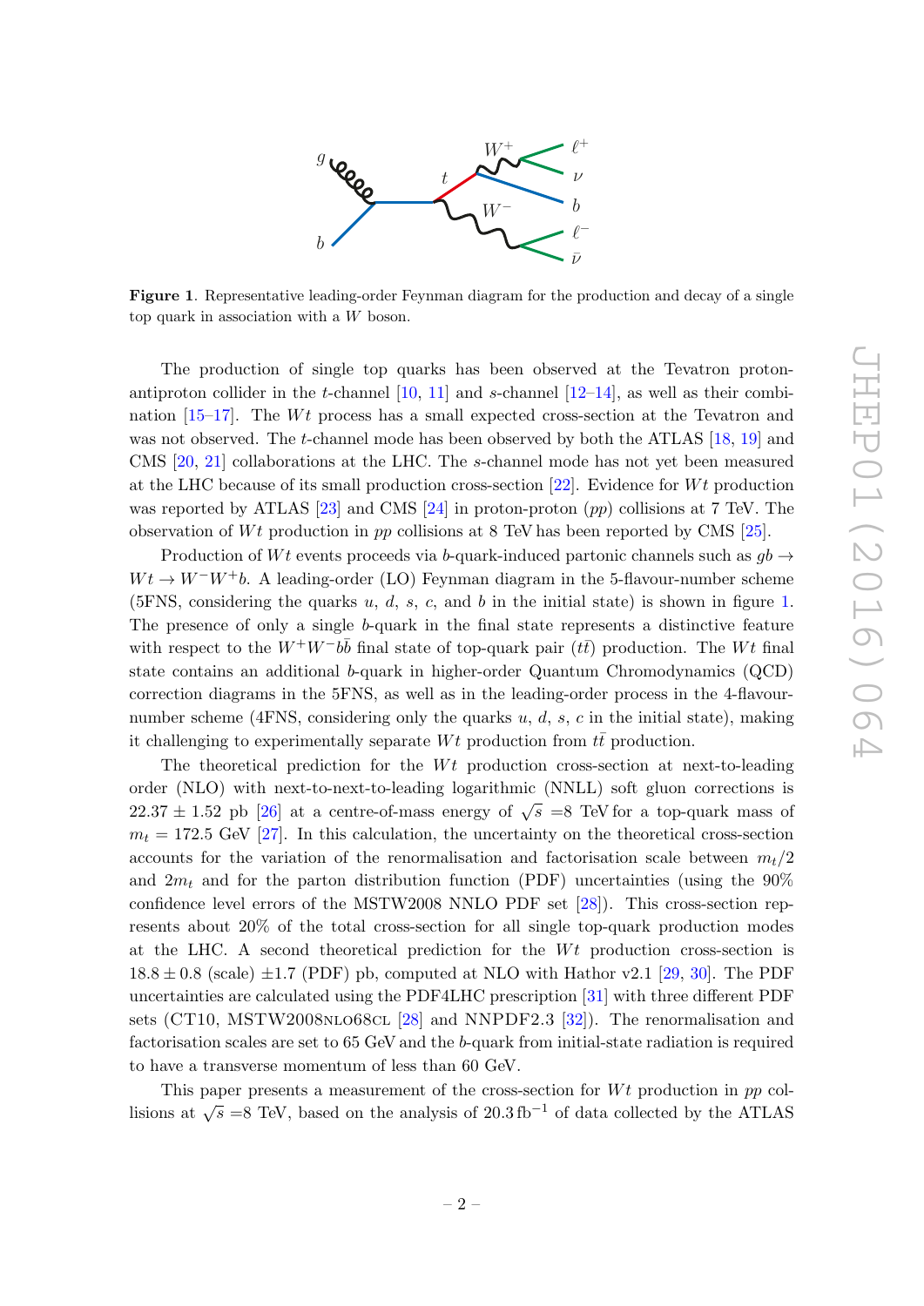**Figure 1**. Representative leading-order Feynman diagram for the production and decay of a single top quark in association with a $W$ boson.

The production of single top quarks has been observed at the Tevatron proton-antiproton collider in the $t$-channel [10, 11] and $s$-channel [12–14], as well as their combination [15–17]. The $Wt$ process has a small expected cross-section at the Tevatron and was not observed. The $t$-channel mode has been observed by both the ATLAS [18, 19] and CMS [20, 21] collaborations at the LHC. The $s$-channel mode has not yet been measured at the LHC because of its small production cross-section [22]. Evidence for $Wt$ production was reported by ATLAS [23] and CMS [24] in proton-proton ($pp$) collisions at 7 TeV. The observation of $Wt$ production in $pp$ collisions at 8 TeV has been reported by CMS [25].

Production of $Wt$ events proceeds via $b$-quark-induced partonic channels such as $gb \to Wt \to W^-W^+b$. A leading-order (LO) Feynman diagram in the 5-flavour-number scheme (5FNS, considering the quarks $u$, $d$, $s$, $c$, and $b$ in the initial state) is shown in figure 1. The presence of only a single $b$-quark in the final state represents a distinctive feature with respect to the $W^+W^-b\bar{b}$ final state of top-quark pair ($t\bar{t}$) production. The $Wt$ final state contains an additional $b$-quark in higher-order Quantum Chromodynamics (QCD) correction diagrams in the 5FNS, as well as in the leading-order process in the 4-flavour-number scheme (4FNS, considering only the quarks $u$, $d$, $s$, $c$ in the initial state), making it challenging to experimentally separate $Wt$ production from $t\bar{t}$ production.

The theoretical prediction for the $Wt$ production cross-section at next-to-leading order (NLO) with next-to-next-to-leading logarithmic (NNLL) soft gluon corrections is $22.37 \pm 1.52$ pb [26] at a centre-of-mass energy of $\sqrt{s}$ =8 TeV for a top-quark mass of $m_t = 172.5$ GeV [27]. In this calculation, the uncertainty on the theoretical cross-section accounts for the variation of the renormalisation and factorisation scale between $m_t/2$ and $2m_t$ and for the parton distribution function (PDF) uncertainties (using the 90% confidence level errors of the MSTW2008 NNLO PDF set [28]). This cross-section represents about 20% of the total cross-section for all single top-quark production modes at the LHC. A second theoretical prediction for the $Wt$ production cross-section is $18.8 \pm 0.8$ (scale) $\pm 1.7$ (PDF) pb, computed at NLO with Hathor v2.1 [29, 30]. The PDF uncertainties are calculated using the PDF4LHC prescription [31] with three different PDF sets (CT10, MSTW2008NLO68CL [28] and NNPDF2.3 [32]). The renormalisation and factorisation scales are set to 65 GeV and the $b$-quark from initial-state radiation is required to have a transverse momentum of less than 60 GeV.

This paper presents a measurement of the cross-section for $Wt$ production in $pp$ collisions at $\sqrt{s}$ =8 TeV, based on the analysis of 20.3 fb$^{-1}$ of data collected by the ATLAS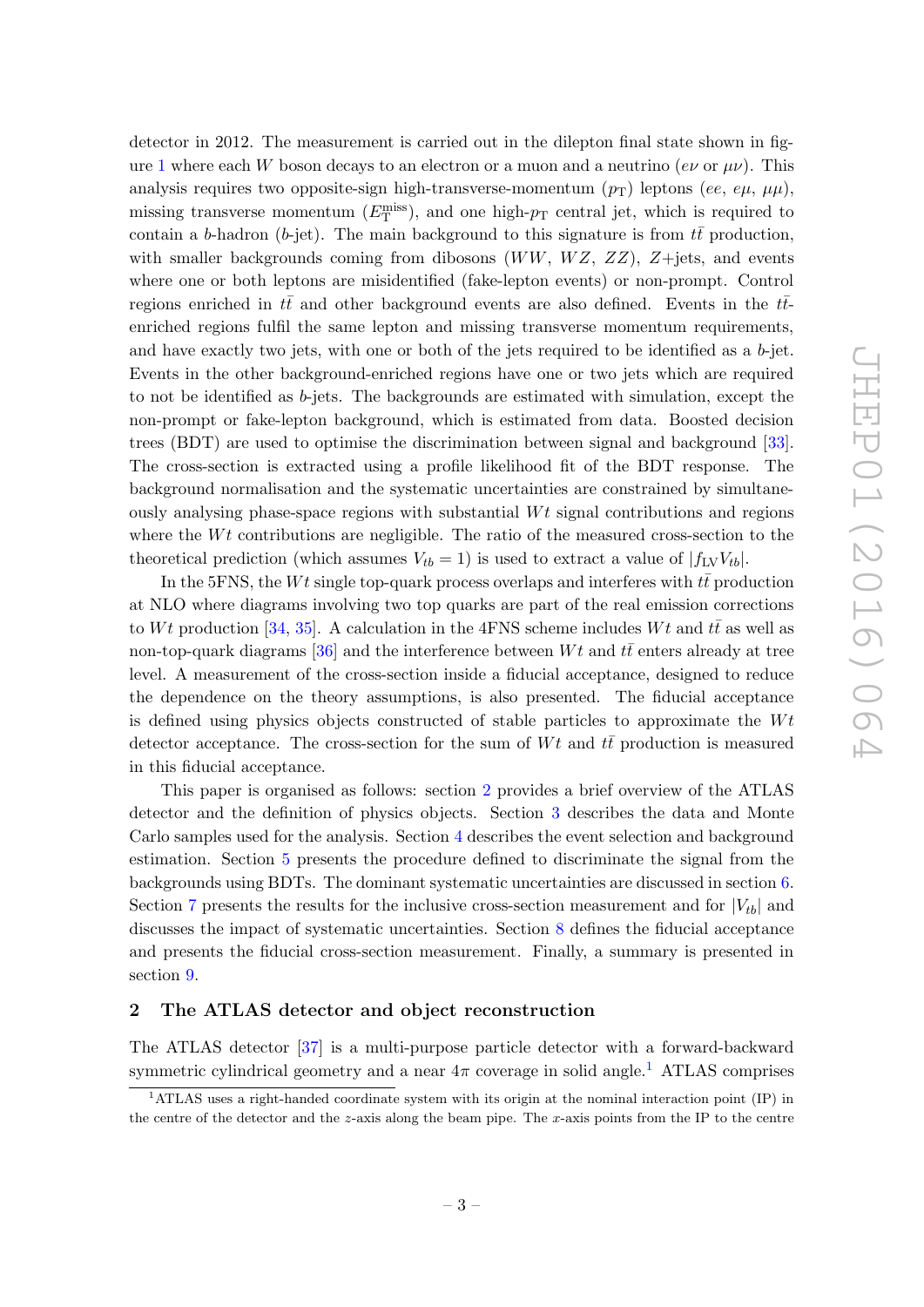detector in 2012. The measurement is carried out in the dilepton final state shown in figure 1 where each $W$ boson decays to an electron or a muon and a neutrino ($e\nu$ or $\mu\nu$). This analysis requires two opposite-sign high-transverse-momentum ($p_{\mathrm{T}}$) leptons ($ee$, $e\mu$, $\mu\mu$), missing transverse momentum ($E_{\mathrm{T}}^{\mathrm{miss}}$), and one high-$p_{\mathrm{T}}$ central jet, which is required to contain a $b$-hadron ($b$-jet). The main background to this signature is from $t\bar{t}$ production, with smaller backgrounds coming from dibosons ($WW$, $WZ$, $ZZ$), $Z$+jets, and events where one or both leptons are misidentified (fake-lepton events) or non-prompt. Control regions enriched in $t\bar{t}$ and other background events are also defined. Events in the $t\bar{t}$-enriched regions fulfil the same lepton and missing transverse momentum requirements, and have exactly two jets, with one or both of the jets required to be identified as a $b$-jet. Events in the other background-enriched regions have one or two jets which are required to not be identified as $b$-jets. The backgrounds are estimated with simulation, except the non-prompt or fake-lepton background, which is estimated from data. Boosted decision trees (BDT) are used to optimise the discrimination between signal and background [33]. The cross-section is extracted using a profile likelihood fit of the BDT response. The background normalisation and the systematic uncertainties are constrained by simultaneously analysing phase-space regions with substantial $Wt$ signal contributions and regions where the $Wt$ contributions are negligible. The ratio of the measured cross-section to the theoretical prediction (which assumes $V_{tb} = 1$) is used to extract a value of $|f_{\mathrm{LV}}V_{tb}|$.

In the 5FNS, the $Wt$ single top-quark process overlaps and interferes with $t\bar{t}$ production at NLO where diagrams involving two top quarks are part of the real emission corrections to $Wt$ production [34, 35]. A calculation in the 4FNS scheme includes $Wt$ and $t\bar{t}$ as well as non-top-quark diagrams [36] and the interference between $Wt$ and $t\bar{t}$ enters already at tree level. A measurement of the cross-section inside a fiducial acceptance, designed to reduce the dependence on the theory assumptions, is also presented. The fiducial acceptance is defined using physics objects constructed of stable particles to approximate the $Wt$ detector acceptance. The cross-section for the sum of $Wt$ and $t\bar{t}$ production is measured in this fiducial acceptance.

This paper is organised as follows: section 2 provides a brief overview of the ATLAS detector and the definition of physics objects. Section 3 describes the data and Monte Carlo samples used for the analysis. Section 4 describes the event selection and background estimation. Section 5 presents the procedure defined to discriminate the signal from the backgrounds using BDTs. The dominant systematic uncertainties are discussed in section 6. Section 7 presents the results for the inclusive cross-section measurement and for $|V_{tb}|$ and discusses the impact of systematic uncertainties. Section 8 defines the fiducial acceptance and presents the fiducial cross-section measurement. Finally, a summary is presented in section 9.

## 2 The ATLAS detector and object reconstruction

The ATLAS detector [37] is a multi-purpose particle detector with a forward-backward symmetric cylindrical geometry and a near $4\pi$ coverage in solid angle.[1] ATLAS comprises

[1] ATLAS uses a right-handed coordinate system with its origin at the nominal interaction point (IP) in the centre of the detector and the $z$-axis along the beam pipe. The $x$-axis points from the IP to the centre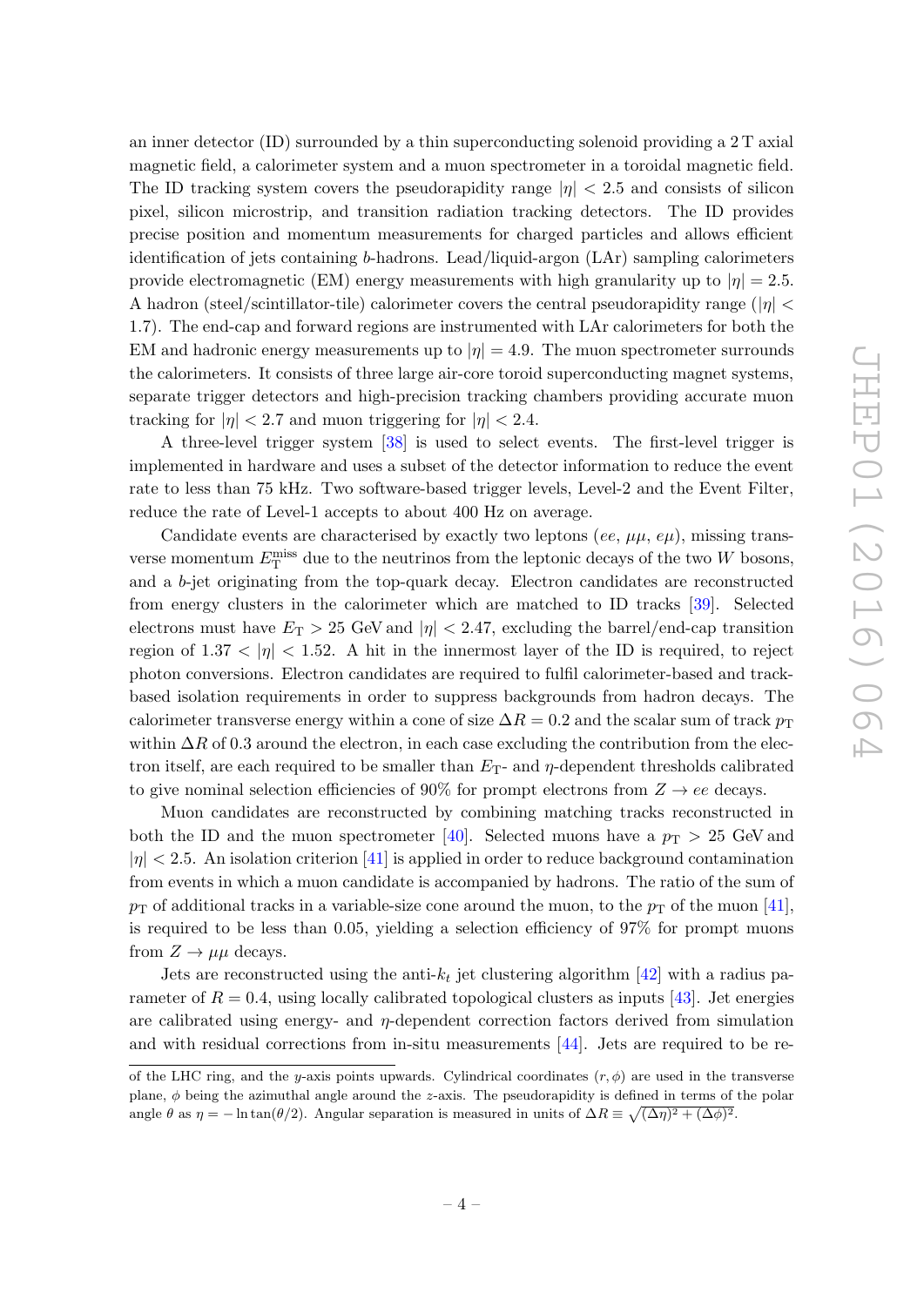an inner detector (ID) surrounded by a thin superconducting solenoid providing a 2 T axial magnetic field, a calorimeter system and a muon spectrometer in a toroidal magnetic field. The ID tracking system covers the pseudorapidity range $|\eta| < 2.5$ and consists of silicon pixel, silicon microstrip, and transition radiation tracking detectors. The ID provides precise position and momentum measurements for charged particles and allows efficient identification of jets containing $b$-hadrons. Lead/liquid-argon (LAr) sampling calorimeters provide electromagnetic (EM) energy measurements with high granularity up to $|\eta| = 2.5$. A hadron (steel/scintillator-tile) calorimeter covers the central pseudorapidity range ($|\eta| < 1.7$). The end-cap and forward regions are instrumented with LAr calorimeters for both the EM and hadronic energy measurements up to $|\eta| = 4.9$. The muon spectrometer surrounds the calorimeters. It consists of three large air-core toroid superconducting magnet systems, separate trigger detectors and high-precision tracking chambers providing accurate muon tracking for $|\eta| < 2.7$ and muon triggering for $|\eta| < 2.4$.

A three-level trigger system [38] is used to select events. The first-level trigger is implemented in hardware and uses a subset of the detector information to reduce the event rate to less than 75 kHz. Two software-based trigger levels, Level-2 and the Event Filter, reduce the rate of Level-1 accepts to about 400 Hz on average.

Candidate events are characterised by exactly two leptons ($ee$, $\mu\mu$, $e\mu$), missing transverse momentum $E_{\mathrm{T}}^{\mathrm{miss}}$ due to the neutrinos from the leptonic decays of the two $W$ bosons, and a $b$-jet originating from the top-quark decay. Electron candidates are reconstructed from energy clusters in the calorimeter which are matched to ID tracks [39]. Selected electrons must have $E_{\mathrm{T}} > 25$ GeV and $|\eta| < 2.47$, excluding the barrel/end-cap transition region of $1.37 < |\eta| < 1.52$. A hit in the innermost layer of the ID is required, to reject photon conversions. Electron candidates are required to fulfil calorimeter-based and track-based isolation requirements in order to suppress backgrounds from hadron decays. The calorimeter transverse energy within a cone of size $\Delta R = 0.2$ and the scalar sum of track $p_{\mathrm{T}}$ within $\Delta R$ of 0.3 around the electron, in each case excluding the contribution from the electron itself, are each required to be smaller than $E_{\mathrm{T}}$- and $\eta$-dependent thresholds calibrated to give nominal selection efficiencies of 90% for prompt electrons from $Z \to ee$ decays.

Muon candidates are reconstructed by combining matching tracks reconstructed in both the ID and the muon spectrometer [40]. Selected muons have a $p_{\mathrm{T}} > 25$ GeV and $|\eta| < 2.5$. An isolation criterion [41] is applied in order to reduce background contamination from events in which a muon candidate is accompanied by hadrons. The ratio of the sum of $p_{\mathrm{T}}$ of additional tracks in a variable-size cone around the muon, to the $p_{\mathrm{T}}$ of the muon [41], is required to be less than 0.05, yielding a selection efficiency of 97% for prompt muons from $Z \to \mu\mu$ decays.

Jets are reconstructed using the anti-$k_t$ jet clustering algorithm [42] with a radius parameter of $R = 0.4$, using locally calibrated topological clusters as inputs [43]. Jet energies are calibrated using energy- and $\eta$-dependent correction factors derived from simulation and with residual corrections from in-situ measurements [44]. Jets are required to be re-

of the LHC ring, and the $y$-axis points upwards. Cylindrical coordinates $(r, \phi)$ are used in the transverse plane, $\phi$ being the azimuthal angle around the $z$-axis. The pseudorapidity is defined in terms of the polar angle $\theta$ as $\eta = -\ln\tan(\theta/2)$. Angular separation is measured in units of $\Delta R \equiv \sqrt{(\Delta\eta)^2 + (\Delta\phi)^2}$.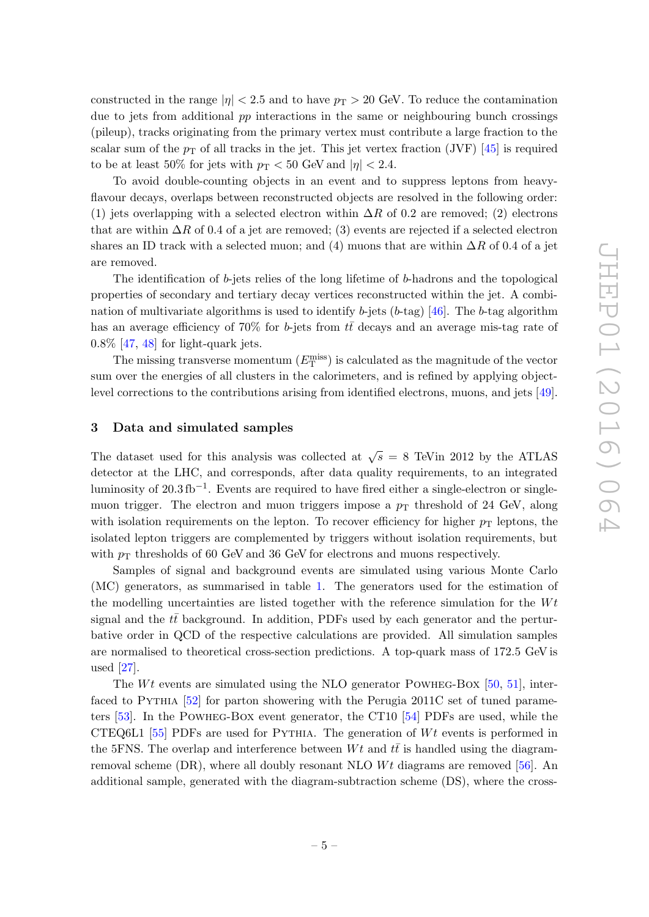constructed in the range $|\eta| < 2.5$ and to have $p_T > 20$ GeV. To reduce the contamination due to jets from additional $pp$ interactions in the same or neighbouring bunch crossings (pileup), tracks originating from the primary vertex must contribute a large fraction to the scalar sum of the $p_T$ of all tracks in the jet. This jet vertex fraction (JVF) [45] is required to be at least 50% for jets with $p_T < 50$ GeV and $|\eta| < 2.4$.

To avoid double-counting objects in an event and to suppress leptons from heavy-flavour decays, overlaps between reconstructed objects are resolved in the following order: (1) jets overlapping with a selected electron within $\Delta R$ of 0.2 are removed; (2) electrons that are within $\Delta R$ of 0.4 of a jet are removed; (3) events are rejected if a selected electron shares an ID track with a selected muon; and (4) muons that are within $\Delta R$ of 0.4 of a jet are removed.

The identification of $b$-jets relies of the long lifetime of $b$-hadrons and the topological properties of secondary and tertiary decay vertices reconstructed within the jet. A combination of multivariate algorithms is used to identify $b$-jets ($b$-tag) [46]. The $b$-tag algorithm has an average efficiency of 70% for $b$-jets from $t\bar{t}$ decays and an average mis-tag rate of 0.8% [47, 48] for light-quark jets.

The missing transverse momentum ($E_T^{\text{miss}}$) is calculated as the magnitude of the vector sum over the energies of all clusters in the calorimeters, and is refined by applying object-level corrections to the contributions arising from identified electrons, muons, and jets [49].

## 3 Data and simulated samples

The dataset used for this analysis was collected at $\sqrt{s} = 8$ TeVin 2012 by the ATLAS detector at the LHC, and corresponds, after data quality requirements, to an integrated luminosity of 20.3 fb$^{-1}$. Events are required to have fired either a single-electron or single-muon trigger. The electron and muon triggers impose a $p_T$ threshold of 24 GeV, along with isolation requirements on the lepton. To recover efficiency for higher $p_T$ leptons, the isolated lepton triggers are complemented by triggers without isolation requirements, but with $p_T$ thresholds of 60 GeV and 36 GeV for electrons and muons respectively.

Samples of signal and background events are simulated using various Monte Carlo (MC) generators, as summarised in table 1. The generators used for the estimation of the modelling uncertainties are listed together with the reference simulation for the $Wt$ signal and the $t\bar{t}$ background. In addition, PDFs used by each generator and the perturbative order in QCD of the respective calculations are provided. All simulation samples are normalised to theoretical cross-section predictions. A top-quark mass of 172.5 GeV is used [27].

The $Wt$ events are simulated using the NLO generator Powheg-Box [50, 51], interfaced to Pythia [52] for parton showering with the Perugia 2011C set of tuned parameters [53]. In the Powheg-Box event generator, the CT10 [54] PDFs are used, while the CTEQ6L1 [55] PDFs are used for Pythia. The generation of $Wt$ events is performed in the 5FNS. The overlap and interference between $Wt$ and $t\bar{t}$ is handled using the diagram-removal scheme (DR), where all doubly resonant NLO $Wt$ diagrams are removed [56]. An additional sample, generated with the diagram-subtraction scheme (DS), where the cross-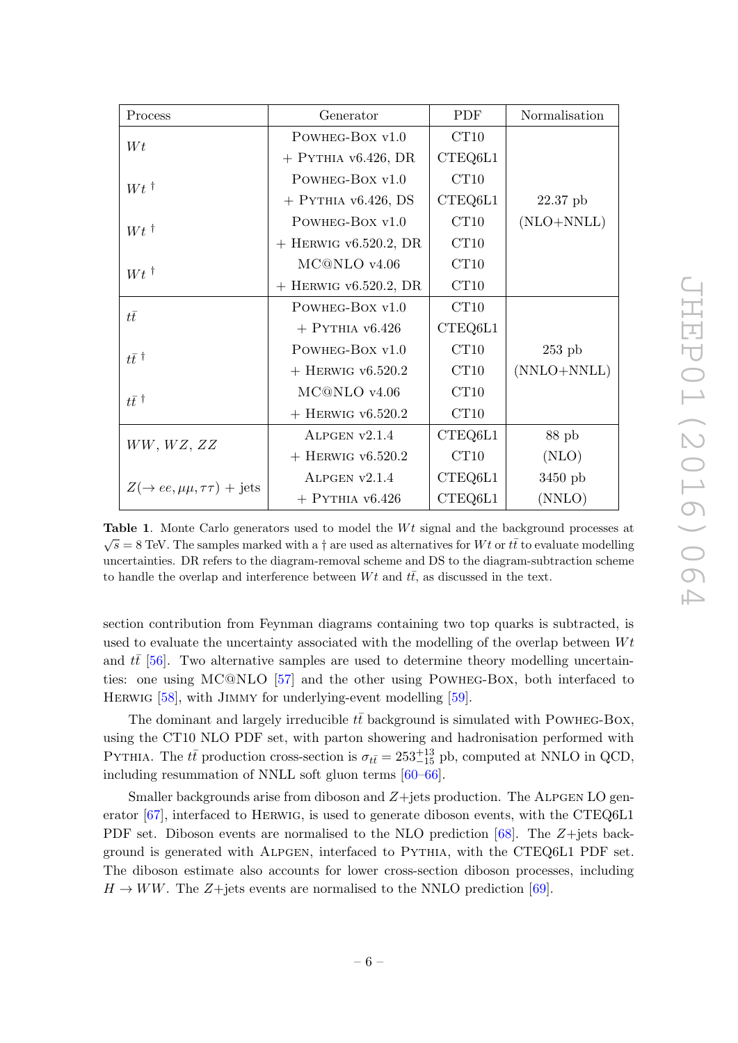| Process | Generator | PDF | Normalisation |
|---|---|---|---|
| $Wt$ | POWHEG-BOX v1.0 | CT10 | |
| | + PYTHIA v6.426, DR | CTEQ6L1 | |
| $Wt$ † | POWHEG-BOX v1.0 | CT10 | |
| | + PYTHIA v6.426, DS | CTEQ6L1 | 22.37 pb |
| $Wt$ † | POWHEG-BOX v1.0 | CT10 | (NLO+NNLL) |
| | + HERWIG v6.520.2, DR | CT10 | |
| $Wt$ † | MC@NLO v4.06 | CT10 | |
| | + HERWIG v6.520.2, DR | CT10 | |
| $t\bar{t}$ | POWHEG-BOX v1.0 | CT10 | |
| | + PYTHIA v6.426 | CTEQ6L1 | |
| $t\bar{t}$ † | POWHEG-BOX v1.0 | CT10 | 253 pb |
| | + HERWIG v6.520.2 | CT10 | (NNLO+NNLL) |
| $t\bar{t}$ † | MC@NLO v4.06 | CT10 | |
| | + HERWIG v6.520.2 | CT10 | |
| $WW$, $WZ$, $ZZ$ | ALPGEN v2.1.4 | CTEQ6L1 | 88 pb |
| | + HERWIG v6.520.2 | CT10 | (NLO) |
| $Z(\rightarrow ee, \mu\mu, \tau\tau)$ + jets | ALPGEN v2.1.4 | CTEQ6L1 | 3450 pb |
| | + PYTHIA v6.426 | CTEQ6L1 | (NNLO) |

**Table 1**. Monte Carlo generators used to model the $Wt$ signal and the background processes at $\sqrt{s} = 8$ TeV. The samples marked with a † are used as alternatives for $Wt$ or $t\bar{t}$ to evaluate modelling uncertainties. DR refers to the diagram-removal scheme and DS to the diagram-subtraction scheme to handle the overlap and interference between $Wt$ and $t\bar{t}$, as discussed in the text.

section contribution from Feynman diagrams containing two top quarks is subtracted, is used to evaluate the uncertainty associated with the modelling of the overlap between $Wt$ and $t\bar{t}$ [56]. Two alternative samples are used to determine theory modelling uncertainties: one using MC@NLO [57] and the other using POWHEG-BOX, both interfaced to HERWIG [58], with JIMMY for underlying-event modelling [59].

The dominant and largely irreducible $t\bar{t}$ background is simulated with POWHEG-BOX, using the CT10 NLO PDF set, with parton showering and hadronisation performed with PYTHIA. The $t\bar{t}$ production cross-section is $\sigma_{t\bar{t}} = 253^{+13}_{-15}$ pb, computed at NNLO in QCD, including resummation of NNLL soft gluon terms [60–66].

Smaller backgrounds arise from diboson and $Z$+jets production. The ALPGEN LO generator [67], interfaced to HERWIG, is used to generate diboson events, with the CTEQ6L1 PDF set. Diboson events are normalised to the NLO prediction [68]. The $Z$+jets background is generated with ALPGEN, interfaced to PYTHIA, with the CTEQ6L1 PDF set. The diboson estimate also accounts for lower cross-section diboson processes, including $H \rightarrow WW$. The $Z$+jets events are normalised to the NNLO prediction [69].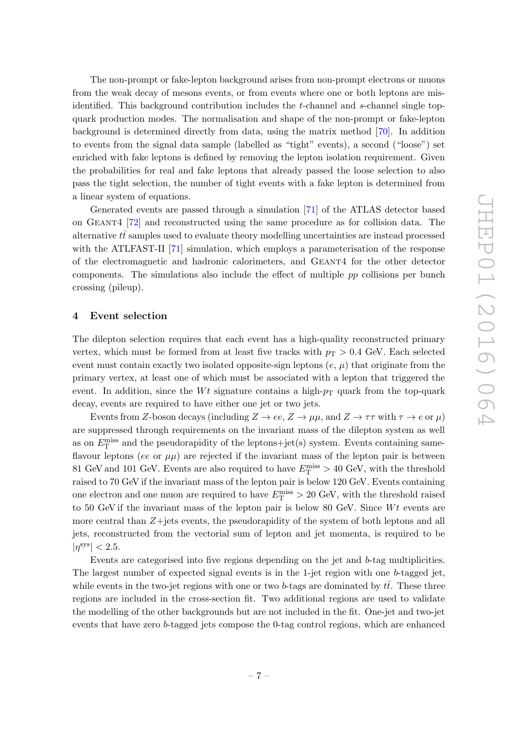The non-prompt or fake-lepton background arises from non-prompt electrons or muons from the weak decay of mesons events, or from events where one or both leptons are misidentified. This background contribution includes the $t$-channel and $s$-channel single top-quark production modes. The normalisation and shape of the non-prompt or fake-lepton background is determined directly from data, using the matrix method [70]. In addition to events from the signal data sample (labelled as "tight" events), a second ("loose") set enriched with fake leptons is defined by removing the lepton isolation requirement. Given the probabilities for real and fake leptons that already passed the loose selection to also pass the tight selection, the number of tight events with a fake lepton is determined from a linear system of equations.

Generated events are passed through a simulation [71] of the ATLAS detector based on GEANT4 [72] and reconstructed using the same procedure as for collision data. The alternative $t\bar{t}$ samples used to evaluate theory modelling uncertainties are instead processed with the ATLFAST-II [71] simulation, which employs a parameterisation of the response of the electromagnetic and hadronic calorimeters, and GEANT4 for the other detector components. The simulations also include the effect of multiple $pp$ collisions per bunch crossing (pileup).

## 4 Event selection

The dilepton selection requires that each event has a high-quality reconstructed primary vertex, which must be formed from at least five tracks with $p_{\mathrm{T}} > 0.4$ GeV. Each selected event must contain exactly two isolated opposite-sign leptons ($e$, $\mu$) that originate from the primary vertex, at least one of which must be associated with a lepton that triggered the event. In addition, since the $Wt$ signature contains a high-$p_{\mathrm{T}}$ quark from the top-quark decay, events are required to have either one jet or two jets.

Events from $Z$-boson decays (including $Z \to ee$, $Z \to \mu\mu$, and $Z \to \tau\tau$ with $\tau \to e$ or $\mu$) are suppressed through requirements on the invariant mass of the dilepton system as well as on $E_{\mathrm{T}}^{\mathrm{miss}}$ and the pseudorapidity of the leptons+jet(s) system. Events containing same-flavour leptons ($ee$ or $\mu\mu$) are rejected if the invariant mass of the lepton pair is between 81 GeV and 101 GeV. Events are also required to have $E_{\mathrm{T}}^{\mathrm{miss}} > 40$ GeV, with the threshold raised to 70 GeV if the invariant mass of the lepton pair is below 120 GeV. Events containing one electron and one muon are required to have $E_{\mathrm{T}}^{\mathrm{miss}} > 20$ GeV, with the threshold raised to 50 GeV if the invariant mass of the lepton pair is below 80 GeV. Since $Wt$ events are more central than $Z$+jets events, the pseudorapidity of the system of both leptons and all jets, reconstructed from the vectorial sum of lepton and jet momenta, is required to be $|\eta^{\mathrm{sys}}| < 2.5$.

Events are categorised into five regions depending on the jet and $b$-tag multiplicities. The largest number of expected signal events is in the 1-jet region with one $b$-tagged jet, while events in the two-jet regions with one or two $b$-tags are dominated by $t\bar{t}$. These three regions are included in the cross-section fit. Two additional regions are used to validate the modelling of the other backgrounds but are not included in the fit. One-jet and two-jet events that have zero $b$-tagged jets compose the 0-tag control regions, which are enhanced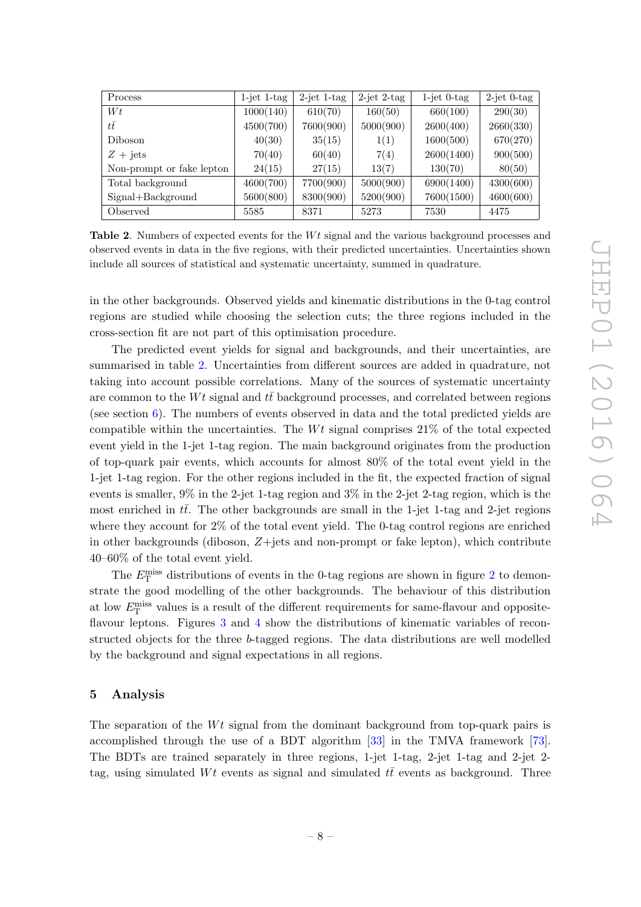| Process | 1-jet 1-tag | 2-jet 1-tag | 2-jet 2-tag | 1-jet 0-tag | 2-jet 0-tag |
|---|---|---|---|---|---|
| $Wt$ | 1000(140) | 610(70) | 160(50) | 660(100) | 290(30) |
| $t\bar{t}$ | 4500(700) | 7600(900) | 5000(900) | 2600(400) | 2660(330) |
| Diboson | 40(30) | 35(15) | 1(1) | 1600(500) | 670(270) |
| $Z$ + jets | 70(40) | 60(40) | 7(4) | 2600(1400) | 900(500) |
| Non-prompt or fake lepton | 24(15) | 27(15) | 13(7) | 130(70) | 80(50) |
| Total background | 4600(700) | 7700(900) | 5000(900) | 6900(1400) | 4300(600) |
| Signal+Background | 5600(800) | 8300(900) | 5200(900) | 7600(1500) | 4600(600) |
| Observed | 5585 | 8371 | 5273 | 7530 | 4475 |

**Table 2**. Numbers of expected events for the $Wt$ signal and the various background processes and observed events in data in the five regions, with their predicted uncertainties. Uncertainties shown include all sources of statistical and systematic uncertainty, summed in quadrature.

in the other backgrounds. Observed yields and kinematic distributions in the 0-tag control regions are studied while choosing the selection cuts; the three regions included in the cross-section fit are not part of this optimisation procedure.

The predicted event yields for signal and backgrounds, and their uncertainties, are summarised in table 2. Uncertainties from different sources are added in quadrature, not taking into account possible correlations. Many of the sources of systematic uncertainty are common to the $Wt$ signal and $t\bar{t}$ background processes, and correlated between regions (see section 6). The numbers of events observed in data and the total predicted yields are compatible within the uncertainties. The $Wt$ signal comprises 21% of the total expected event yield in the 1-jet 1-tag region. The main background originates from the production of top-quark pair events, which accounts for almost 80% of the total event yield in the 1-jet 1-tag region. For the other regions included in the fit, the expected fraction of signal events is smaller, 9% in the 2-jet 1-tag region and 3% in the 2-jet 2-tag region, which is the most enriched in $t\bar{t}$. The other backgrounds are small in the 1-jet 1-tag and 2-jet regions where they account for 2% of the total event yield. The 0-tag control regions are enriched in other backgrounds (diboson, $Z$+jets and non-prompt or fake lepton), which contribute 40–60% of the total event yield.

The $E_{\mathrm{T}}^{\mathrm{miss}}$ distributions of events in the 0-tag regions are shown in figure 2 to demonstrate the good modelling of the other backgrounds. The behaviour of this distribution at low $E_{\mathrm{T}}^{\mathrm{miss}}$ values is a result of the different requirements for same-flavour and opposite-flavour leptons. Figures 3 and 4 show the distributions of kinematic variables of reconstructed objects for the three $b$-tagged regions. The data distributions are well modelled by the background and signal expectations in all regions.

## 5 Analysis

The separation of the $Wt$ signal from the dominant background from top-quark pairs is accomplished through the use of a BDT algorithm [33] in the TMVA framework [73]. The BDTs are trained separately in three regions, 1-jet 1-tag, 2-jet 1-tag and 2-jet 2-tag, using simulated $Wt$ events as signal and simulated $t\bar{t}$ events as background. Three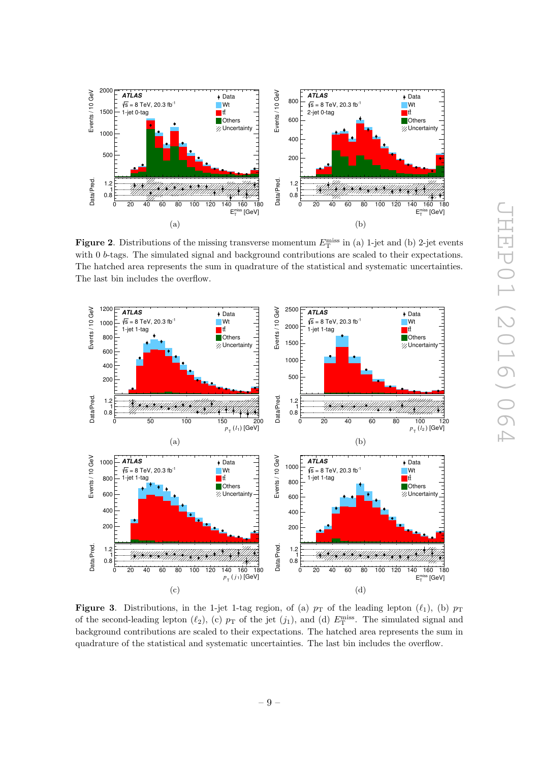**Figure 2**. Distributions of the missing transverse momentum $E_{\mathrm{T}}^{\mathrm{miss}}$ in (a) 1-jet and (b) 2-jet events with 0 $b$-tags. The simulated signal and background contributions are scaled to their expectations. The hatched area represents the sum in quadrature of the statistical and systematic uncertainties. The last bin includes the overflow.

**Figure 3**. Distributions, in the 1-jet 1-tag region, of (a) $p_{\mathrm{T}}$ of the leading lepton ($\ell_1$), (b) $p_{\mathrm{T}}$ of the second-leading lepton ($\ell_2$), (c) $p_{\mathrm{T}}$ of the jet ($j_1$), and (d) $E_{\mathrm{T}}^{\mathrm{miss}}$. The simulated signal and background contributions are scaled to their expectations. The hatched area represents the sum in quadrature of the statistical and systematic uncertainties. The last bin includes the overflow.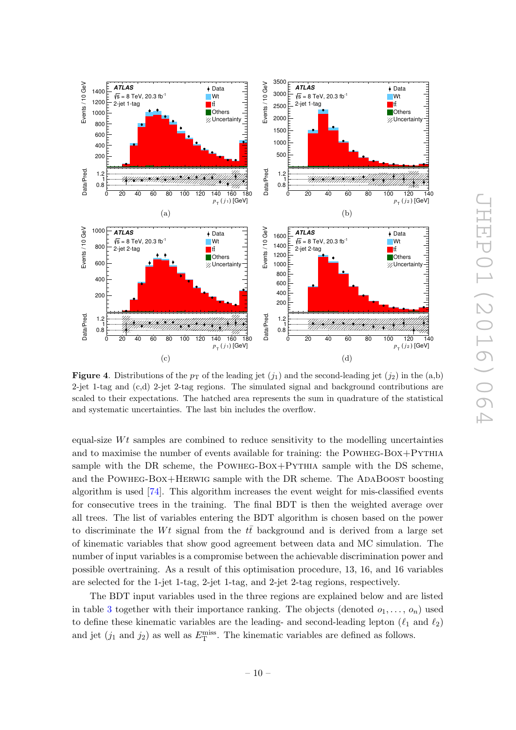Figure 4. Distributions of the $p_T$ of the leading jet ($j_1$) and the second-leading jet ($j_2$) in the (a,b) 2-jet 1-tag and (c,d) 2-jet 2-tag regions. The simulated signal and background contributions are scaled to their expectations. The hatched area represents the sum in quadrature of the statistical and systematic uncertainties. The last bin includes the overflow.

equal-size $Wt$ samples are combined to reduce sensitivity to the modelling uncertainties and to maximise the number of events available for training: the Powheg-Box+Pythia sample with the DR scheme, the Powheg-Box+Pythia sample with the DS scheme, and the Powheg-Box+Herwig sample with the DR scheme. The AdaBoost boosting algorithm is used [74]. This algorithm increases the event weight for mis-classified events for consecutive trees in the training. The final BDT is then the weighted average over all trees. The list of variables entering the BDT algorithm is chosen based on the power to discriminate the $Wt$ signal from the $t\bar{t}$ background and is derived from a large set of kinematic variables that show good agreement between data and MC simulation. The number of input variables is a compromise between the achievable discrimination power and possible overtraining. As a result of this optimisation procedure, 13, 16, and 16 variables are selected for the 1-jet 1-tag, 2-jet 1-tag, and 2-jet 2-tag regions, respectively.

The BDT input variables used in the three regions are explained below and are listed in table 3 together with their importance ranking. The objects (denoted $o_1, \ldots, o_n$) used to define these kinematic variables are the leading- and second-leading lepton ($\ell_1$ and $\ell_2$) and jet ($j_1$ and $j_2$) as well as $E_T^{\text{miss}}$. The kinematic variables are defined as follows.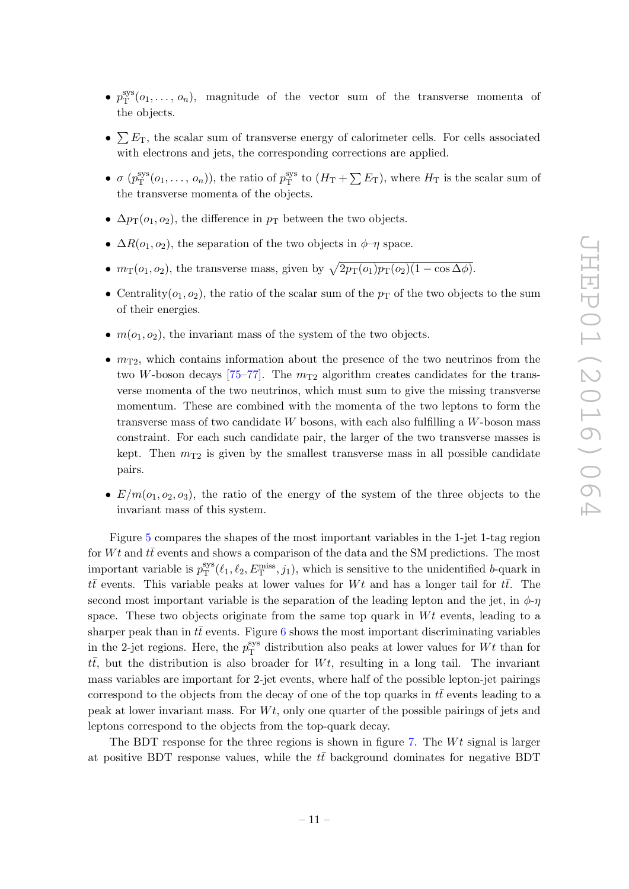- $p_{\mathrm{T}}^{\mathrm{sys}}(o_1, \ldots, o_n)$, magnitude of the vector sum of the transverse momenta of the objects.
- $\sum E_{\mathrm{T}}$, the scalar sum of transverse energy of calorimeter cells. For cells associated with electrons and jets, the corresponding corrections are applied.
- $\sigma\ (p_{\mathrm{T}}^{\mathrm{sys}}(o_1, \ldots, o_n))$, the ratio of $p_{\mathrm{T}}^{\mathrm{sys}}$ to $(H_{\mathrm{T}} + \sum E_{\mathrm{T}})$, where $H_{\mathrm{T}}$ is the scalar sum of the transverse momenta of the objects.
- $\Delta p_{\mathrm{T}}(o_1, o_2)$, the difference in $p_{\mathrm{T}}$ between the two objects.
- $\Delta R(o_1, o_2)$, the separation of the two objects in $\phi$–$\eta$ space.
- $m_{\mathrm{T}}(o_1, o_2)$, the transverse mass, given by $\sqrt{2p_{\mathrm{T}}(o_1)p_{\mathrm{T}}(o_2)(1 - \cos\Delta\phi)}$.
- Centrality$(o_1, o_2)$, the ratio of the scalar sum of the $p_{\mathrm{T}}$ of the two objects to the sum of their energies.
- $m(o_1, o_2)$, the invariant mass of the system of the two objects.
- $m_{\mathrm{T2}}$, which contains information about the presence of the two neutrinos from the two $W$-boson decays [75–77]. The $m_{\mathrm{T2}}$ algorithm creates candidates for the transverse momenta of the two neutrinos, which must sum to give the missing transverse momentum. These are combined with the momenta of the two leptons to form the transverse mass of two candidate $W$ bosons, with each also fulfilling a $W$-boson mass constraint. For each such candidate pair, the larger of the two transverse masses is kept. Then $m_{\mathrm{T2}}$ is given by the smallest transverse mass in all possible candidate pairs.
- $E/m(o_1, o_2, o_3)$, the ratio of the energy of the system of the three objects to the invariant mass of this system.

Figure 5 compares the shapes of the most important variables in the 1-jet 1-tag region for $Wt$ and $t\bar{t}$ events and shows a comparison of the data and the SM predictions. The most important variable is $p_{\mathrm{T}}^{\mathrm{sys}}(\ell_1, \ell_2, E_{\mathrm{T}}^{\mathrm{miss}}, j_1)$, which is sensitive to the unidentified $b$-quark in $t\bar{t}$ events. This variable peaks at lower values for $Wt$ and has a longer tail for $t\bar{t}$. The second most important variable is the separation of the leading lepton and the jet, in $\phi$-$\eta$ space. These two objects originate from the same top quark in $Wt$ events, leading to a sharper peak than in $t\bar{t}$ events. Figure 6 shows the most important discriminating variables in the 2-jet regions. Here, the $p_{\mathrm{T}}^{\mathrm{sys}}$ distribution also peaks at lower values for $Wt$ than for $t\bar{t}$, but the distribution is also broader for $Wt$, resulting in a long tail. The invariant mass variables are important for 2-jet events, where half of the possible lepton-jet pairings correspond to the objects from the decay of one of the top quarks in $t\bar{t}$ events leading to a peak at lower invariant mass. For $Wt$, only one quarter of the possible pairings of jets and leptons correspond to the objects from the top-quark decay.

The BDT response for the three regions is shown in figure 7. The $Wt$ signal is larger at positive BDT response values, while the $t\bar{t}$ background dominates for negative BDT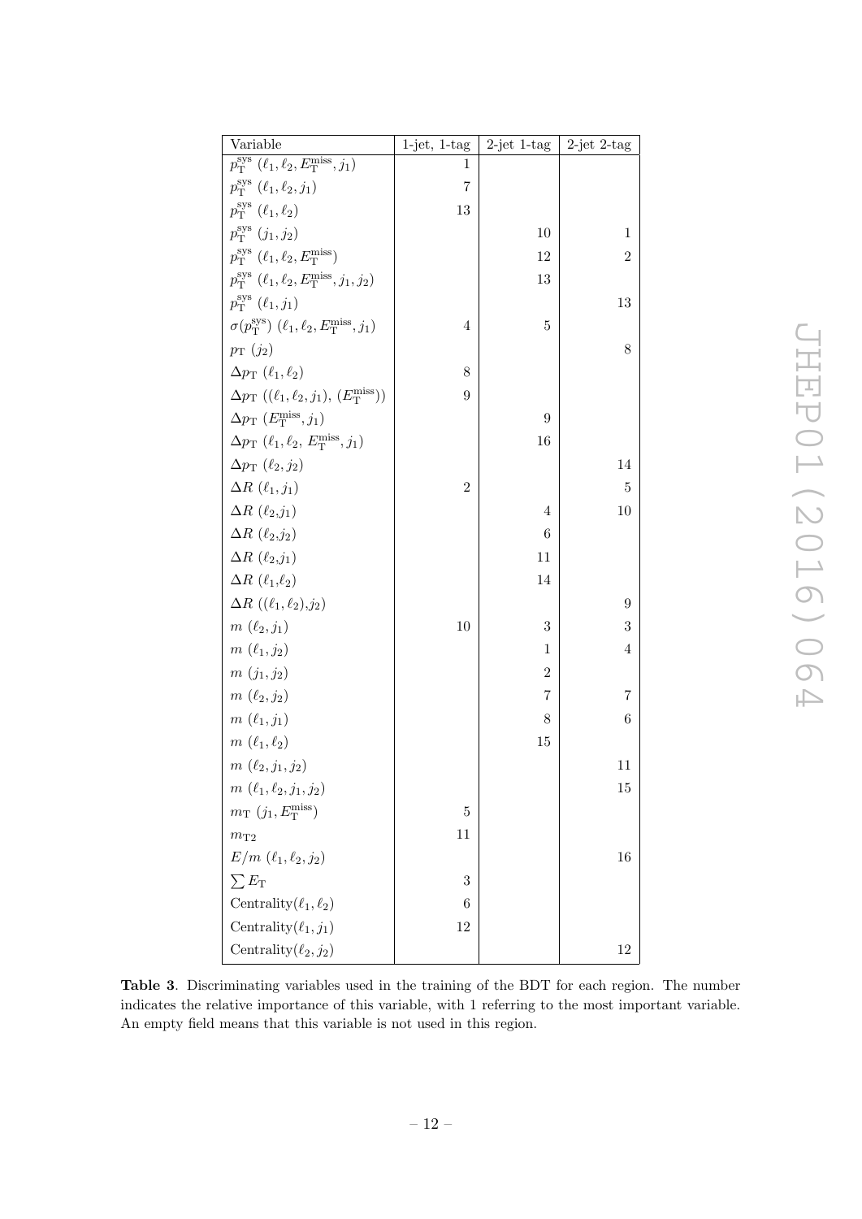| Variable | 1-jet, 1-tag | 2-jet 1-tag | 2-jet 2-tag |
| --- | --- | --- | --- |
| $p_{\mathrm{T}}^{\mathrm{sys}}$ $(\ell_1, \ell_2, E_{\mathrm{T}}^{\mathrm{miss}}, j_1)$ | 1 | | |
| $p_{\mathrm{T}}^{\mathrm{sys}}$ $(\ell_1, \ell_2, j_1)$ | 7 | | |
| $p_{\mathrm{T}}^{\mathrm{sys}}$ $(\ell_1, \ell_2)$ | 13 | | |
| $p_{\mathrm{T}}^{\mathrm{sys}}$ $(j_1, j_2)$ | | 10 | 1 |
| $p_{\mathrm{T}}^{\mathrm{sys}}$ $(\ell_1, \ell_2, E_{\mathrm{T}}^{\mathrm{miss}})$ | | 12 | 2 |
| $p_{\mathrm{T}}^{\mathrm{sys}}$ $(\ell_1, \ell_2, E_{\mathrm{T}}^{\mathrm{miss}}, j_1, j_2)$ | | 13 | |
| $p_{\mathrm{T}}^{\mathrm{sys}}$ $(\ell_1, j_1)$ | | | 13 |
| $\sigma(p_{\mathrm{T}}^{\mathrm{sys}})$ $(\ell_1, \ell_2, E_{\mathrm{T}}^{\mathrm{miss}}, j_1)$ | 4 | 5 | |
| $p_{\mathrm{T}}$ $(j_2)$ | | | 8 |
| $\Delta p_{\mathrm{T}}$ $(\ell_1, \ell_2)$ | 8 | | |
| $\Delta p_{\mathrm{T}}$ $((\ell_1, \ell_2, j_1), (E_{\mathrm{T}}^{\mathrm{miss}}))$ | 9 | | |
| $\Delta p_{\mathrm{T}}$ $(E_{\mathrm{T}}^{\mathrm{miss}}, j_1)$ | | 9 | |
| $\Delta p_{\mathrm{T}}$ $(\ell_1, \ell_2, E_{\mathrm{T}}^{\mathrm{miss}}, j_1)$ | | 16 | |
| $\Delta p_{\mathrm{T}}$ $(\ell_2, j_2)$ | | | 14 |
| $\Delta R$ $(\ell_1, j_1)$ | 2 | | 5 |
| $\Delta R$ $(\ell_2, j_1)$ | | 4 | 10 |
| $\Delta R$ $(\ell_2, j_2)$ | | 6 | |
| $\Delta R$ $(\ell_2, j_1)$ | | 11 | |
| $\Delta R$ $(\ell_1, \ell_2)$ | | 14 | |
| $\Delta R$ $((\ell_1, \ell_2), j_2)$ | | | 9 |
| $m$ $(\ell_2, j_1)$ | 10 | 3 | 3 |
| $m$ $(\ell_1, j_2)$ | | 1 | 4 |
| $m$ $(j_1, j_2)$ | | 2 | |
| $m$ $(\ell_2, j_2)$ | | 7 | 7 |
| $m$ $(\ell_1, j_1)$ | | 8 | 6 |
| $m$ $(\ell_1, \ell_2)$ | | 15 | |
| $m$ $(\ell_2, j_1, j_2)$ | | | 11 |
| $m$ $(\ell_1, \ell_2, j_1, j_2)$ | | | 15 |
| $m_{\mathrm{T}}$ $(j_1, E_{\mathrm{T}}^{\mathrm{miss}})$ | 5 | | |
| $m_{\mathrm{T2}}$ | 11 | | |
| $E/m$ $(\ell_1, \ell_2, j_2)$ | | | 16 |
| $\sum E_{\mathrm{T}}$ | 3 | | |
| Centrality$(\ell_1, \ell_2)$ | 6 | | |
| Centrality$(\ell_1, j_1)$ | 12 | | |
| Centrality$(\ell_2, j_2)$ | | | 12 |

**Table 3**. Discriminating variables used in the training of the BDT for each region. The number indicates the relative importance of this variable, with 1 referring to the most important variable. An empty field means that this variable is not used in this region.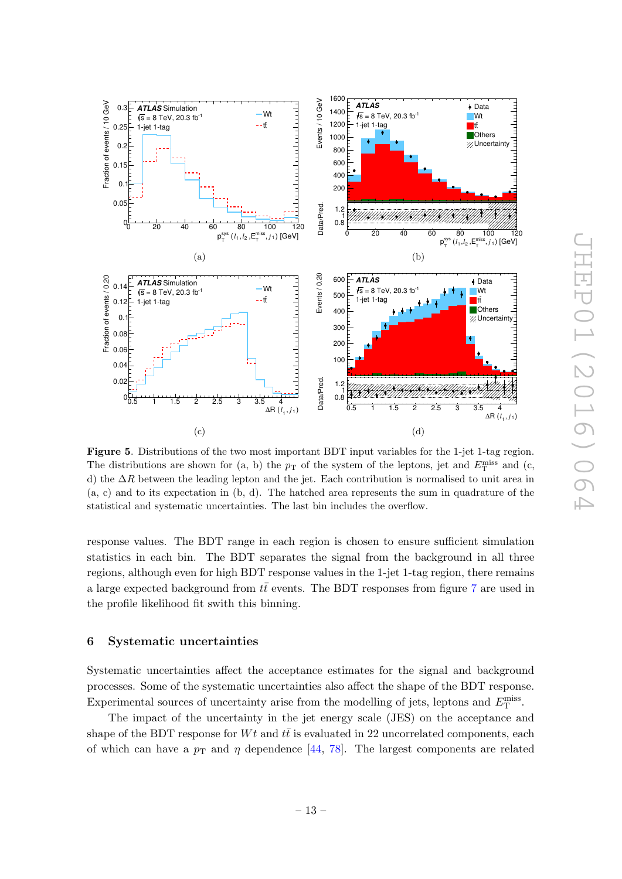**Figure 5**. Distributions of the two most important BDT input variables for the 1-jet 1-tag region. The distributions are shown for (a, b) the $p_{\mathrm{T}}$ of the system of the leptons, jet and $E_{\mathrm{T}}^{\mathrm{miss}}$ and (c, d) the $\Delta R$ between the leading lepton and the jet. Each contribution is normalised to unit area in (a, c) and to its expectation in (b, d). The hatched area represents the sum in quadrature of the statistical and systematic uncertainties. The last bin includes the overflow.

response values. The BDT range in each region is chosen to ensure sufficient simulation statistics in each bin. The BDT separates the signal from the background in all three regions, although even for high BDT response values in the 1-jet 1-tag region, there remains a large expected background from $t\bar{t}$ events. The BDT responses from figure 7 are used in the profile likelihood fit swith this binning.

## 6 Systematic uncertainties

Systematic uncertainties affect the acceptance estimates for the signal and background processes. Some of the systematic uncertainties also affect the shape of the BDT response. Experimental sources of uncertainty arise from the modelling of jets, leptons and $E_{\mathrm{T}}^{\mathrm{miss}}$.

The impact of the uncertainty in the jet energy scale (JES) on the acceptance and shape of the BDT response for $Wt$ and $t\bar{t}$ is evaluated in 22 uncorrelated components, each of which can have a $p_{\mathrm{T}}$ and $\eta$ dependence [44, 78]. The largest components are related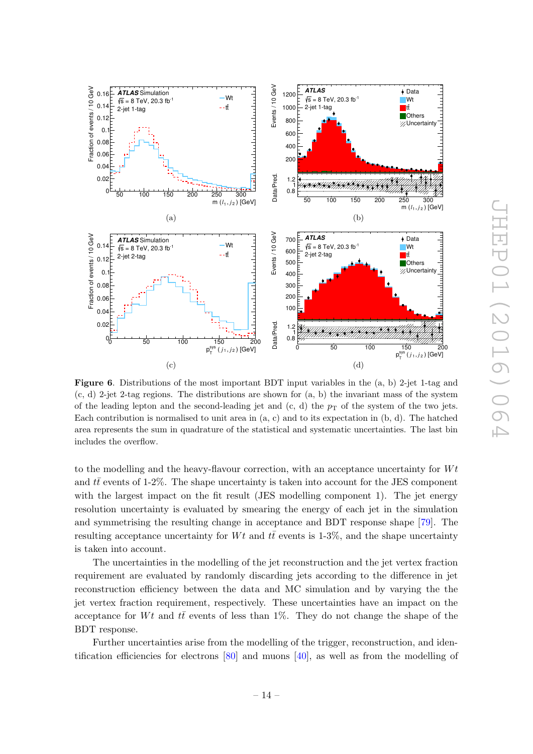**Figure 6**. Distributions of the most important BDT input variables in the (a, b) 2-jet 1-tag and (c, d) 2-jet 2-tag regions. The distributions are shown for (a, b) the invariant mass of the system of the leading lepton and the second-leading jet and (c, d) the $p_{\mathrm{T}}$ of the system of the two jets. Each contribution is normalised to unit area in (a, c) and to its expectation in (b, d). The hatched area represents the sum in quadrature of the statistical and systematic uncertainties. The last bin includes the overflow.

to the modelling and the heavy-flavour correction, with an acceptance uncertainty for $Wt$ and $t\bar{t}$ events of 1-2%. The same uncertainty is taken into account for the JES component with the largest impact on the fit result (JES modelling component 1). The jet energy resolution uncertainty is evaluated by smearing the energy of each jet in the simulation and symmetrising the resulting change in acceptance and BDT response shape [79]. The resulting acceptance uncertainty for $Wt$ and $t\bar{t}$ events is 1-3%, and the shape uncertainty is taken into account.

The uncertainties in the modelling of the jet reconstruction and the jet vertex fraction requirement are evaluated by randomly discarding jets according to the difference in jet reconstruction efficiency between the data and MC simulation and by varying the the jet vertex fraction requirement, respectively. These uncertainties have an impact on the acceptance for $Wt$ and $t\bar{t}$ events of less than 1%. They do not change the shape of the BDT response.

Further uncertainties arise from the modelling of the trigger, reconstruction, and identification efficiencies for electrons [80] and muons [40], as well as from the modelling of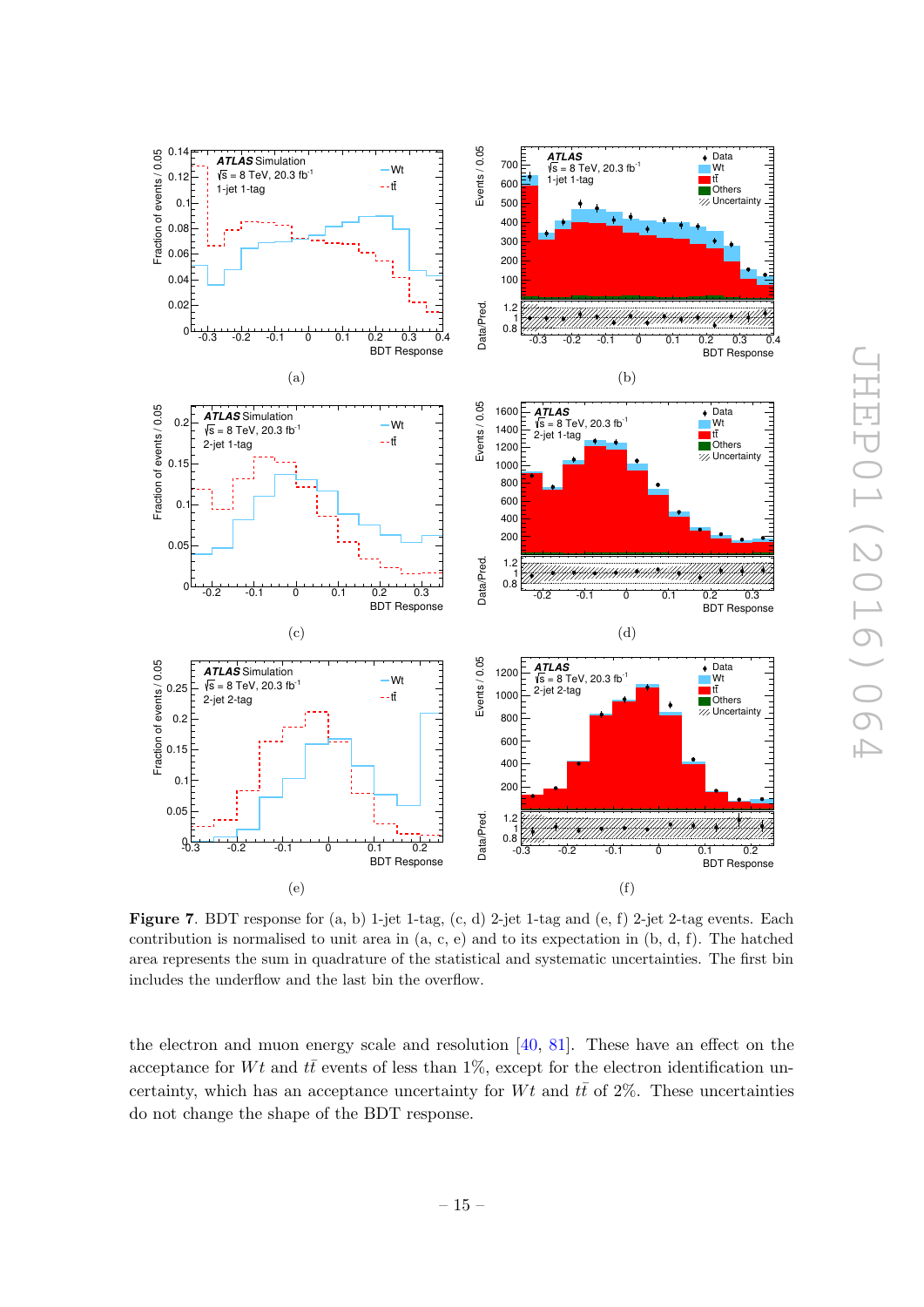Figure 7. BDT response for (a, b) 1-jet 1-tag, (c, d) 2-jet 1-tag and (e, f) 2-jet 2-tag events. Each contribution is normalised to unit area in (a, c, e) and to its expectation in (b, d, f). The hatched area represents the sum in quadrature of the statistical and systematic uncertainties. The first bin includes the underflow and the last bin the overflow.

the electron and muon energy scale and resolution [40, 81]. These have an effect on the acceptance for $Wt$ and $t\bar{t}$ events of less than 1%, except for the electron identification uncertainty, which has an acceptance uncertainty for $Wt$ and $t\bar{t}$ of 2%. These uncertainties do not change the shape of the BDT response.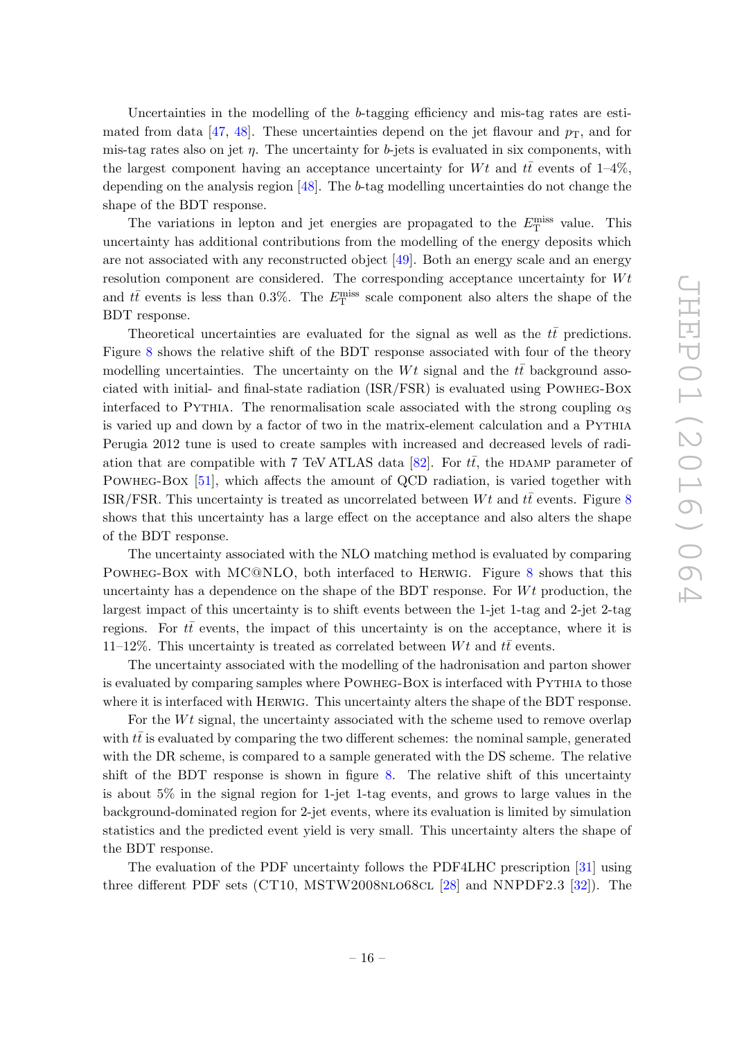Uncertainties in the modelling of the $b$-tagging efficiency and mis-tag rates are estimated from data [47, 48]. These uncertainties depend on the jet flavour and $p_{\mathrm{T}}$, and for mis-tag rates also on jet $\eta$. The uncertainty for $b$-jets is evaluated in six components, with the largest component having an acceptance uncertainty for $Wt$ and $t\bar{t}$ events of 1–4%, depending on the analysis region [48]. The $b$-tag modelling uncertainties do not change the shape of the BDT response.

The variations in lepton and jet energies are propagated to the $E_{\mathrm{T}}^{\mathrm{miss}}$ value. This uncertainty has additional contributions from the modelling of the energy deposits which are not associated with any reconstructed object [49]. Both an energy scale and an energy resolution component are considered. The corresponding acceptance uncertainty for $Wt$ and $t\bar{t}$ events is less than 0.3%. The $E_{\mathrm{T}}^{\mathrm{miss}}$ scale component also alters the shape of the BDT response.

Theoretical uncertainties are evaluated for the signal as well as the $t\bar{t}$ predictions. Figure 8 shows the relative shift of the BDT response associated with four of the theory modelling uncertainties. The uncertainty on the $Wt$ signal and the $t\bar{t}$ background associated with initial- and final-state radiation (ISR/FSR) is evaluated using Powheg-Box interfaced to Pythia. The renormalisation scale associated with the strong coupling $\alpha_{\mathrm{S}}$ is varied up and down by a factor of two in the matrix-element calculation and a Pythia Perugia 2012 tune is used to create samples with increased and decreased levels of radiation that are compatible with 7 TeV ATLAS data [82]. For $t\bar{t}$, the hdamp parameter of Powheg-Box [51], which affects the amount of QCD radiation, is varied together with ISR/FSR. This uncertainty is treated as uncorrelated between $Wt$ and $t\bar{t}$ events. Figure 8 shows that this uncertainty has a large effect on the acceptance and also alters the shape of the BDT response.

The uncertainty associated with the NLO matching method is evaluated by comparing Powheg-Box with MC@NLO, both interfaced to Herwig. Figure 8 shows that this uncertainty has a dependence on the shape of the BDT response. For $Wt$ production, the largest impact of this uncertainty is to shift events between the 1-jet 1-tag and 2-jet 2-tag regions. For $t\bar{t}$ events, the impact of this uncertainty is on the acceptance, where it is 11–12%. This uncertainty is treated as correlated between $Wt$ and $t\bar{t}$ events.

The uncertainty associated with the modelling of the hadronisation and parton shower is evaluated by comparing samples where Powheg-Box is interfaced with Pythia to those where it is interfaced with Herwig. This uncertainty alters the shape of the BDT response.

For the $Wt$ signal, the uncertainty associated with the scheme used to remove overlap with $t\bar{t}$ is evaluated by comparing the two different schemes: the nominal sample, generated with the DR scheme, is compared to a sample generated with the DS scheme. The relative shift of the BDT response is shown in figure 8. The relative shift of this uncertainty is about 5% in the signal region for 1-jet 1-tag events, and grows to large values in the background-dominated region for 2-jet events, where its evaluation is limited by simulation statistics and the predicted event yield is very small. This uncertainty alters the shape of the BDT response.

The evaluation of the PDF uncertainty follows the PDF4LHC prescription [31] using three different PDF sets (CT10, MSTW2008nlo68cl [28] and NNPDF2.3 [32]). The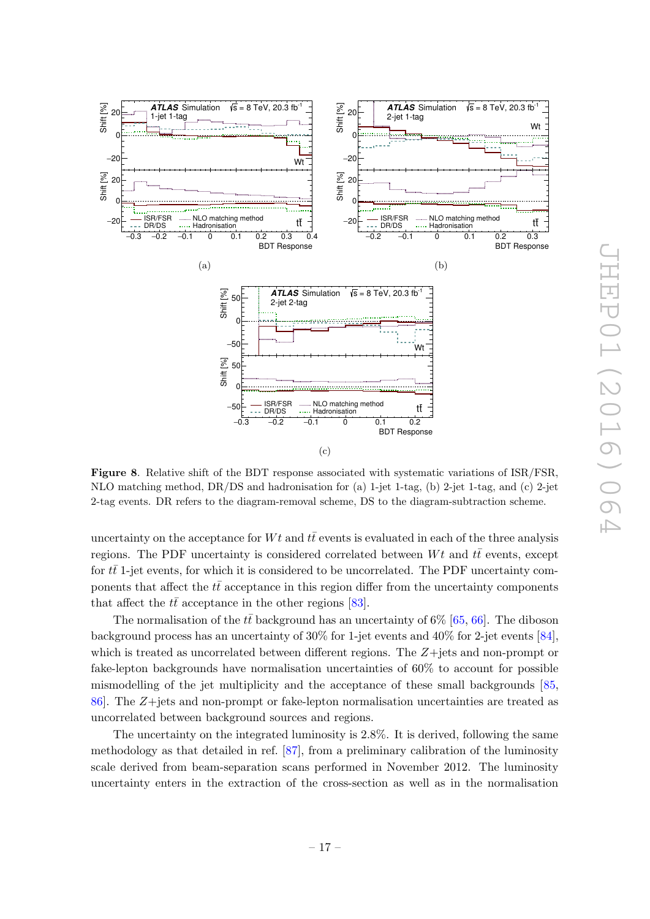**Figure 8**. Relative shift of the BDT response associated with systematic variations of ISR/FSR, NLO matching method, DR/DS and hadronisation for (a) 1-jet 1-tag, (b) 2-jet 1-tag, and (c) 2-jet 2-tag events. DR refers to the diagram-removal scheme, DS to the diagram-subtraction scheme.

uncertainty on the acceptance for $Wt$ and $t\bar{t}$ events is evaluated in each of the three analysis regions. The PDF uncertainty is considered correlated between $Wt$ and $t\bar{t}$ events, except for $t\bar{t}$ 1-jet events, for which it is considered to be uncorrelated. The PDF uncertainty components that affect the $t\bar{t}$ acceptance in this region differ from the uncertainty components that affect the $t\bar{t}$ acceptance in the other regions [83].

The normalisation of the $t\bar{t}$ background has an uncertainty of 6% [65, 66]. The diboson background process has an uncertainty of 30% for 1-jet events and 40% for 2-jet events [84], which is treated as uncorrelated between different regions. The $Z$+jets and non-prompt or fake-lepton backgrounds have normalisation uncertainties of 60% to account for possible mismodelling of the jet multiplicity and the acceptance of these small backgrounds [85, 86]. The $Z$+jets and non-prompt or fake-lepton normalisation uncertainties are treated as uncorrelated between background sources and regions.

The uncertainty on the integrated luminosity is 2.8%. It is derived, following the same methodology as that detailed in ref. [87], from a preliminary calibration of the luminosity scale derived from beam-separation scans performed in November 2012. The luminosity uncertainty enters in the extraction of the cross-section as well as in the normalisation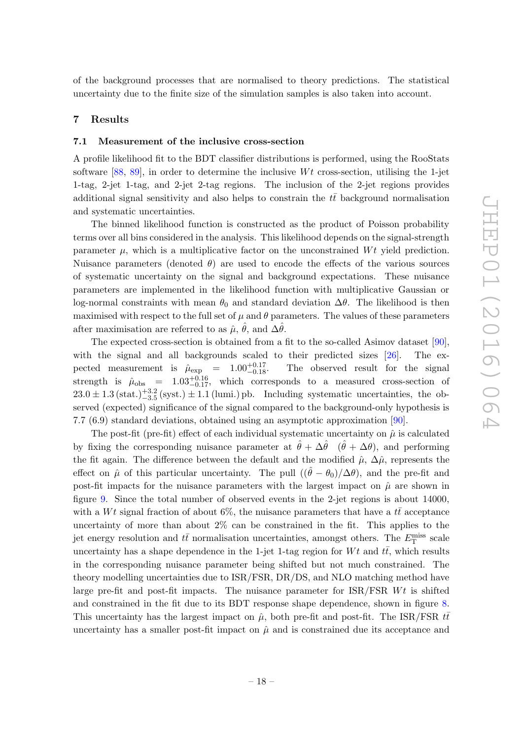of the background processes that are normalised to theory predictions. The statistical uncertainty due to the finite size of the simulation samples is also taken into account.

## 7 Results

### 7.1 Measurement of the inclusive cross-section

A profile likelihood fit to the BDT classifier distributions is performed, using the RooStats software [88, 89], in order to determine the inclusive $Wt$ cross-section, utilising the 1-jet 1-tag, 2-jet 1-tag, and 2-jet 2-tag regions. The inclusion of the 2-jet regions provides additional signal sensitivity and also helps to constrain the $t\bar{t}$ background normalisation and systematic uncertainties.

The binned likelihood function is constructed as the product of Poisson probability terms over all bins considered in the analysis. This likelihood depends on the signal-strength parameter $\mu$, which is a multiplicative factor on the unconstrained $Wt$ yield prediction. Nuisance parameters (denoted $\theta$) are used to encode the effects of the various sources of systematic uncertainty on the signal and background expectations. These nuisance parameters are implemented in the likelihood function with multiplicative Gaussian or log-normal constraints with mean $\theta_0$ and standard deviation $\Delta\theta$. The likelihood is then maximised with respect to the full set of $\mu$ and $\theta$ parameters. The values of these parameters after maximisation are referred to as $\hat{\mu}$, $\hat{\theta}$, and $\Delta\hat{\theta}$.

The expected cross-section is obtained from a fit to the so-called Asimov dataset [90], with the signal and all backgrounds scaled to their predicted sizes [26]. The expected measurement is $\hat{\mu}_{\text{exp}} = 1.00^{+0.17}_{-0.18}$. The observed result for the signal strength is $\hat{\mu}_{\text{obs}} = 1.03^{+0.16}_{-0.17}$, which corresponds to a measured cross-section of $23.0 \pm 1.3\,(\text{stat.})^{+3.2}_{-3.5}\,(\text{syst.}) \pm 1.1\,(\text{lumi.})\,\text{pb}$. Including systematic uncertainties, the observed (expected) significance of the signal compared to the background-only hypothesis is 7.7 (6.9) standard deviations, obtained using an asymptotic approximation [90].

The post-fit (pre-fit) effect of each individual systematic uncertainty on $\hat{\mu}$ is calculated by fixing the corresponding nuisance parameter at $\hat{\theta} + \Delta\hat{\theta}$ $(\hat{\theta} + \Delta\theta)$, and performing the fit again. The difference between the default and the modified $\hat{\mu}$, $\Delta\hat{\mu}$, represents the effect on $\hat{\mu}$ of this particular uncertainty. The pull $((\hat{\theta} - \theta_0)/\Delta\theta)$, and the pre-fit and post-fit impacts for the nuisance parameters with the largest impact on $\hat{\mu}$ are shown in figure 9. Since the total number of observed events in the 2-jet regions is about 14000, with a $Wt$ signal fraction of about 6%, the nuisance parameters that have a $t\bar{t}$ acceptance uncertainty of more than about 2% can be constrained in the fit. This applies to the jet energy resolution and $t\bar{t}$ normalisation uncertainties, amongst others. The $E_{\text{T}}^{\text{miss}}$ scale uncertainty has a shape dependence in the 1-jet 1-tag region for $Wt$ and $t\bar{t}$, which results in the corresponding nuisance parameter being shifted but not much constrained. The theory modelling uncertainties due to ISR/FSR, DR/DS, and NLO matching method have large pre-fit and post-fit impacts. The nuisance parameter for ISR/FSR $Wt$ is shifted and constrained in the fit due to its BDT response shape dependence, shown in figure 8. This uncertainty has the largest impact on $\hat{\mu}$, both pre-fit and post-fit. The ISR/FSR $t\bar{t}$ uncertainty has a smaller post-fit impact on $\hat{\mu}$ and is constrained due its acceptance and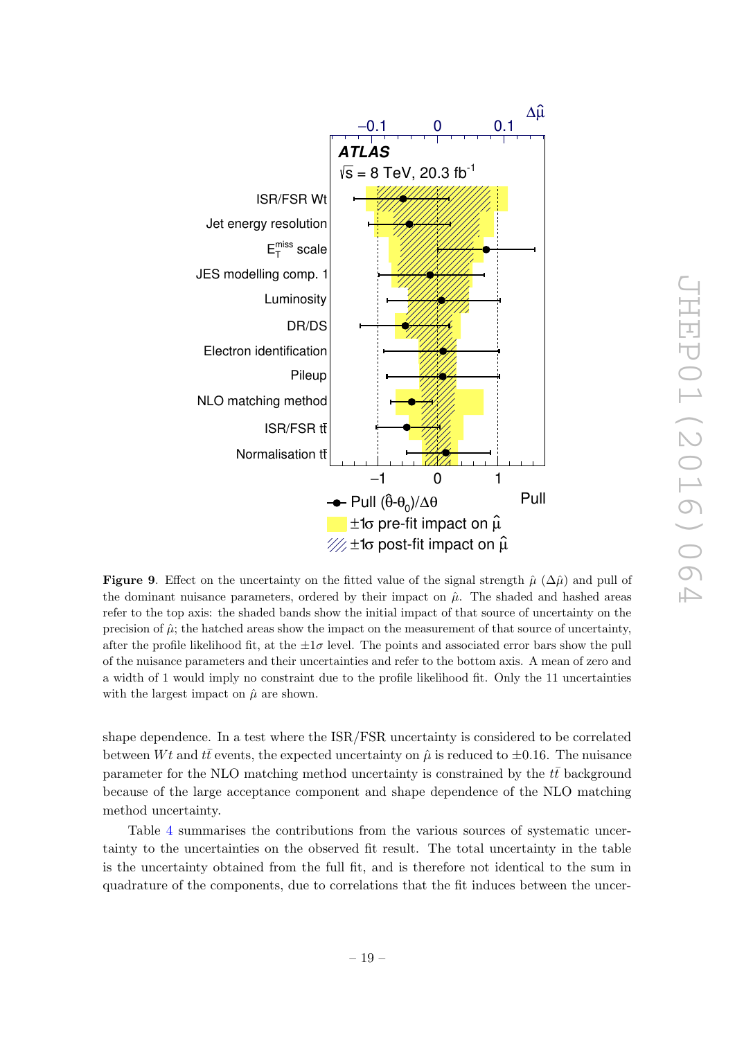**Figure 9**. Effect on the uncertainty on the fitted value of the signal strength $\hat{\mu}$ ($\Delta\hat{\mu}$) and pull of the dominant nuisance parameters, ordered by their impact on $\hat{\mu}$. The shaded and hashed areas refer to the top axis: the shaded bands show the initial impact of that source of uncertainty on the precision of $\hat{\mu}$; the hatched areas show the impact on the measurement of that source of uncertainty, after the profile likelihood fit, at the $\pm 1\sigma$ level. The points and associated error bars show the pull of the nuisance parameters and their uncertainties and refer to the bottom axis. A mean of zero and a width of 1 would imply no constraint due to the profile likelihood fit. Only the 11 uncertainties with the largest impact on $\hat{\mu}$ are shown.

shape dependence. In a test where the ISR/FSR uncertainty is considered to be correlated between $Wt$ and $t\bar{t}$ events, the expected uncertainty on $\hat{\mu}$ is reduced to $\pm 0.16$. The nuisance parameter for the NLO matching method uncertainty is constrained by the $t\bar{t}$ background because of the large acceptance component and shape dependence of the NLO matching method uncertainty.

Table 4 summarises the contributions from the various sources of systematic uncertainty to the uncertainties on the observed fit result. The total uncertainty in the table is the uncertainty obtained from the full fit, and is therefore not identical to the sum in quadrature of the components, due to correlations that the fit induces between the uncer-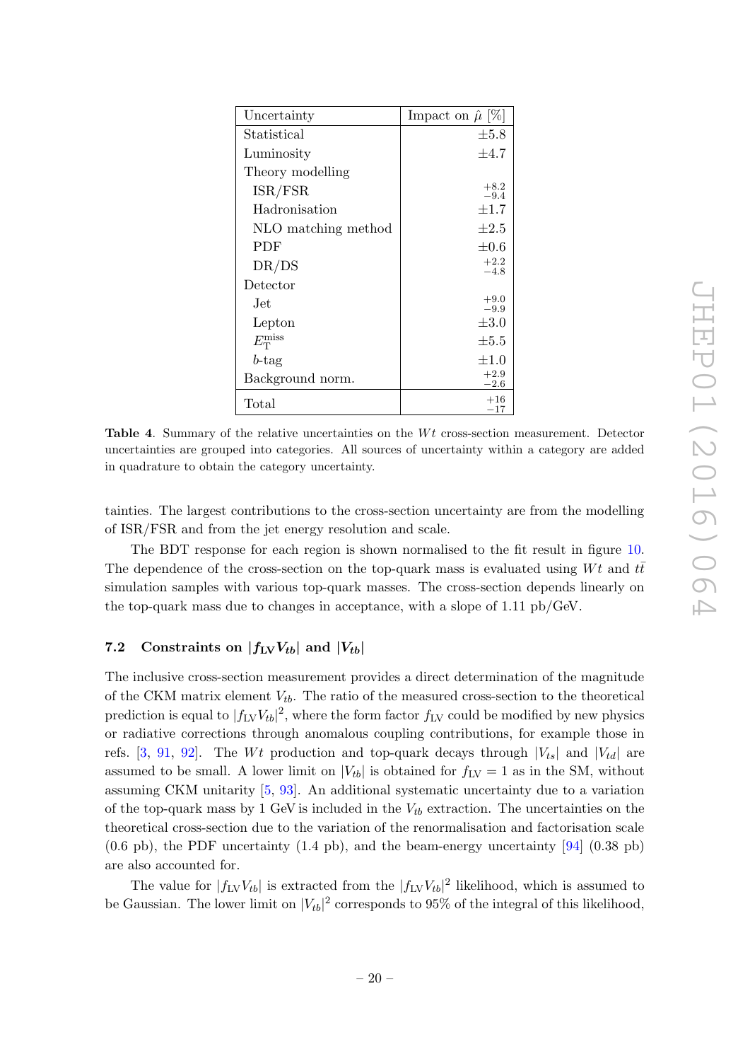| Uncertainty | Impact on $\hat{\mu}$ [%] |
|---|---|
| Statistical | $\pm 5.8$ |
| Luminosity | $\pm 4.7$ |
| Theory modelling | |
| ISR/FSR | $^{+8.2}_{-9.4}$ |
| Hadronisation | $\pm 1.7$ |
| NLO matching method | $\pm 2.5$ |
| PDF | $\pm 0.6$ |
| DR/DS | $^{+2.2}_{-4.8}$ |
| Detector | |
| Jet | $^{+9.0}_{-9.9}$ |
| Lepton | $\pm 3.0$ |
| $E_{\mathrm{T}}^{\mathrm{miss}}$ | $\pm 5.5$ |
| $b$-tag | $\pm 1.0$ |
| Background norm. | $^{+2.9}_{-2.6}$ |
| Total | $^{+16}_{-17}$ |

**Table 4**. Summary of the relative uncertainties on the $Wt$ cross-section measurement. Detector uncertainties are grouped into categories. All sources of uncertainty within a category are added in quadrature to obtain the category uncertainty.

tainties. The largest contributions to the cross-section uncertainty are from the modelling of ISR/FSR and from the jet energy resolution and scale.

The BDT response for each region is shown normalised to the fit result in figure 10. The dependence of the cross-section on the top-quark mass is evaluated using $Wt$ and $t\bar{t}$ simulation samples with various top-quark masses. The cross-section depends linearly on the top-quark mass due to changes in acceptance, with a slope of 1.11 pb/GeV.

### 7.2 Constraints on $|f_{\mathrm{LV}} V_{tb}|$ and $|V_{tb}|$

The inclusive cross-section measurement provides a direct determination of the magnitude of the CKM matrix element $V_{tb}$. The ratio of the measured cross-section to the theoretical prediction is equal to $|f_{\mathrm{LV}} V_{tb}|^2$, where the form factor $f_{\mathrm{LV}}$ could be modified by new physics or radiative corrections through anomalous coupling contributions, for example those in refs. [3, 91, 92]. The $Wt$ production and top-quark decays through $|V_{ts}|$ and $|V_{td}|$ are assumed to be small. A lower limit on $|V_{tb}|$ is obtained for $f_{\mathrm{LV}} = 1$ as in the SM, without assuming CKM unitarity [5, 93]. An additional systematic uncertainty due to a variation of the top-quark mass by 1 GeV is included in the $V_{tb}$ extraction. The uncertainties on the theoretical cross-section due to the variation of the renormalisation and factorisation scale (0.6 pb), the PDF uncertainty (1.4 pb), and the beam-energy uncertainty [94] (0.38 pb) are also accounted for.

The value for $|f_{\mathrm{LV}} V_{tb}|$ is extracted from the $|f_{\mathrm{LV}} V_{tb}|^2$ likelihood, which is assumed to be Gaussian. The lower limit on $|V_{tb}|^2$ corresponds to 95% of the integral of this likelihood,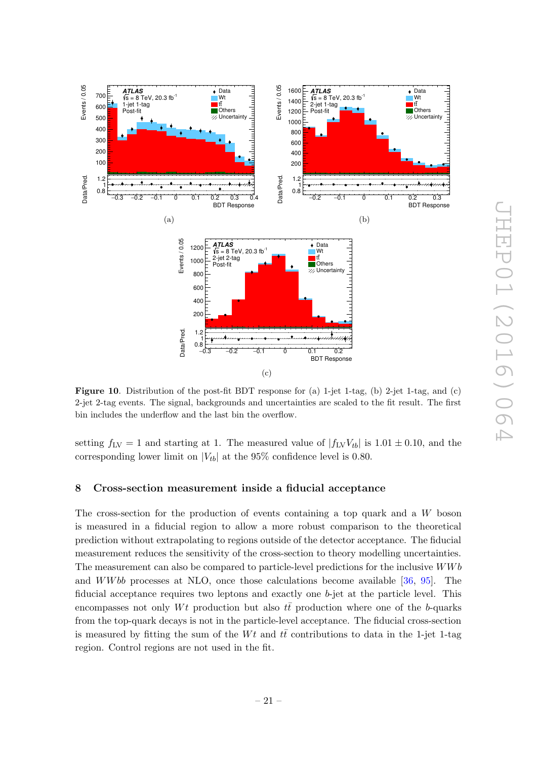**Figure 10**. Distribution of the post-fit BDT response for (a) 1-jet 1-tag, (b) 2-jet 1-tag, and (c) 2-jet 2-tag events. The signal, backgrounds and uncertainties are scaled to the fit result. The first bin includes the underflow and the last bin the overflow.

setting $f_{\mathrm{LV}} = 1$ and starting at 1. The measured value of $|f_{\mathrm{LV}} V_{tb}|$ is $1.01 \pm 0.10$, and the corresponding lower limit on $|V_{tb}|$ at the 95% confidence level is 0.80.

## 8 Cross-section measurement inside a fiducial acceptance

The cross-section for the production of events containing a top quark and a $W$ boson is measured in a fiducial region to allow a more robust comparison to the theoretical prediction without extrapolating to regions outside of the detector acceptance. The fiducial measurement reduces the sensitivity of the cross-section to theory modelling uncertainties. The measurement can also be compared to particle-level predictions for the inclusive $WWb$ and $WWbb$ processes at NLO, once those calculations become available [36, 95]. The fiducial acceptance requires two leptons and exactly one $b$-jet at the particle level. This encompasses not only $Wt$ production but also $t\bar{t}$ production where one of the $b$-quarks from the top-quark decays is not in the particle-level acceptance. The fiducial cross-section is measured by fitting the sum of the $Wt$ and $t\bar{t}$ contributions to data in the 1-jet 1-tag region. Control regions are not used in the fit.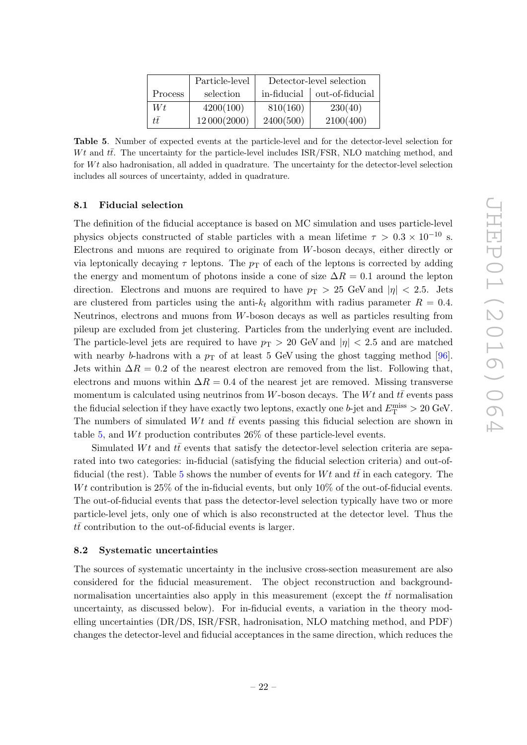| Process | Particle-level selection | Detector-level selection | |
|---|---|---|---|
| | | in-fiducial | out-of-fiducial |
| $Wt$ | 4200(100) | 810(160) | 230(40) |
| $t\bar{t}$ | 12 000(2000) | 2400(500) | 2100(400) |

**Table 5**. Number of expected events at the particle-level and for the detector-level selection for $Wt$ and $t\bar{t}$. The uncertainty for the particle-level includes ISR/FSR, NLO matching method, and for $Wt$ also hadronisation, all added in quadrature. The uncertainty for the detector-level selection includes all sources of uncertainty, added in quadrature.

### 8.1 Fiducial selection

The definition of the fiducial acceptance is based on MC simulation and uses particle-level physics objects constructed of stable particles with a mean lifetime $\tau > 0.3 \times 10^{-10}$ s. Electrons and muons are required to originate from $W$-boson decays, either directly or via leptonically decaying $\tau$ leptons. The $p_{\mathrm{T}}$ of each of the leptons is corrected by adding the energy and momentum of photons inside a cone of size $\Delta R = 0.1$ around the lepton direction. Electrons and muons are required to have $p_{\mathrm{T}} > 25$ GeV and $|\eta| < 2.5$. Jets are clustered from particles using the anti-$k_t$ algorithm with radius parameter $R = 0.4$. Neutrinos, electrons and muons from $W$-boson decays as well as particles resulting from pileup are excluded from jet clustering. Particles from the underlying event are included. The particle-level jets are required to have $p_{\mathrm{T}} > 20$ GeV and $|\eta| < 2.5$ and are matched with nearby $b$-hadrons with a $p_{\mathrm{T}}$ of at least 5 GeV using the ghost tagging method [96]. Jets within $\Delta R = 0.2$ of the nearest electron are removed from the list. Following that, electrons and muons within $\Delta R = 0.4$ of the nearest jet are removed. Missing transverse momentum is calculated using neutrinos from $W$-boson decays. The $Wt$ and $t\bar{t}$ events pass the fiducial selection if they have exactly two leptons, exactly one $b$-jet and $E_{\mathrm{T}}^{\mathrm{miss}} > 20$ GeV. The numbers of simulated $Wt$ and $t\bar{t}$ events passing this fiducial selection are shown in table 5, and $Wt$ production contributes 26% of these particle-level events.

Simulated $Wt$ and $t\bar{t}$ events that satisfy the detector-level selection criteria are separated into two categories: in-fiducial (satisfying the fiducial selection criteria) and out-of-fiducial (the rest). Table 5 shows the number of events for $Wt$ and $t\bar{t}$ in each category. The $Wt$ contribution is 25% of the in-fiducial events, but only 10% of the out-of-fiducial events. The out-of-fiducial events that pass the detector-level selection typically have two or more particle-level jets, only one of which is also reconstructed at the detector level. Thus the $t\bar{t}$ contribution to the out-of-fiducial events is larger.

### 8.2 Systematic uncertainties

The sources of systematic uncertainty in the inclusive cross-section measurement are also considered for the fiducial measurement. The object reconstruction and background-normalisation uncertainties also apply in this measurement (except the $t\bar{t}$ normalisation uncertainty, as discussed below). For in-fiducial events, a variation in the theory modelling uncertainties (DR/DS, ISR/FSR, hadronisation, NLO matching method, and PDF) changes the detector-level and fiducial acceptances in the same direction, which reduces the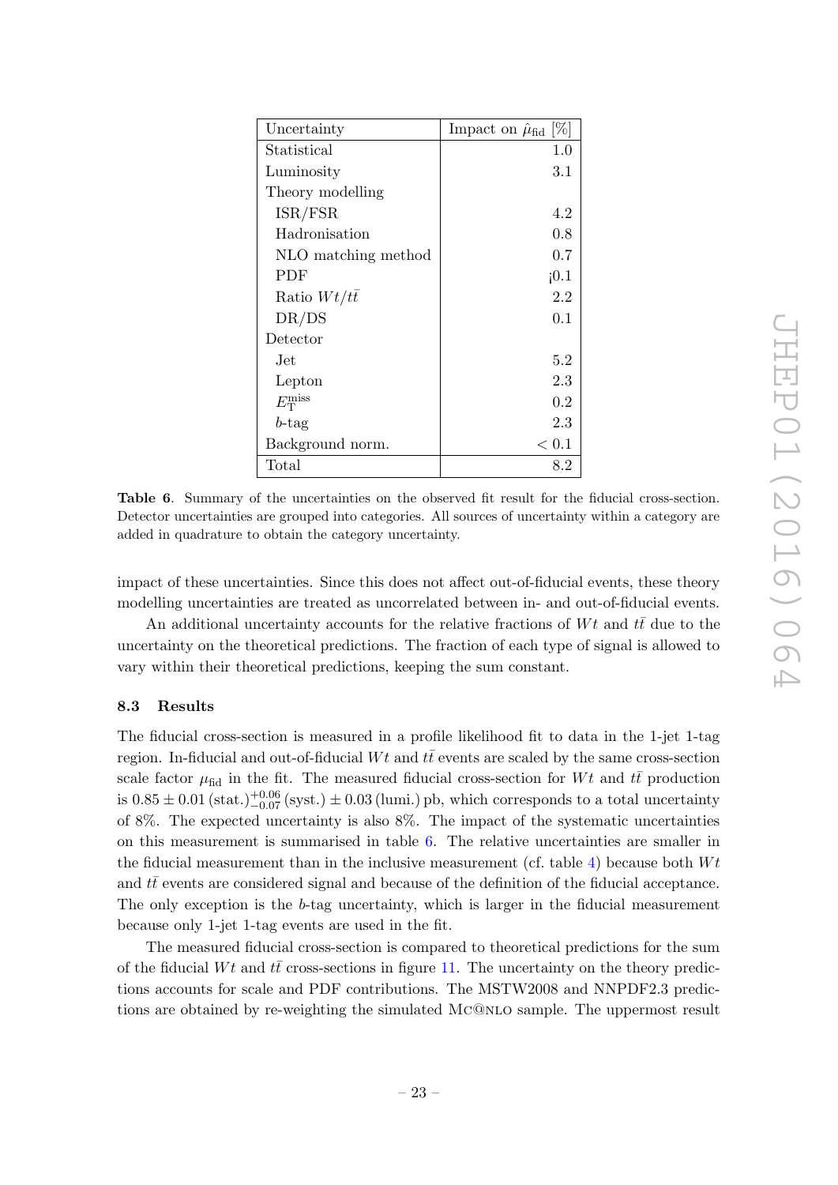| Uncertainty | Impact on $\hat{\mu}_{\rm fid}$ [%] |
|---|---|
| Statistical | 1.0 |
| Luminosity | 3.1 |
| Theory modelling | |
| ISR/FSR | 4.2 |
| Hadronisation | 0.8 |
| NLO matching method | 0.7 |
| PDF | ¡0.1 |
| Ratio $Wt/t\bar{t}$ | 2.2 |
| DR/DS | 0.1 |
| Detector | |
| Jet | 5.2 |
| Lepton | 2.3 |
| $E_{\rm T}^{\rm miss}$ | 0.2 |
| $b$-tag | 2.3 |
| Background norm. | $< 0.1$ |
| Total | 8.2 |

**Table 6**. Summary of the uncertainties on the observed fit result for the fiducial cross-section. Detector uncertainties are grouped into categories. All sources of uncertainty within a category are added in quadrature to obtain the category uncertainty.

impact of these uncertainties. Since this does not affect out-of-fiducial events, these theory modelling uncertainties are treated as uncorrelated between in- and out-of-fiducial events.

An additional uncertainty accounts for the relative fractions of $Wt$ and $t\bar{t}$ due to the uncertainty on the theoretical predictions. The fraction of each type of signal is allowed to vary within their theoretical predictions, keeping the sum constant.

### 8.3 Results

The fiducial cross-section is measured in a profile likelihood fit to data in the 1-jet 1-tag region. In-fiducial and out-of-fiducial $Wt$ and $t\bar{t}$ events are scaled by the same cross-section scale factor $\mu_{\rm fid}$ in the fit. The measured fiducial cross-section for $Wt$ and $t\bar{t}$ production is $0.85 \pm 0.01\,(\text{stat.})^{+0.06}_{-0.07}\,(\text{syst.}) \pm 0.03\,(\text{lumi.})$ pb, which corresponds to a total uncertainty of 8%. The expected uncertainty is also 8%. The impact of the systematic uncertainties on this measurement is summarised in table 6. The relative uncertainties are smaller in the fiducial measurement than in the inclusive measurement (cf. table 4) because both $Wt$ and $t\bar{t}$ events are considered signal and because of the definition of the fiducial acceptance. The only exception is the $b$-tag uncertainty, which is larger in the fiducial measurement because only 1-jet 1-tag events are used in the fit.

The measured fiducial cross-section is compared to theoretical predictions for the sum of the fiducial $Wt$ and $t\bar{t}$ cross-sections in figure 11. The uncertainty on the theory predictions accounts for scale and PDF contributions. The MSTW2008 and NNPDF2.3 predictions are obtained by re-weighting the simulated MC@NLO sample. The uppermost result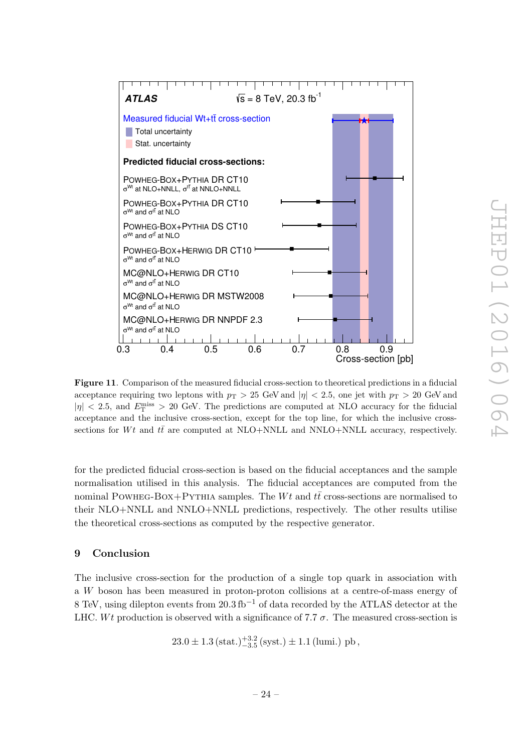**Figure 11**. Comparison of the measured fiducial cross-section to theoretical predictions in a fiducial acceptance requiring two leptons with $p_T > 25$ GeV and $|\eta| < 2.5$, one jet with $p_T > 20$ GeV and $|\eta| < 2.5$, and $E_T^{\text{miss}} > 20$ GeV. The predictions are computed at NLO accuracy for the fiducial acceptance and the inclusive cross-section, except for the top line, for which the inclusive cross-sections for $Wt$ and $t\bar{t}$ are computed at NLO+NNLL and NNLO+NNLL accuracy, respectively.

for the predicted fiducial cross-section is based on the fiducial acceptances and the sample normalisation utilised in this analysis. The fiducial acceptances are computed from the nominal POWHEG-BOX+PYTHIA samples. The $Wt$ and $t\bar{t}$ cross-sections are normalised to their NLO+NNLL and NNLO+NNLL predictions, respectively. The other results utilise the theoretical cross-sections as computed by the respective generator.

## 9 Conclusion

The inclusive cross-section for the production of a single top quark in association with a $W$ boson has been measured in proton-proton collisions at a centre-of-mass energy of 8 TeV, using dilepton events from 20.3 fb$^{-1}$ of data recorded by the ATLAS detector at the LHC. $Wt$ production is observed with a significance of 7.7 $\sigma$. The measured cross-section is

$$23.0 \pm 1.3\,(\text{stat.})^{+3.2}_{-3.5}\,(\text{syst.}) \pm 1.1\,(\text{lumi.})\ \text{pb}\,,$$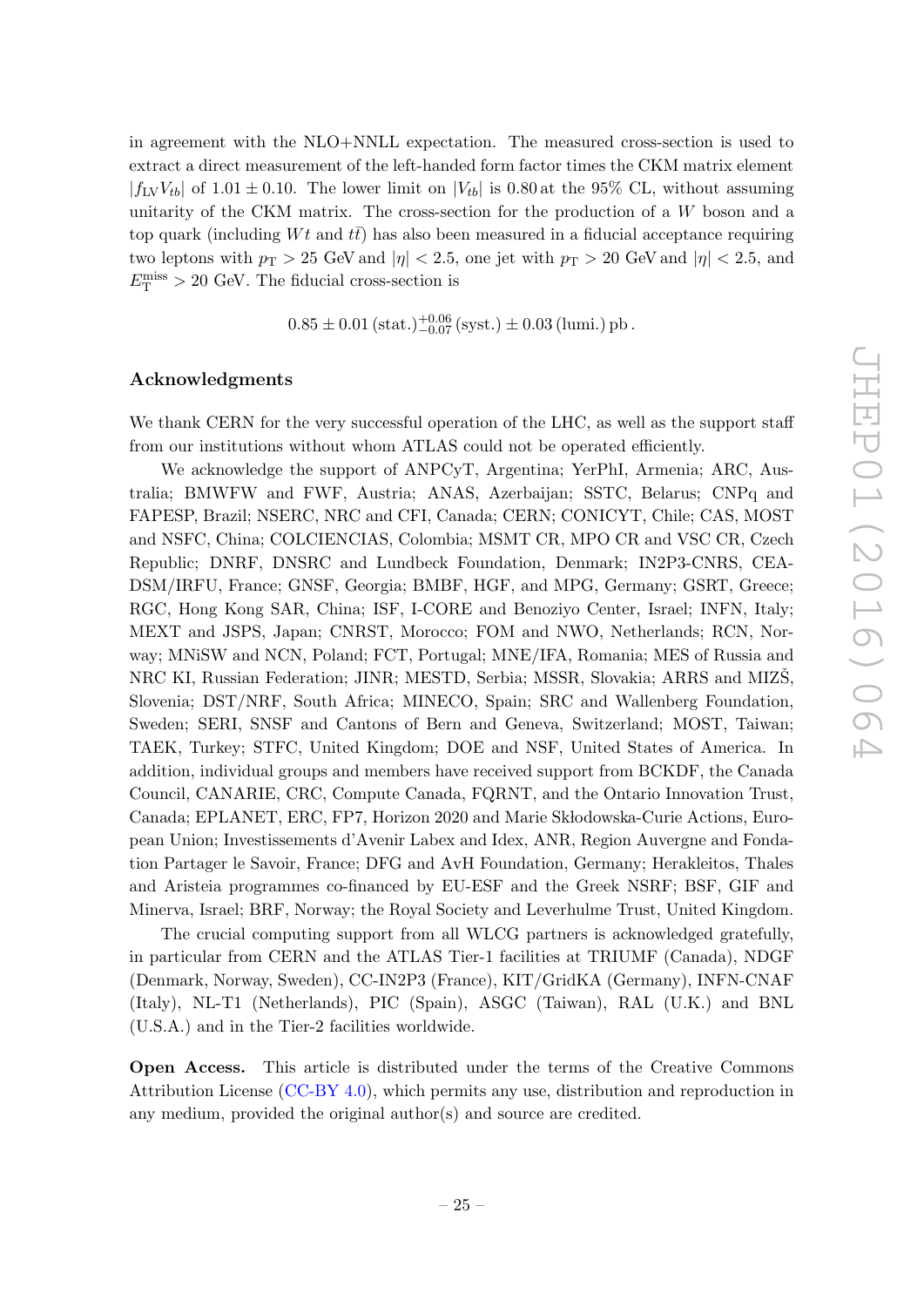in agreement with the NLO+NNLL expectation. The measured cross-section is used to extract a direct measurement of the left-handed form factor times the CKM matrix element $|f_{\mathrm{LV}} V_{tb}|$ of $1.01 \pm 0.10$. The lower limit on $|V_{tb}|$ is 0.80 at the 95% CL, without assuming unitarity of the CKM matrix. The cross-section for the production of a $W$ boson and a top quark (including $Wt$ and $t\bar{t}$) has also been measured in a fiducial acceptance requiring two leptons with $p_{\mathrm{T}} > 25$ GeV and $|\eta| < 2.5$, one jet with $p_{\mathrm{T}} > 20$ GeV and $|\eta| < 2.5$, and $E_{\mathrm{T}}^{\mathrm{miss}} > 20$ GeV. The fiducial cross-section is

$$0.85 \pm 0.01\,(\mathrm{stat.})^{+0.06}_{-0.07}\,(\mathrm{syst.}) \pm 0.03\,(\mathrm{lumi.})\,\mathrm{pb}\,.$$

## Acknowledgments

We thank CERN for the very successful operation of the LHC, as well as the support staff from our institutions without whom ATLAS could not be operated efficiently.

We acknowledge the support of ANPCyT, Argentina; YerPhI, Armenia; ARC, Australia; BMWFW and FWF, Austria; ANAS, Azerbaijan; SSTC, Belarus; CNPq and FAPESP, Brazil; NSERC, NRC and CFI, Canada; CERN; CONICYT, Chile; CAS, MOST and NSFC, China; COLCIENCIAS, Colombia; MSMT CR, MPO CR and VSC CR, Czech Republic; DNRF, DNSRC and Lundbeck Foundation, Denmark; IN2P3-CNRS, CEA-DSM/IRFU, France; GNSF, Georgia; BMBF, HGF, and MPG, Germany; GSRT, Greece; RGC, Hong Kong SAR, China; ISF, I-CORE and Benoziyo Center, Israel; INFN, Italy; MEXT and JSPS, Japan; CNRST, Morocco; FOM and NWO, Netherlands; RCN, Norway; MNiSW and NCN, Poland; FCT, Portugal; MNE/IFA, Romania; MES of Russia and NRC KI, Russian Federation; JINR; MESTD, Serbia; MSSR, Slovakia; ARRS and MIZŠ, Slovenia; DST/NRF, South Africa; MINECO, Spain; SRC and Wallenberg Foundation, Sweden; SERI, SNSF and Cantons of Bern and Geneva, Switzerland; MOST, Taiwan; TAEK, Turkey; STFC, United Kingdom; DOE and NSF, United States of America. In addition, individual groups and members have received support from BCKDF, the Canada Council, CANARIE, CRC, Compute Canada, FQRNT, and the Ontario Innovation Trust, Canada; EPLANET, ERC, FP7, Horizon 2020 and Marie Skłodowska-Curie Actions, European Union; Investissements d'Avenir Labex and Idex, ANR, Region Auvergne and Fondation Partager le Savoir, France; DFG and AvH Foundation, Germany; Herakleitos, Thales and Aristeia programmes co-financed by EU-ESF and the Greek NSRF; BSF, GIF and Minerva, Israel; BRF, Norway; the Royal Society and Leverhulme Trust, United Kingdom.

The crucial computing support from all WLCG partners is acknowledged gratefully, in particular from CERN and the ATLAS Tier-1 facilities at TRIUMF (Canada), NDGF (Denmark, Norway, Sweden), CC-IN2P3 (France), KIT/GridKA (Germany), INFN-CNAF (Italy), NL-T1 (Netherlands), PIC (Spain), ASGC (Taiwan), RAL (U.K.) and BNL (U.S.A.) and in the Tier-2 facilities worldwide.

**Open Access.** This article is distributed under the terms of the Creative Commons Attribution License (CC-BY 4.0), which permits any use, distribution and reproduction in any medium, provided the original author(s) and source are credited.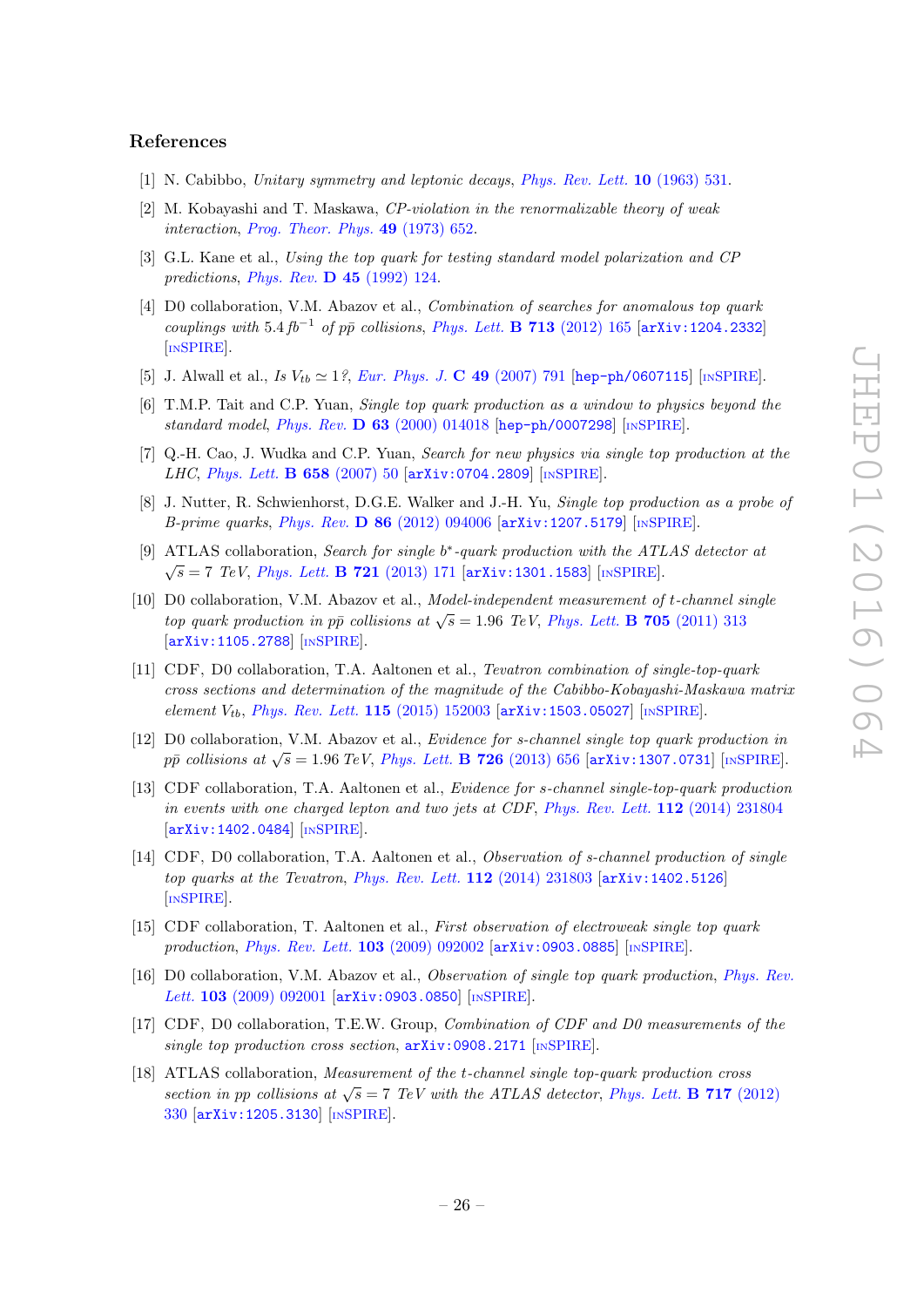## References

[1] N. Cabibbo, *Unitary symmetry and leptonic decays*, *Phys. Rev. Lett.* **10** (1963) 531.

[2] M. Kobayashi and T. Maskawa, *CP-violation in the renormalizable theory of weak interaction*, *Prog. Theor. Phys.* **49** (1973) 652.

[3] G.L. Kane et al., *Using the top quark for testing standard model polarization and CP predictions*, *Phys. Rev.* **D 45** (1992) 124.

[4] D0 collaboration, V.M. Abazov et al., *Combination of searches for anomalous top quark couplings with* $5.4\,fb^{-1}$ *of* $p\bar{p}$ *collisions*, *Phys. Lett.* **B 713** (2012) 165 [arXiv:1204.2332] [INSPIRE].

[5] J. Alwall et al., *Is* $V_{tb} \simeq 1$*?*, *Eur. Phys. J.* **C 49** (2007) 791 [hep-ph/0607115] [INSPIRE].

[6] T.M.P. Tait and C.P. Yuan, *Single top quark production as a window to physics beyond the standard model*, *Phys. Rev.* **D 63** (2000) 014018 [hep-ph/0007298] [INSPIRE].

[7] Q.-H. Cao, J. Wudka and C.P. Yuan, *Search for new physics via single top production at the LHC*, *Phys. Lett.* **B 658** (2007) 50 [arXiv:0704.2809] [INSPIRE].

[8] J. Nutter, R. Schwienhorst, D.G.E. Walker and J.-H. Yu, *Single top production as a probe of B-prime quarks*, *Phys. Rev.* **D 86** (2012) 094006 [arXiv:1207.5179] [INSPIRE].

[9] ATLAS collaboration, *Search for single* $b^*$*-quark production with the ATLAS detector at* $\sqrt{s} = 7$ *TeV*, *Phys. Lett.* **B 721** (2013) 171 [arXiv:1301.1583] [INSPIRE].

[10] D0 collaboration, V.M. Abazov et al., *Model-independent measurement of t-channel single top quark production in* $p\bar{p}$ *collisions at* $\sqrt{s} = 1.96$ *TeV*, *Phys. Lett.* **B 705** (2011) 313 [arXiv:1105.2788] [INSPIRE].

[11] CDF, D0 collaboration, T.A. Aaltonen et al., *Tevatron combination of single-top-quark cross sections and determination of the magnitude of the Cabibbo-Kobayashi-Maskawa matrix element* $V_{tb}$, *Phys. Rev. Lett.* **115** (2015) 152003 [arXiv:1503.05027] [INSPIRE].

[12] D0 collaboration, V.M. Abazov et al., *Evidence for s-channel single top quark production in* $p\bar{p}$ *collisions at* $\sqrt{s} = 1.96$ *TeV*, *Phys. Lett.* **B 726** (2013) 656 [arXiv:1307.0731] [INSPIRE].

[13] CDF collaboration, T.A. Aaltonen et al., *Evidence for s-channel single-top-quark production in events with one charged lepton and two jets at CDF*, *Phys. Rev. Lett.* **112** (2014) 231804 [arXiv:1402.0484] [INSPIRE].

[14] CDF, D0 collaboration, T.A. Aaltonen et al., *Observation of s-channel production of single top quarks at the Tevatron*, *Phys. Rev. Lett.* **112** (2014) 231803 [arXiv:1402.5126] [INSPIRE].

[15] CDF collaboration, T. Aaltonen et al., *First observation of electroweak single top quark production*, *Phys. Rev. Lett.* **103** (2009) 092002 [arXiv:0903.0885] [INSPIRE].

[16] D0 collaboration, V.M. Abazov et al., *Observation of single top quark production*, *Phys. Rev. Lett.* **103** (2009) 092001 [arXiv:0903.0850] [INSPIRE].

[17] CDF, D0 collaboration, T.E.W. Group, *Combination of CDF and D0 measurements of the single top production cross section*, arXiv:0908.2171 [INSPIRE].

[18] ATLAS collaboration, *Measurement of the t-channel single top-quark production cross section in pp collisions at* $\sqrt{s} = 7$ *TeV with the ATLAS detector*, *Phys. Lett.* **B 717** (2012) 330 [arXiv:1205.3130] [INSPIRE].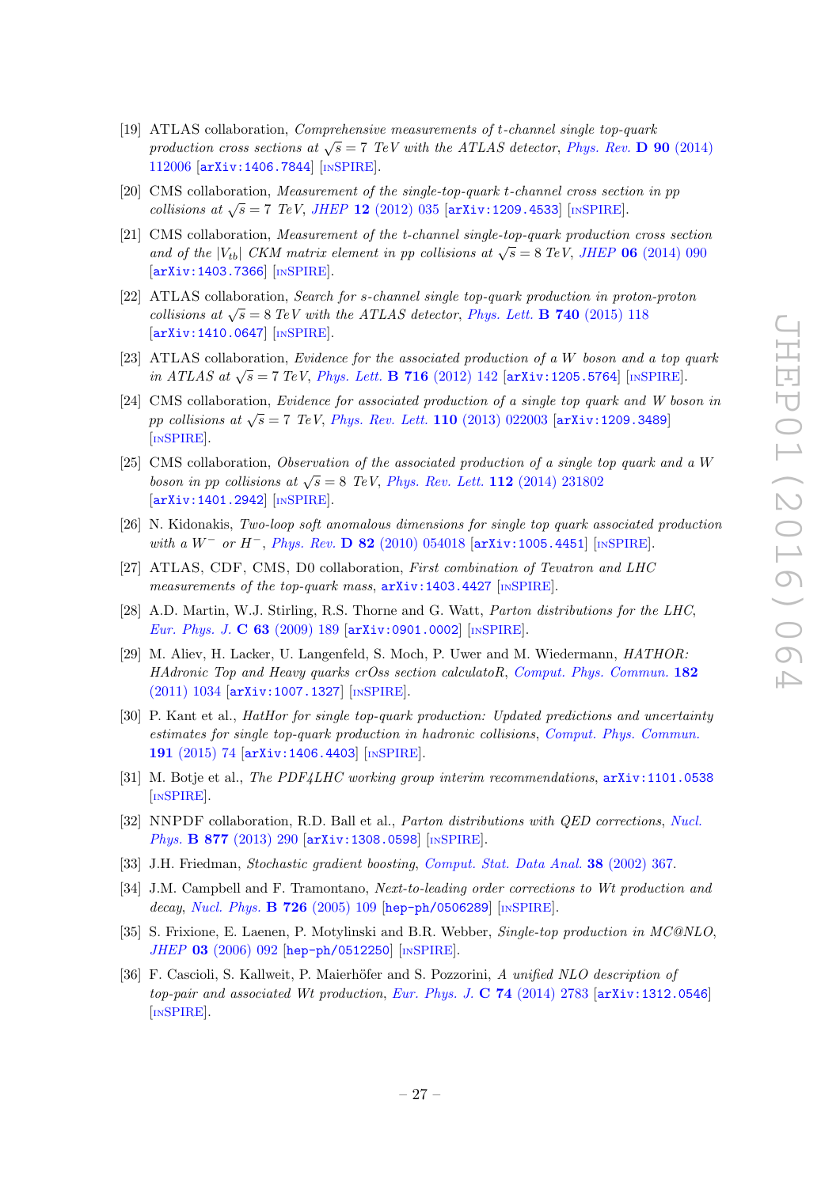[19] ATLAS collaboration, *Comprehensive measurements of t-channel single top-quark production cross sections at $\sqrt{s} = 7$ TeV with the ATLAS detector*, *Phys. Rev.* **D 90** (2014) 112006 [arXiv:1406.7844] [INSPIRE].

[20] CMS collaboration, *Measurement of the single-top-quark t-channel cross section in pp collisions at $\sqrt{s} = 7$ TeV*, *JHEP* **12** (2012) 035 [arXiv:1209.4533] [INSPIRE].

[21] CMS collaboration, *Measurement of the t-channel single-top-quark production cross section and of the $|V_{tb}|$ CKM matrix element in pp collisions at $\sqrt{s} = 8$ TeV*, *JHEP* **06** (2014) 090 [arXiv:1403.7366] [INSPIRE].

[22] ATLAS collaboration, *Search for s-channel single top-quark production in proton-proton collisions at $\sqrt{s} = 8$ TeV with the ATLAS detector*, *Phys. Lett.* **B 740** (2015) 118 [arXiv:1410.0647] [INSPIRE].

[23] ATLAS collaboration, *Evidence for the associated production of a W boson and a top quark in ATLAS at $\sqrt{s} = 7$ TeV*, *Phys. Lett.* **B 716** (2012) 142 [arXiv:1205.5764] [INSPIRE].

[24] CMS collaboration, *Evidence for associated production of a single top quark and W boson in pp collisions at $\sqrt{s} = 7$ TeV*, *Phys. Rev. Lett.* **110** (2013) 022003 [arXiv:1209.3489] [INSPIRE].

[25] CMS collaboration, *Observation of the associated production of a single top quark and a W boson in pp collisions at $\sqrt{s} = 8$ TeV*, *Phys. Rev. Lett.* **112** (2014) 231802 [arXiv:1401.2942] [INSPIRE].

[26] N. Kidonakis, *Two-loop soft anomalous dimensions for single top quark associated production with a $W^-$ or $H^-$*, *Phys. Rev.* **D 82** (2010) 054018 [arXiv:1005.4451] [INSPIRE].

[27] ATLAS, CDF, CMS, D0 collaboration, *First combination of Tevatron and LHC measurements of the top-quark mass*, arXiv:1403.4427 [INSPIRE].

[28] A.D. Martin, W.J. Stirling, R.S. Thorne and G. Watt, *Parton distributions for the LHC*, *Eur. Phys. J.* **C 63** (2009) 189 [arXiv:0901.0002] [INSPIRE].

[29] M. Aliev, H. Lacker, U. Langenfeld, S. Moch, P. Uwer and M. Wiedermann, *HATHOR: HAdronic Top and Heavy quarks crOss section calculatoR*, *Comput. Phys. Commun.* **182** (2011) 1034 [arXiv:1007.1327] [INSPIRE].

[30] P. Kant et al., *HatHor for single top-quark production: Updated predictions and uncertainty estimates for single top-quark production in hadronic collisions*, *Comput. Phys. Commun.* **191** (2015) 74 [arXiv:1406.4403] [INSPIRE].

[31] M. Botje et al., *The PDF4LHC working group interim recommendations*, arXiv:1101.0538 [INSPIRE].

[32] NNPDF collaboration, R.D. Ball et al., *Parton distributions with QED corrections*, *Nucl. Phys.* **B 877** (2013) 290 [arXiv:1308.0598] [INSPIRE].

[33] J.H. Friedman, *Stochastic gradient boosting*, *Comput. Stat. Data Anal.* **38** (2002) 367.

[34] J.M. Campbell and F. Tramontano, *Next-to-leading order corrections to Wt production and decay*, *Nucl. Phys.* **B 726** (2005) 109 [hep-ph/0506289] [INSPIRE].

[35] S. Frixione, E. Laenen, P. Motylinski and B.R. Webber, *Single-top production in MC@NLO*, *JHEP* **03** (2006) 092 [hep-ph/0512250] [INSPIRE].

[36] F. Cascioli, S. Kallweit, P. Maierhöfer and S. Pozzorini, *A unified NLO description of top-pair and associated Wt production*, *Eur. Phys. J.* **C 74** (2014) 2783 [arXiv:1312.0546] [INSPIRE].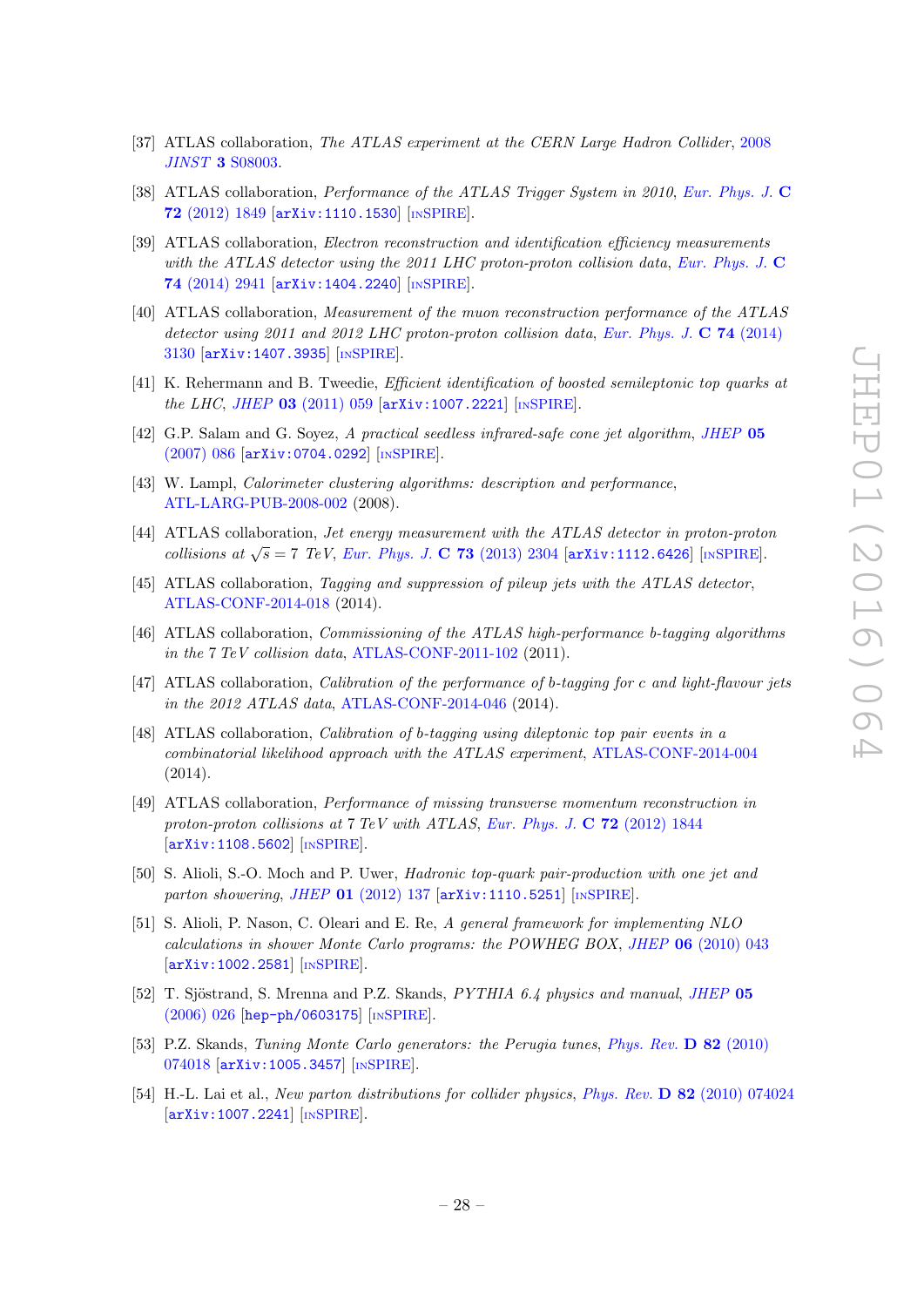[37] ATLAS collaboration, *The ATLAS experiment at the CERN Large Hadron Collider*, 2008 *JINST* **3** S08003.

[38] ATLAS collaboration, *Performance of the ATLAS Trigger System in 2010*, *Eur. Phys. J.* **C 72** (2012) 1849 [arXiv:1110.1530] [INSPIRE].

[39] ATLAS collaboration, *Electron reconstruction and identification efficiency measurements with the ATLAS detector using the 2011 LHC proton-proton collision data*, *Eur. Phys. J.* **C 74** (2014) 2941 [arXiv:1404.2240] [INSPIRE].

[40] ATLAS collaboration, *Measurement of the muon reconstruction performance of the ATLAS detector using 2011 and 2012 LHC proton-proton collision data*, *Eur. Phys. J.* **C 74** (2014) 3130 [arXiv:1407.3935] [INSPIRE].

[41] K. Rehermann and B. Tweedie, *Efficient identification of boosted semileptonic top quarks at the LHC*, *JHEP* **03** (2011) 059 [arXiv:1007.2221] [INSPIRE].

[42] G.P. Salam and G. Soyez, *A practical seedless infrared-safe cone jet algorithm*, *JHEP* **05** (2007) 086 [arXiv:0704.0292] [INSPIRE].

[43] W. Lampl, *Calorimeter clustering algorithms: description and performance*, ATL-LARG-PUB-2008-002 (2008).

[44] ATLAS collaboration, *Jet energy measurement with the ATLAS detector in proton-proton collisions at $\sqrt{s} = 7$ TeV*, *Eur. Phys. J.* **C 73** (2013) 2304 [arXiv:1112.6426] [INSPIRE].

[45] ATLAS collaboration, *Tagging and suppression of pileup jets with the ATLAS detector*, ATLAS-CONF-2014-018 (2014).

[46] ATLAS collaboration, *Commissioning of the ATLAS high-performance b-tagging algorithms in the 7 TeV collision data*, ATLAS-CONF-2011-102 (2011).

[47] ATLAS collaboration, *Calibration of the performance of b-tagging for c and light-flavour jets in the 2012 ATLAS data*, ATLAS-CONF-2014-046 (2014).

[48] ATLAS collaboration, *Calibration of b-tagging using dileptonic top pair events in a combinatorial likelihood approach with the ATLAS experiment*, ATLAS-CONF-2014-004 (2014).

[49] ATLAS collaboration, *Performance of missing transverse momentum reconstruction in proton-proton collisions at 7 TeV with ATLAS*, *Eur. Phys. J.* **C 72** (2012) 1844 [arXiv:1108.5602] [INSPIRE].

[50] S. Alioli, S.-O. Moch and P. Uwer, *Hadronic top-quark pair-production with one jet and parton showering*, *JHEP* **01** (2012) 137 [arXiv:1110.5251] [INSPIRE].

[51] S. Alioli, P. Nason, C. Oleari and E. Re, *A general framework for implementing NLO calculations in shower Monte Carlo programs: the POWHEG BOX*, *JHEP* **06** (2010) 043 [arXiv:1002.2581] [INSPIRE].

[52] T. Sjöstrand, S. Mrenna and P.Z. Skands, *PYTHIA 6.4 physics and manual*, *JHEP* **05** (2006) 026 [hep-ph/0603175] [INSPIRE].

[53] P.Z. Skands, *Tuning Monte Carlo generators: the Perugia tunes*, *Phys. Rev.* **D 82** (2010) 074018 [arXiv:1005.3457] [INSPIRE].

[54] H.-L. Lai et al., *New parton distributions for collider physics*, *Phys. Rev.* **D 82** (2010) 074024 [arXiv:1007.2241] [INSPIRE].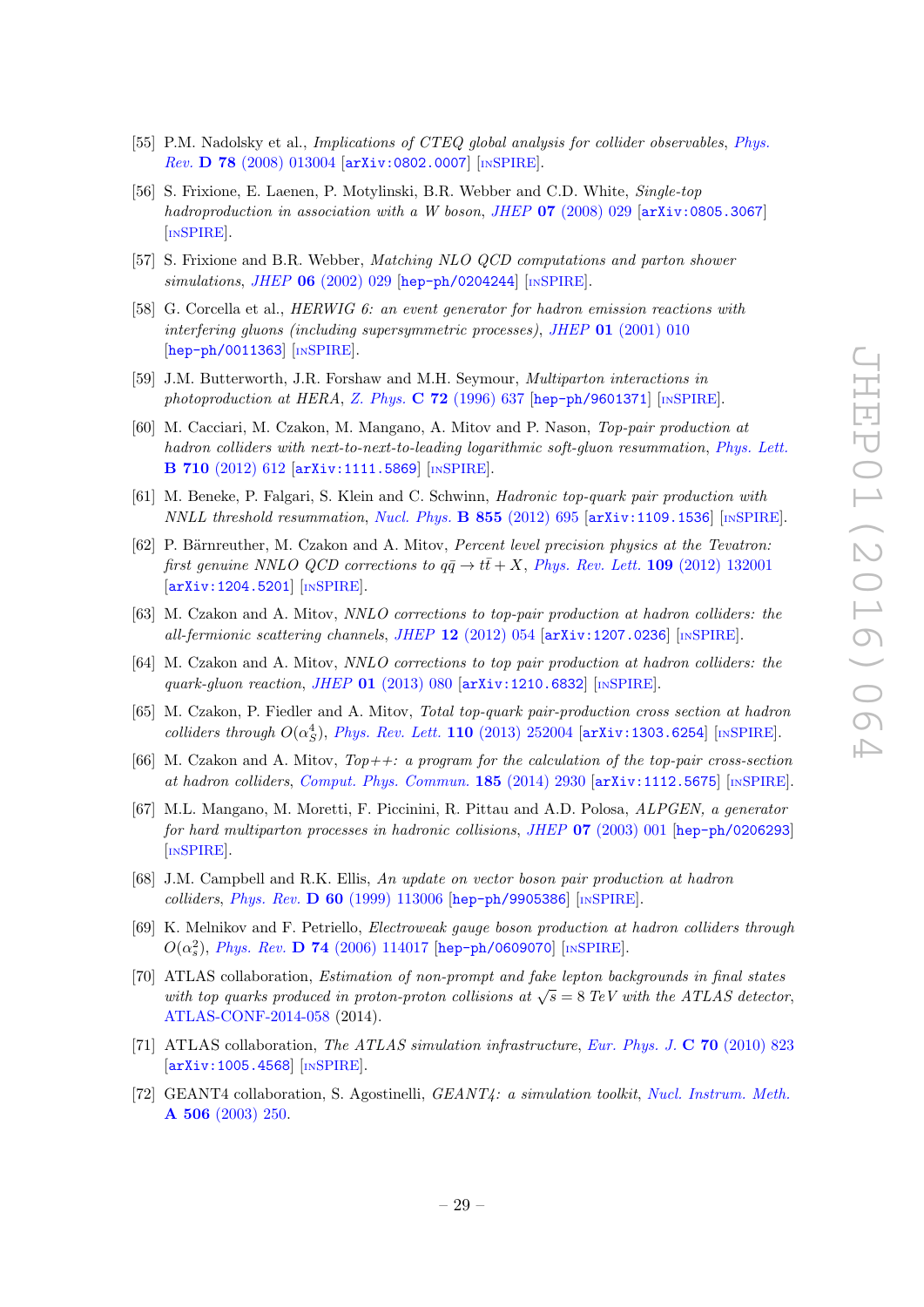[55] P.M. Nadolsky et al., *Implications of CTEQ global analysis for collider observables*, *Phys. Rev.* **D 78** (2008) 013004 [arXiv:0802.0007] [INSPIRE].

[56] S. Frixione, E. Laenen, P. Motylinski, B.R. Webber and C.D. White, *Single-top hadroproduction in association with a W boson*, *JHEP* **07** (2008) 029 [arXiv:0805.3067] [INSPIRE].

[57] S. Frixione and B.R. Webber, *Matching NLO QCD computations and parton shower simulations*, *JHEP* **06** (2002) 029 [hep-ph/0204244] [INSPIRE].

[58] G. Corcella et al., *HERWIG 6: an event generator for hadron emission reactions with interfering gluons (including supersymmetric processes)*, *JHEP* **01** (2001) 010 [hep-ph/0011363] [INSPIRE].

[59] J.M. Butterworth, J.R. Forshaw and M.H. Seymour, *Multiparton interactions in photoproduction at HERA*, *Z. Phys.* **C 72** (1996) 637 [hep-ph/9601371] [INSPIRE].

[60] M. Cacciari, M. Czakon, M. Mangano, A. Mitov and P. Nason, *Top-pair production at hadron colliders with next-to-next-to-leading logarithmic soft-gluon resummation*, *Phys. Lett.* **B 710** (2012) 612 [arXiv:1111.5869] [INSPIRE].

[61] M. Beneke, P. Falgari, S. Klein and C. Schwinn, *Hadronic top-quark pair production with NNLL threshold resummation*, *Nucl. Phys.* **B 855** (2012) 695 [arXiv:1109.1536] [INSPIRE].

[62] P. Bärnreuther, M. Czakon and A. Mitov, *Percent level precision physics at the Tevatron: first genuine NNLO QCD corrections to $q\bar{q} \to t\bar{t} + X$*, *Phys. Rev. Lett.* **109** (2012) 132001 [arXiv:1204.5201] [INSPIRE].

[63] M. Czakon and A. Mitov, *NNLO corrections to top-pair production at hadron colliders: the all-fermionic scattering channels*, *JHEP* **12** (2012) 054 [arXiv:1207.0236] [INSPIRE].

[64] M. Czakon and A. Mitov, *NNLO corrections to top pair production at hadron colliders: the quark-gluon reaction*, *JHEP* **01** (2013) 080 [arXiv:1210.6832] [INSPIRE].

[65] M. Czakon, P. Fiedler and A. Mitov, *Total top-quark pair-production cross section at hadron colliders through $O(\alpha_S^4)$*, *Phys. Rev. Lett.* **110** (2013) 252004 [arXiv:1303.6254] [INSPIRE].

[66] M. Czakon and A. Mitov, *Top++: a program for the calculation of the top-pair cross-section at hadron colliders*, *Comput. Phys. Commun.* **185** (2014) 2930 [arXiv:1112.5675] [INSPIRE].

[67] M.L. Mangano, M. Moretti, F. Piccinini, R. Pittau and A.D. Polosa, *ALPGEN, a generator for hard multiparton processes in hadronic collisions*, *JHEP* **07** (2003) 001 [hep-ph/0206293] [INSPIRE].

[68] J.M. Campbell and R.K. Ellis, *An update on vector boson pair production at hadron colliders*, *Phys. Rev.* **D 60** (1999) 113006 [hep-ph/9905386] [INSPIRE].

[69] K. Melnikov and F. Petriello, *Electroweak gauge boson production at hadron colliders through $O(\alpha_s^2)$*, *Phys. Rev.* **D 74** (2006) 114017 [hep-ph/0609070] [INSPIRE].

[70] ATLAS collaboration, *Estimation of non-prompt and fake lepton backgrounds in final states with top quarks produced in proton-proton collisions at $\sqrt{s} = 8$ TeV with the ATLAS detector*, ATLAS-CONF-2014-058 (2014).

[71] ATLAS collaboration, *The ATLAS simulation infrastructure*, *Eur. Phys. J.* **C 70** (2010) 823 [arXiv:1005.4568] [INSPIRE].

[72] GEANT4 collaboration, S. Agostinelli, *GEANT4: a simulation toolkit*, *Nucl. Instrum. Meth.* **A 506** (2003) 250.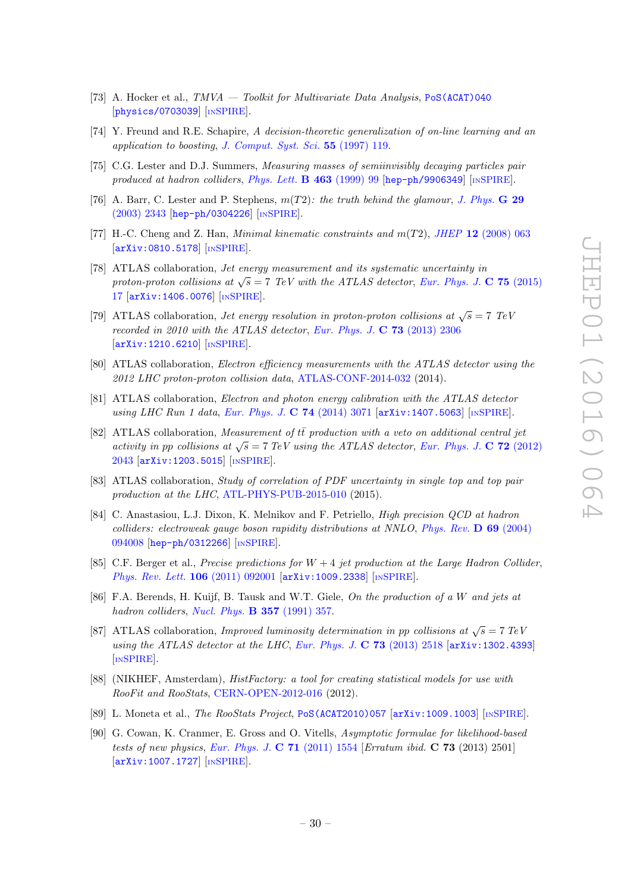[73] A. Hocker et al., *TMVA — Toolkit for Multivariate Data Analysis*, PoS(ACAT)040 [physics/0703039] [INSPIRE].

[74] Y. Freund and R.E. Schapire, *A decision-theoretic generalization of on-line learning and an application to boosting*, *J. Comput. Syst. Sci.* **55** (1997) 119.

[75] C.G. Lester and D.J. Summers, *Measuring masses of semiinvisibly decaying particles pair produced at hadron colliders*, *Phys. Lett.* **B 463** (1999) 99 [hep-ph/9906349] [INSPIRE].

[76] A. Barr, C. Lester and P. Stephens, *m(T2): the truth behind the glamour*, *J. Phys.* **G 29** (2003) 2343 [hep-ph/0304226] [INSPIRE].

[77] H.-C. Cheng and Z. Han, *Minimal kinematic constraints and m(T2)*, *JHEP* **12** (2008) 063 [arXiv:0810.5178] [INSPIRE].

[78] ATLAS collaboration, *Jet energy measurement and its systematic uncertainty in proton-proton collisions at $\sqrt{s} = 7$ TeV with the ATLAS detector*, *Eur. Phys. J.* **C 75** (2015) 17 [arXiv:1406.0076] [INSPIRE].

[79] ATLAS collaboration, *Jet energy resolution in proton-proton collisions at $\sqrt{s} = 7$ TeV recorded in 2010 with the ATLAS detector*, *Eur. Phys. J.* **C 73** (2013) 2306 [arXiv:1210.6210] [INSPIRE].

[80] ATLAS collaboration, *Electron efficiency measurements with the ATLAS detector using the 2012 LHC proton-proton collision data*, ATLAS-CONF-2014-032 (2014).

[81] ATLAS collaboration, *Electron and photon energy calibration with the ATLAS detector using LHC Run 1 data*, *Eur. Phys. J.* **C 74** (2014) 3071 [arXiv:1407.5063] [INSPIRE].

[82] ATLAS collaboration, *Measurement of $t\bar{t}$ production with a veto on additional central jet activity in pp collisions at $\sqrt{s} = 7$ TeV using the ATLAS detector*, *Eur. Phys. J.* **C 72** (2012) 2043 [arXiv:1203.5015] [INSPIRE].

[83] ATLAS collaboration, *Study of correlation of PDF uncertainty in single top and top pair production at the LHC*, ATL-PHYS-PUB-2015-010 (2015).

[84] C. Anastasiou, L.J. Dixon, K. Melnikov and F. Petriello, *High precision QCD at hadron colliders: electroweak gauge boson rapidity distributions at NNLO*, *Phys. Rev.* **D 69** (2004) 094008 [hep-ph/0312266] [INSPIRE].

[85] C.F. Berger et al., *Precise predictions for W + 4 jet production at the Large Hadron Collider*, *Phys. Rev. Lett.* **106** (2011) 092001 [arXiv:1009.2338] [INSPIRE].

[86] F.A. Berends, H. Kuijf, B. Tausk and W.T. Giele, *On the production of a W and jets at hadron colliders*, *Nucl. Phys.* **B 357** (1991) 357.

[87] ATLAS collaboration, *Improved luminosity determination in pp collisions at $\sqrt{s} = 7$ TeV using the ATLAS detector at the LHC*, *Eur. Phys. J.* **C 73** (2013) 2518 [arXiv:1302.4393] [INSPIRE].

[88] (NIKHEF, Amsterdam), *HistFactory: a tool for creating statistical models for use with RooFit and RooStats*, CERN-OPEN-2012-016 (2012).

[89] L. Moneta et al., *The RooStats Project*, PoS(ACAT2010)057 [arXiv:1009.1003] [INSPIRE].

[90] G. Cowan, K. Cranmer, E. Gross and O. Vitells, *Asymptotic formulae for likelihood-based tests of new physics*, *Eur. Phys. J.* **C 71** (2011) 1554 [*Erratum ibid.* **C 73** (2013) 2501] [arXiv:1007.1727] [INSPIRE].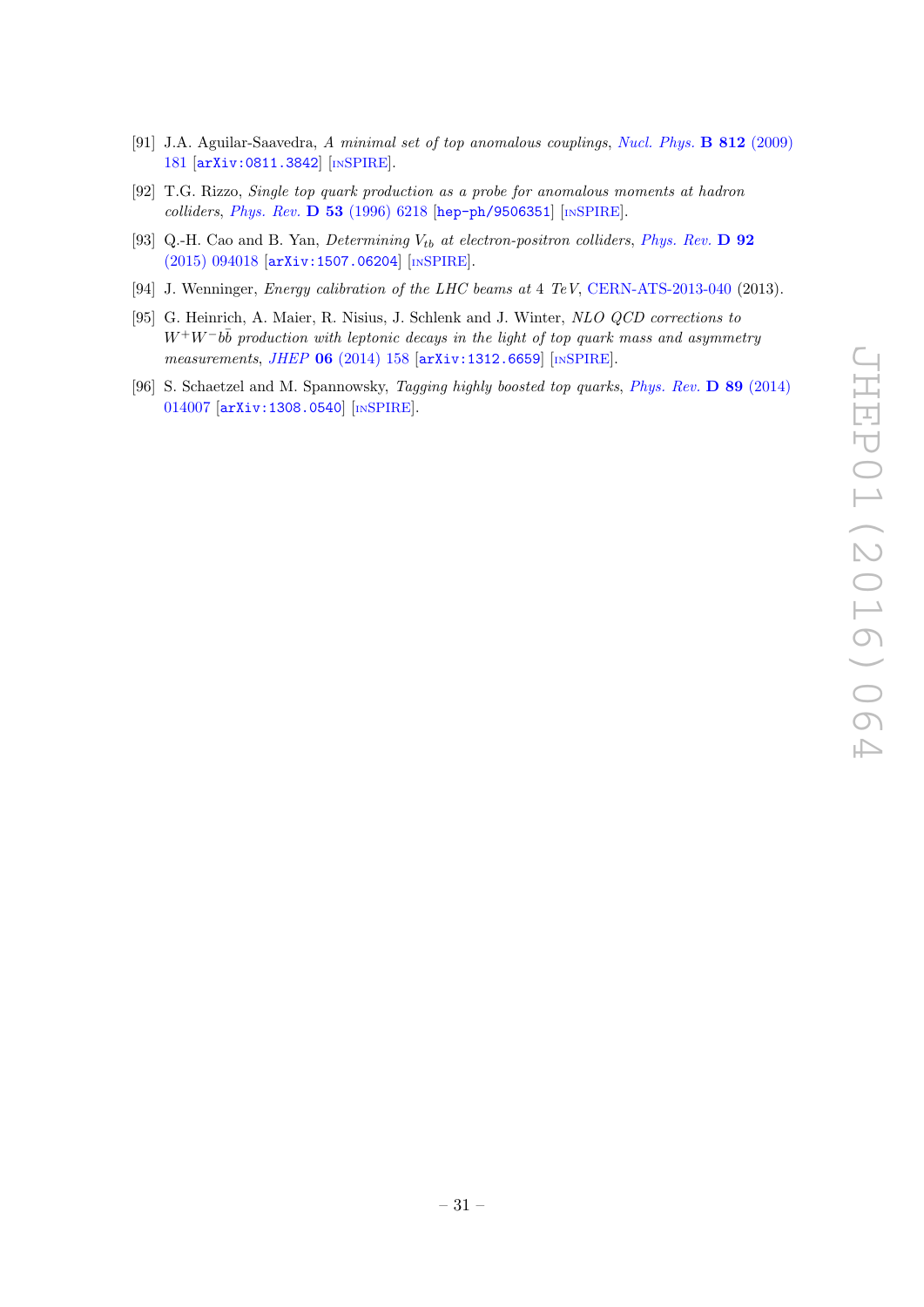[91] J.A. Aguilar-Saavedra, *A minimal set of top anomalous couplings*, *Nucl. Phys.* **B 812** (2009) 181 [arXiv:0811.3842] [INSPIRE].

[92] T.G. Rizzo, *Single top quark production as a probe for anomalous moments at hadron colliders*, *Phys. Rev.* **D 53** (1996) 6218 [hep-ph/9506351] [INSPIRE].

[93] Q.-H. Cao and B. Yan, *Determining $V_{tb}$ at electron-positron colliders*, *Phys. Rev.* **D 92** (2015) 094018 [arXiv:1507.06204] [INSPIRE].

[94] J. Wenninger, *Energy calibration of the LHC beams at 4 TeV*, CERN-ATS-2013-040 (2013).

[95] G. Heinrich, A. Maier, R. Nisius, J. Schlenk and J. Winter, *NLO QCD corrections to $W^+W^-b\bar{b}$ production with leptonic decays in the light of top quark mass and asymmetry measurements*, *JHEP* **06** (2014) 158 [arXiv:1312.6659] [INSPIRE].

[96] S. Schaetzel and M. Spannowsky, *Tagging highly boosted top quarks*, *Phys. Rev.* **D 89** (2014) 014007 [arXiv:1308.0540] [INSPIRE].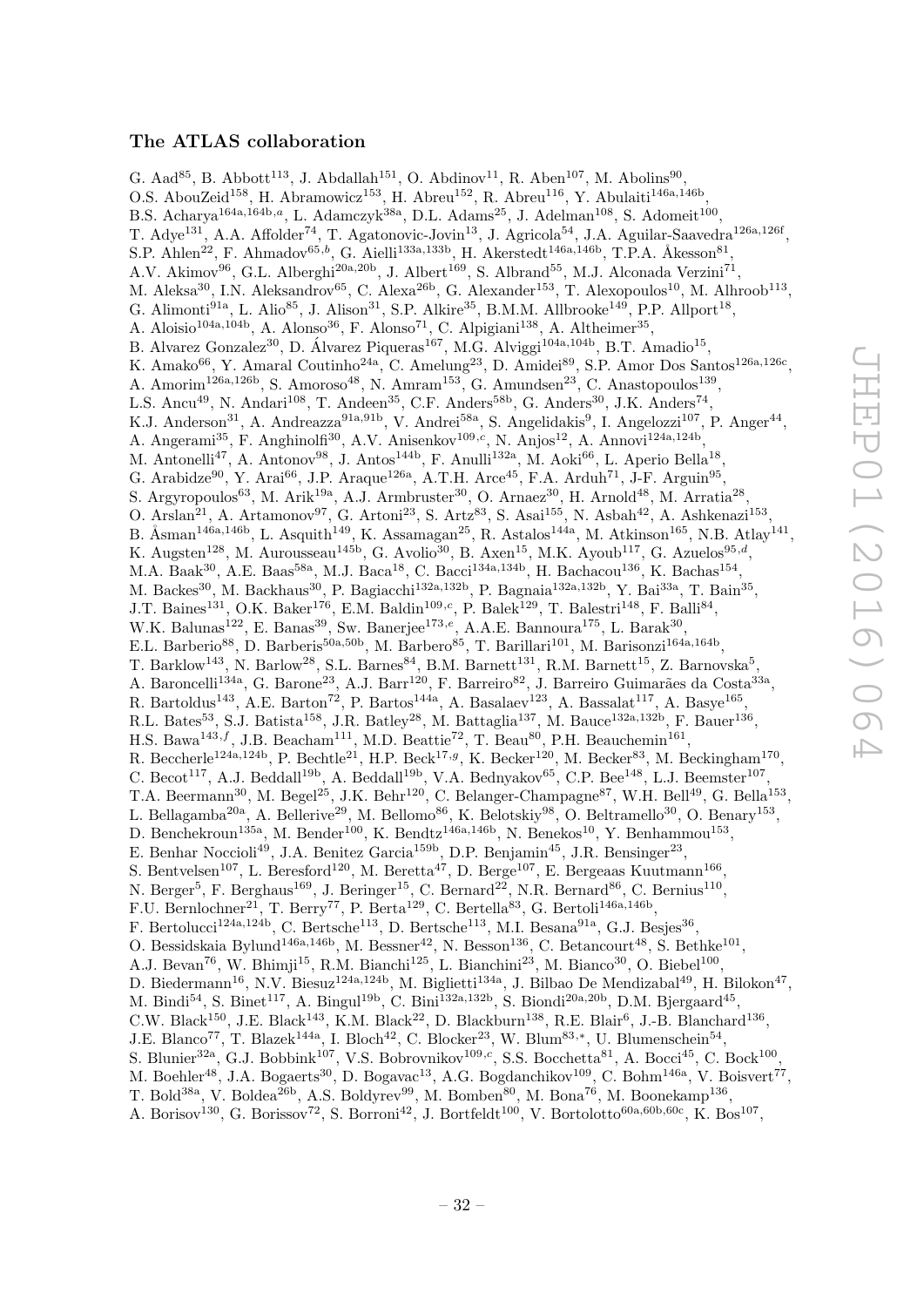## The ATLAS collaboration

G. Aad[85], B. Abbott[113], J. Abdallah[151], O. Abdinov[11], R. Aben[107], M. Abolins[90], O.S. AbouZeid[158], H. Abramowicz[153], H. Abreu[152], R. Abreu[116], Y. Abulaiti[146a,146b], B.S. Acharya[164a,164b,a], L. Adamczyk[38a], D.L. Adams[25], J. Adelman[108], S. Adomeit[100], T. Adye[131], A.A. Affolder[74], T. Agatonovic-Jovin[13], J. Agricola[54], J.A. Aguilar-Saavedra[126a,126f], S.P. Ahlen[22], F. Ahmadov[65,b], G. Aielli[133a,133b], H. Akerstedt[146a,146b], T.P.A. Åkesson[81], A.V. Akimov[96], G.L. Alberghi[20a,20b], J. Albert[169], S. Albrand[55], M.J. Alconada Verzini[71], M. Aleksa[30], I.N. Aleksandrov[65], C. Alexa[26b], G. Alexander[153], T. Alexopoulos[10], M. Alhroob[113], G. Alimonti[91a], L. Alio[85], J. Alison[31], S.P. Alkire[35], B.M.M. Allbrooke[149], P.P. Allport[18], A. Aloisio[104a,104b], A. Alonso[36], F. Alonso[71], C. Alpigiani[138], A. Altheimer[35], B. Alvarez Gonzalez[30], D. Álvarez Piqueras[167], M.G. Alviggi[104a,104b], B.T. Amadio[15], K. Amako[66], Y. Amaral Coutinho[24a], C. Amelung[23], D. Amidei[89], S.P. Amor Dos Santos[126a,126c], A. Amorim[126a,126b], S. Amoroso[48], N. Amram[153], G. Amundsen[23], C. Anastopoulos[139], L.S. Ancu[49], N. Andari[108], T. Andeen[35], C.F. Anders[58b], G. Anders[30], J.K. Anders[74], K.J. Anderson[31], A. Andreazza[91a,91b], V. Andrei[58a], S. Angelidakis[9], I. Angelozzi[107], P. Anger[44], A. Angerami[35], F. Anghinolfi[30], A.V. Anisenkov[109,c], N. Anjos[12], A. Annovi[124a,124b], M. Antonelli[47], A. Antonov[98], J. Antos[144b], F. Anulli[132a], M. Aoki[66], L. Aperio Bella[18], G. Arabidze[90], Y. Arai[66], J.P. Araque[126a], A.T.H. Arce[45], F.A. Arduh[71], J-F. Arguin[95], S. Argyropoulos[63], M. Arik[19a], A.J. Armbruster[30], O. Arnaez[30], H. Arnold[48], M. Arratia[28], O. Arslan[21], A. Artamonov[97], G. Artoni[23], S. Artz[83], S. Asai[155], N. Asbah[42], A. Ashkenazi[153], B. Åsman[146a,146b], L. Asquith[149], K. Assamagan[25], R. Astalos[144a], M. Atkinson[165], N.B. Atlay[141], K. Augsten[128], M. Aurousseau[145b], G. Avolio[30], B. Axen[15], M.K. Ayoub[117], G. Azuelos[95,d], M.A. Baak[30], A.E. Baas[58a], M.J. Baca[18], C. Bacci[134a,134b], H. Bachacou[136], K. Bachas[154], M. Backes[30], M. Backhaus[30], P. Bagiacchi[132a,132b], P. Bagnaia[132a,132b], Y. Bai[33a], T. Bain[35], J.T. Baines[131], O.K. Baker[176], E.M. Baldin[109,c], P. Balek[129], T. Balestri[148], F. Balli[84], W.K. Balunas[122], E. Banas[39], Sw. Banerjee[173,e], A.A.E. Bannoura[175], L. Barak[30], E.L. Barberio[88], D. Barberis[50a,50b], M. Barbero[85], T. Barillari[101], M. Barisonzi[164a,164b], T. Barklow[143], N. Barlow[28], S.L. Barnes[84], B.M. Barnett[131], R.M. Barnett[15], Z. Barnovska[5], A. Baroncelli[134a], G. Barone[23], A.J. Barr[120], F. Barreiro[82], J. Barreiro Guimarães da Costa[33a], R. Bartoldus[143], A.E. Barton[72], P. Bartos[144a], A. Basalaev[123], A. Bassalat[117], A. Basye[165], R.L. Bates[53], S.J. Batista[158], J.R. Batley[28], M. Battaglia[137], M. Bauce[132a,132b], F. Bauer[136], H.S. Bawa[143,f], J.B. Beacham[111], M.D. Beattie[72], T. Beau[80], P.H. Beauchemin[161], R. Beccherle[124a,124b], P. Bechtle[21], H.P. Beck[17,g], K. Becker[120], M. Becker[83], M. Beckingham[170], C. Becot[117], A.J. Beddall[19b], A. Beddall[19b], V.A. Bednyakov[65], C.P. Bee[148], L.J. Beemster[107], T.A. Beermann[30], M. Begel[25], J.K. Behr[120], C. Belanger-Champagne[87], W.H. Bell[49], G. Bella[153], L. Bellagamba[20a], A. Bellerive[29], M. Bellomo[86], K. Belotskiy[98], O. Beltramello[30], O. Benary[153], D. Benchekroun[135a], M. Bender[100], K. Bendtz[146a,146b], N. Benekos[10], Y. Benhammou[153], E. Benhar Noccioli[49], J.A. Benitez Garcia[159b], D.P. Benjamin[45], J.R. Bensinger[23], S. Bentvelsen[107], L. Beresford[120], M. Beretta[47], D. Berge[107], E. Bergeaas Kuutmann[166], N. Berger[5], F. Berghaus[169], J. Beringer[15], C. Bernard[22], N.R. Bernard[86], C. Bernius[110], F.U. Bernlochner[21], T. Berry[77], P. Berta[129], C. Bertella[83], G. Bertoli[146a,146b], F. Bertolucci[124a,124b], C. Bertsche[113], D. Bertsche[113], M.I. Besana[91a], G.J. Besjes[36], O. Bessidskaia Bylund[146a,146b], M. Bessner[42], N. Besson[136], C. Betancourt[48], S. Bethke[101], A.J. Bevan[76], W. Bhimji[15], R.M. Bianchi[125], L. Bianchini[23], M. Bianco[30], O. Biebel[100], D. Biedermann[16], N.V. Biesuz[124a,124b], M. Biglietti[134a], J. Bilbao De Mendizabal[49], H. Bilokon[47], M. Bindi[54], S. Binet[117], A. Bingul[19b], C. Bini[132a,132b], S. Biondi[20a,20b], D.M. Bjergaard[45], C.W. Black[150], J.E. Black[143], K.M. Black[22], D. Blackburn[138], R.E. Blair[6], J.-B. Blanchard[136], J.E. Blanco[77], T. Blazek[144a], I. Bloch[42], C. Blocker[23], W. Blum[83,*], U. Blumenschein[54], S. Blunier[32a], G.J. Bobbink[107], V.S. Bobrovnikov[109,c], S.S. Bocchetta[81], A. Bocci[45], C. Bock[100], M. Boehler[48], J.A. Bogaerts[30], D. Bogavac[13], A.G. Bogdanchikov[109], C. Bohm[146a], V. Boisvert[77], T. Bold[38a], V. Boldea[26b], A.S. Boldyrev[99], M. Bomben[80], M. Bona[76], M. Boonekamp[136], A. Borisov[130], G. Borissov[72], S. Borroni[42], J. Bortfeldt[100], V. Bortolotto[60a,60b,60c], K. Bos[107],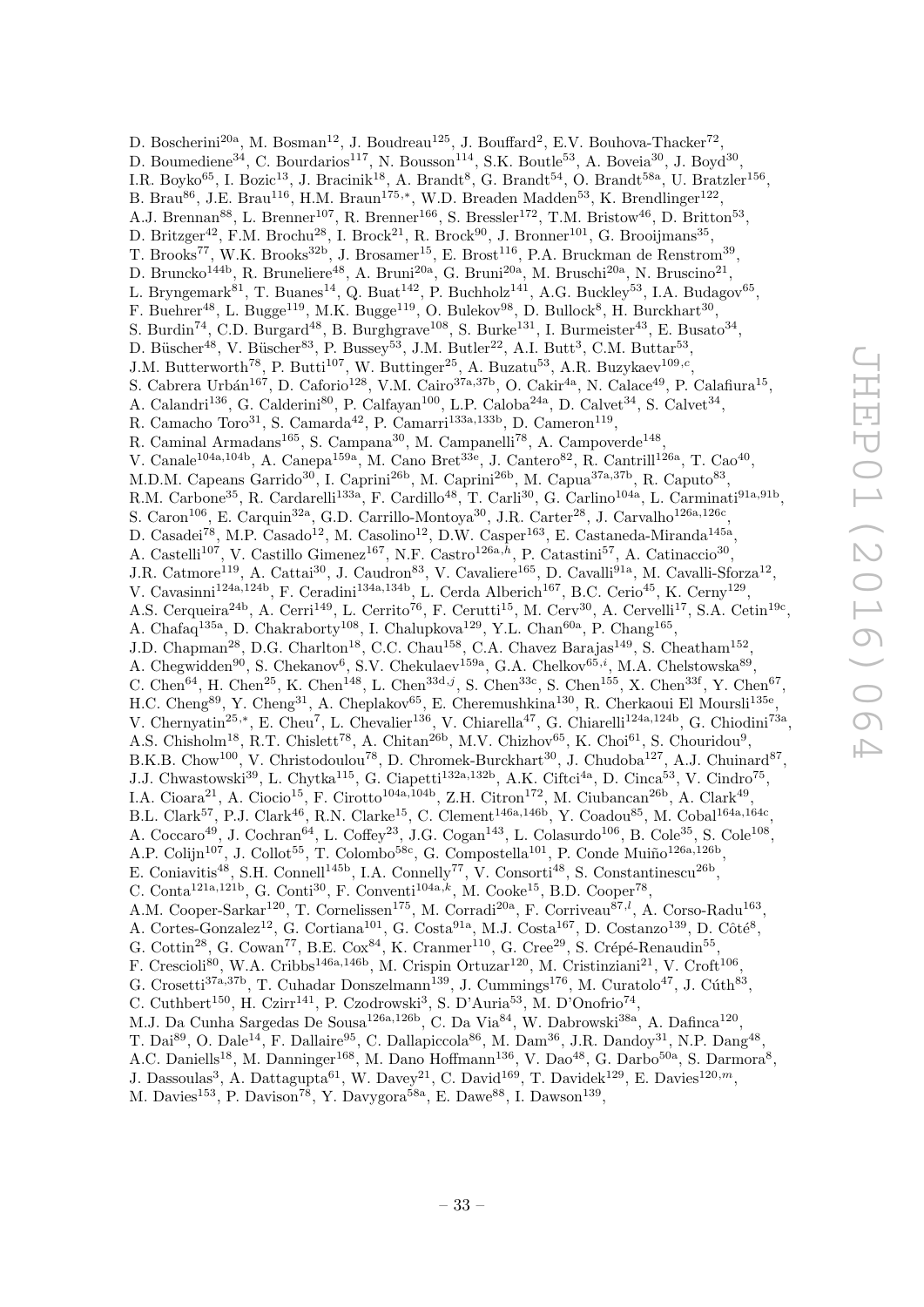D. Boscherini[20a], M. Bosman[12], J. Boudreau[125], J. Bouffard[2], E.V. Bouhova-Thacker[72], D. Boumediene[34], C. Bourdarios[117], N. Bousson[114], S.K. Boutle[53], A. Boveia[30], J. Boyd[30], I.R. Boyko[65], I. Bozic[13], J. Bracinik[18], A. Brandt[8], G. Brandt[54], O. Brandt[58a], U. Bratzler[156], B. Brau[86], J.E. Brau[116], H.M. Braun[175,*], W.D. Breaden Madden[53], K. Brendlinger[122], A.J. Brennan[88], L. Brenner[107], R. Brenner[166], S. Bressler[172], T.M. Bristow[46], D. Britton[53], D. Britzger[42], F.M. Brochu[28], I. Brock[21], R. Brock[90], J. Bronner[101], G. Brooijmans[35], T. Brooks[77], W.K. Brooks[32b], J. Brosamer[15], E. Brost[116], P.A. Bruckman de Renstrom[39], D. Bruncko[144b], R. Bruneliere[48], A. Bruni[20a], G. Bruni[20a], M. Bruschi[20a], N. Bruscino[21], L. Bryngemark[81], T. Buanes[14], Q. Buat[142], P. Buchholz[141], A.G. Buckley[53], I.A. Budagov[65], F. Buehrer[48], L. Bugge[119], M.K. Bugge[119], O. Bulekov[98], D. Bullock[8], H. Burckhart[30], S. Burdin[74], C.D. Burgard[48], B. Burghgrave[108], S. Burke[131], I. Burmeister[43], E. Busato[34], D. Büscher[48], V. Büscher[83], P. Bussey[53], J.M. Butler[22], A.I. Butt[3], C.M. Buttar[53], J.M. Butterworth[78], P. Butti[107], W. Buttinger[25], A. Buzatu[53], A.R. Buzykaev[109,c], S. Cabrera Urbán[167], D. Caforio[128], V.M. Cairo[37a,37b], O. Cakir[4a], N. Calace[49], P. Calafiura[15], A. Calandri[136], G. Calderini[80], P. Calfayan[100], L.P. Caloba[24a], D. Calvet[34], S. Calvet[34], R. Camacho Toro[31], S. Camarda[42], P. Camarri[133a,133b], D. Cameron[119], R. Caminal Armadans[165], S. Campana[30], M. Campanelli[78], A. Campoverde[148], V. Canale[104a,104b], A. Canepa[159a], M. Cano Bret[33e], J. Cantero[82], R. Cantrill[126a], T. Cao[40], M.D.M. Capeans Garrido[30], I. Caprini[26b], M. Caprini[26b], M. Capua[37a,37b], R. Caputo[83], R.M. Carbone[35], R. Cardarelli[133a], F. Cardillo[48], T. Carli[30], G. Carlino[104a], L. Carminati[91a,91b], S. Caron[106], E. Carquin[32a], G.D. Carrillo-Montoya[30], J.R. Carter[28], J. Carvalho[126a,126c], D. Casadei[78], M.P. Casado[12], M. Casolino[12], D.W. Casper[163], E. Castaneda-Miranda[145a], A. Castelli[107], V. Castillo Gimenez[167], N.F. Castro[126a,h], P. Catastini[57], A. Catinaccio[30], J.R. Catmore[119], A. Cattai[30], J. Caudron[83], V. Cavaliere[165], D. Cavalli[91a], M. Cavalli-Sforza[12], V. Cavasinni[124a,124b], F. Ceradini[134a,134b], L. Cerda Alberich[167], B.C. Cerio[45], K. Cerny[129], A.S. Cerqueira[24b], A. Cerri[149], L. Cerrito[76], F. Cerutti[15], M. Cerv[30], A. Cervelli[17], S.A. Cetin[19c], A. Chafaq[135a], D. Chakraborty[108], I. Chalupkova[129], Y.L. Chan[60a], P. Chang[165], J.D. Chapman[28], D.G. Charlton[18], C.C. Chau[158], C.A. Chavez Barajas[149], S. Cheatham[152], A. Chegwidden[90], S. Chekanov[6], S.V. Chekulaev[159a], G.A. Chelkov[65,i], M.A. Chelstowska[89], C. Chen[64], H. Chen[25], K. Chen[148], L. Chen[33d,j], S. Chen[33c], S. Chen[155], X. Chen[33f], Y. Chen[67], H.C. Cheng[89], Y. Cheng[31], A. Cheplakov[65], E. Cheremushkina[130], R. Cherkaoui El Moursli[135e], V. Chernyatin[25,*], E. Cheu[7], L. Chevalier[136], V. Chiarella[47], G. Chiarelli[124a,124b], G. Chiodini[73a], A.S. Chisholm[18], R.T. Chislett[78], A. Chitan[26b], M.V. Chizhov[65], K. Choi[61], S. Chouridou[9], B.K.B. Chow[100], V. Christodoulou[78], D. Chromek-Burckhart[30], J. Chudoba[127], A.J. Chuinard[87], J.J. Chwastowski[39], L. Chytka[115], G. Ciapetti[132a,132b], A.K. Ciftci[4a], D. Cinca[53], V. Cindro[75], I.A. Cioara[21], A. Ciocio[15], F. Cirotto[104a,104b], Z.H. Citron[172], M. Ciubancan[26b], A. Clark[49], B.L. Clark[57], P.J. Clark[46], R.N. Clarke[15], C. Clement[146a,146b], Y. Coadou[85], M. Cobal[164a,164c], A. Coccaro[49], J. Cochran[64], L. Coffey[23], J.G. Cogan[143], L. Colasurdo[106], B. Cole[35], S. Cole[108], A.P. Colijn[107], J. Collot[55], T. Colombo[58c], G. Compostella[101], P. Conde Muiño[126a,126b], E. Coniavitis[48], S.H. Connell[145b], I.A. Connelly[77], V. Consorti[48], S. Constantinescu[26b], C. Conta[121a,121b], G. Conti[30], F. Conventi[104a,k], M. Cooke[15], B.D. Cooper[78], A.M. Cooper-Sarkar[120], T. Cornelissen[175], M. Corradi[20a], F. Corriveau[87,l], A. Corso-Radu[163], A. Cortes-Gonzalez[12], G. Cortiana[101], G. Costa[91a], M.J. Costa[167], D. Costanzo[139], D. Côté[8], G. Cottin[28], G. Cowan[77], B.E. Cox[84], K. Cranmer[110], G. Cree[29], S. Crépé-Renaudin[55], F. Crescioli[80], W.A. Cribbs[146a,146b], M. Crispin Ortuzar[120], M. Cristinziani[21], V. Croft[106], G. Crosetti[37a,37b], T. Cuhadar Donszelmann[139], J. Cummings[176], M. Curatolo[47], J. Cúth[83], C. Cuthbert[150], H. Czirr[141], P. Czodrowski[3], S. D'Auria[53], M. D'Onofrio[74], M.J. Da Cunha Sargedas De Sousa[126a,126b], C. Da Via[84], W. Dabrowski[38a], A. Dafinca[120], T. Dai[89], O. Dale[14], F. Dallaire[95], C. Dallapiccola[86], M. Dam[36], J.R. Dandoy[31], N.P. Dang[48], A.C. Daniells[18], M. Danninger[168], M. Dano Hoffmann[136], V. Dao[48], G. Darbo[50a], S. Darmora[8], J. Dassoulas[3], A. Dattagupta[61], W. Davey[21], C. David[169], T. Davidek[129], E. Davies[120,m], M. Davies[153], P. Davison[78], Y. Davygora[58a], E. Dawe[88], I. Dawson[139],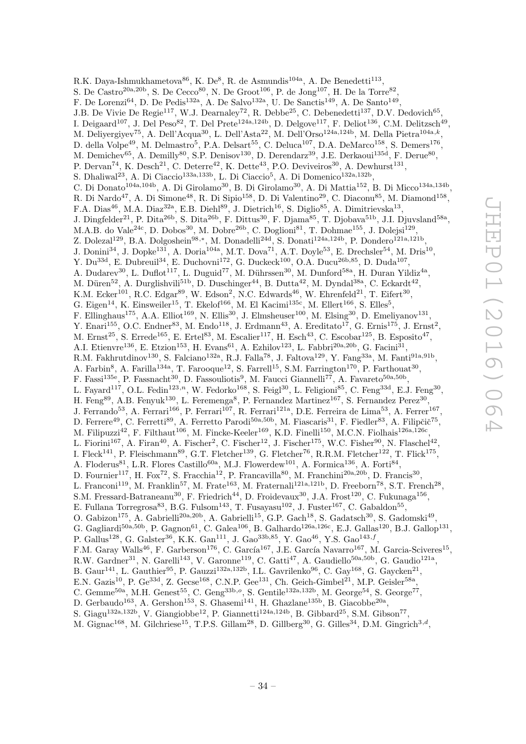R.K. Daya-Ishmukhametova[86], K. De[8], R. de Asmundis[104a], A. De Benedetti[113], S. De Castro[20a,20b], S. De Cecco[80], N. De Groot[106], P. de Jong[107], H. De la Torre[82], F. De Lorenzi[64], D. De Pedis[132a], A. De Salvo[132a], U. De Sanctis[149], A. De Santo[149], J.B. De Vivie De Regie[117], W.J. Dearnaley[72], R. Debbe[25], C. Debenedetti[137], D.V. Dedovich[65], I. Deigaard[107], J. Del Peso[82], T. Del Prete[124a,124b], D. Delgove[117], F. Deliot[136], C.M. Delitzsch[49], M. Deliyergiyev[75], A. Dell'Acqua[30], L. Dell'Asta[22], M. Dell'Orso[124a,124b], M. Della Pietra[104a,k], D. della Volpe[49], M. Delmastro[5], P.A. Delsart[55], C. Deluca[107], D.A. DeMarco[158], S. Demers[176], M. Demichev[65], A. Demilly[80], S.P. Denisov[130], D. Derendarz[39], J.E. Derkaoui[135d], F. Derue[80], P. Dervan[74], K. Desch[21], C. Deterre[42], K. Dette[43], P.O. Deviveiros[30], A. Dewhurst[131], S. Dhaliwal[23], A. Di Ciaccio[133a,133b], L. Di Ciaccio[5], A. Di Domenico[132a,132b], C. Di Donato[104a,104b], A. Di Girolamo[30], B. Di Girolamo[30], A. Di Mattia[152], B. Di Micco[134a,134b], R. Di Nardo[47], A. Di Simone[48], R. Di Sipio[158], D. Di Valentino[29], C. Diaconu[85], M. Diamond[158], F.A. Dias[46], M.A. Diaz[32a], E.B. Diehl[89], J. Dietrich[16], S. Diglio[85], A. Dimitrievska[13], J. Dingfelder[21], P. Dita[26b], S. Dita[26b], F. Dittus[30], F. Djama[85], T. Djobava[51b], J.I. Djuvsland[58a], M.A.B. do Vale[24c], D. Dobos[30], M. Dobre[26b], C. Doglioni[81], T. Dohmae[155], J. Dolejsi[129], Z. Dolezal[129], B.A. Dolgoshein[98,*], M. Donadelli[24d], S. Donati[124a,124b], P. Dondero[121a,121b], J. Donini[34], J. Dopke[131], A. Doria[104a], M.T. Dova[71], A.T. Doyle[53], E. Drechsler[54], M. Dris[10], Y. Du[33d], E. Dubreuil[34], E. Duchovni[172], G. Duckeck[100], O.A. Ducu[26b,85], D. Duda[107], A. Dudarev[30], L. Duflot[117], L. Duguid[77], M. Dührssen[30], M. Dunford[58a], H. Duran Yildiz[4a], M. Düren[52], A. Durglishvili[51b], D. Duschinger[44], B. Dutta[42], M. Dyndal[38a], C. Eckardt[42], K.M. Ecker[101], R.C. Edgar[89], W. Edson[2], N.C. Edwards[46], W. Ehrenfeld[21], T. Eifert[30], G. Eigen[14], K. Einsweiler[15], T. Ekelof[166], M. El Kacimi[135c], M. Ellert[166], S. Elles[5], F. Ellinghaus[175], A.A. Elliot[169], N. Ellis[30], J. Elmsheuser[100], M. Elsing[30], D. Emeliyanov[131], Y. Enari[155], O.C. Endner[83], M. Endo[118], J. Erdmann[43], A. Ereditato[17], G. Ernis[175], J. Ernst[2], M. Ernst[25], S. Errede[165], E. Ertel[83], M. Escalier[117], H. Esch[43], C. Escobar[125], B. Esposito[47], A.I. Etienvre[136], E. Etzion[153], H. Evans[61], A. Ezhilov[123], L. Fabbri[20a,20b], G. Facini[31], R.M. Fakhrutdinov[130], S. Falciano[132a], R.J. Falla[78], J. Faltova[129], Y. Fang[33a], M. Fanti[91a,91b], A. Farbin[8], A. Farilla[134a], T. Farooque[12], S. Farrell[15], S.M. Farrington[170], P. Farthouat[30], F. Fassi[135e], P. Fassnacht[30], D. Fassouliotis[9], M. Faucci Giannelli[77], A. Favareto[50a,50b], L. Fayard[117], O.L. Fedin[123,n], W. Fedorko[168], S. Feigl[30], L. Feligioni[85], C. Feng[33d], E.J. Feng[30], H. Feng[89], A.B. Fenyuk[130], L. Feremenga[8], P. Fernandez Martinez[167], S. Fernandez Perez[30], J. Ferrando[53], A. Ferrari[166], P. Ferrari[107], R. Ferrari[121a], D.E. Ferreira de Lima[53], A. Ferrer[167], D. Ferrere[49], C. Ferretti[89], A. Ferretto Parodi[50a,50b], M. Fiascaris[31], F. Fiedler[83], A. Filipčič[75], M. Filipuzzi[42], F. Filthaut[106], M. Fincke-Keeler[169], K.D. Finelli[150], M.C.N. Fiolhais[126a,126c], L. Fiorini[167], A. Firan[40], A. Fischer[2], C. Fischer[12], J. Fischer[175], W.C. Fisher[90], N. Flaschel[42], I. Fleck[141], P. Fleischmann[89], G.T. Fletcher[139], G. Fletcher[76], R.R.M. Fletcher[122], T. Flick[175], A. Floderus[81], L.R. Flores Castillo[60a], M.J. Flowerdew[101], A. Formica[136], A. Forti[84], D. Fournier[117], H. Fox[72], S. Fracchia[12], P. Francavilla[80], M. Franchini[20a,20b], D. Francis[30], L. Franconi[119], M. Franklin[57], M. Frate[163], M. Fraternali[121a,121b], D. Freeborn[78], S.T. French[28], S.M. Fressard-Batraneanu[30], F. Friedrich[44], D. Froidevaux[30], J.A. Frost[120], C. Fukunaga[156], E. Fullana Torregrosa[83], B.G. Fulsom[143], T. Fusayasu[102], J. Fuster[167], C. Gabaldon[55], O. Gabizon[175], A. Gabrielli[20a,20b], A. Gabrielli[15], G.P. Gach[18], S. Gadatsch[30], S. Gadomski[49], G. Gagliardi[50a,50b], P. Gagnon[61], C. Galea[106], B. Galhardo[126a,126c], E.J. Gallas[120], B.J. Gallop[131], P. Gallus[128], G. Galster[36], K.K. Gan[111], J. Gao[33b,85], Y. Gao[46], Y.S. Gao[143,f], F.M. Garay Walls[46], F. Garberson[176], C. García[167], J.E. García Navarro[167], M. Garcia-Sciveres[15], R.W. Gardner[31], N. Garelli[143], V. Garonne[119], C. Gatti[47], A. Gaudiello[50a,50b], G. Gaudio[121a], B. Gaur[141], L. Gauthier[95], P. Gauzzi[132a,132b], I.L. Gavrilenko[96], C. Gay[168], G. Gaycken[21], E.N. Gazis[10], P. Ge[33d], Z. Gecse[168], C.N.P. Gee[131], Ch. Geich-Gimbel[21], M.P. Geisler[58a], C. Gemme[50a], M.H. Genest[55], C. Geng[33b,o], S. Gentile[132a,132b], M. George[54], S. George[77], D. Gerbaudo[163], A. Gershon[153], S. Ghasemi[141], H. Ghazlane[135b], B. Giacobbe[20a], S. Giagu[132a,132b], V. Giangiobbe[12], P. Giannetti[124a,124b], B. Gibbard[25], S.M. Gibson[77], M. Gignac[168], M. Gilchriese[15], T.P.S. Gillam[28], D. Gillberg[30], G. Gilles[34], D.M. Gingrich[3,d],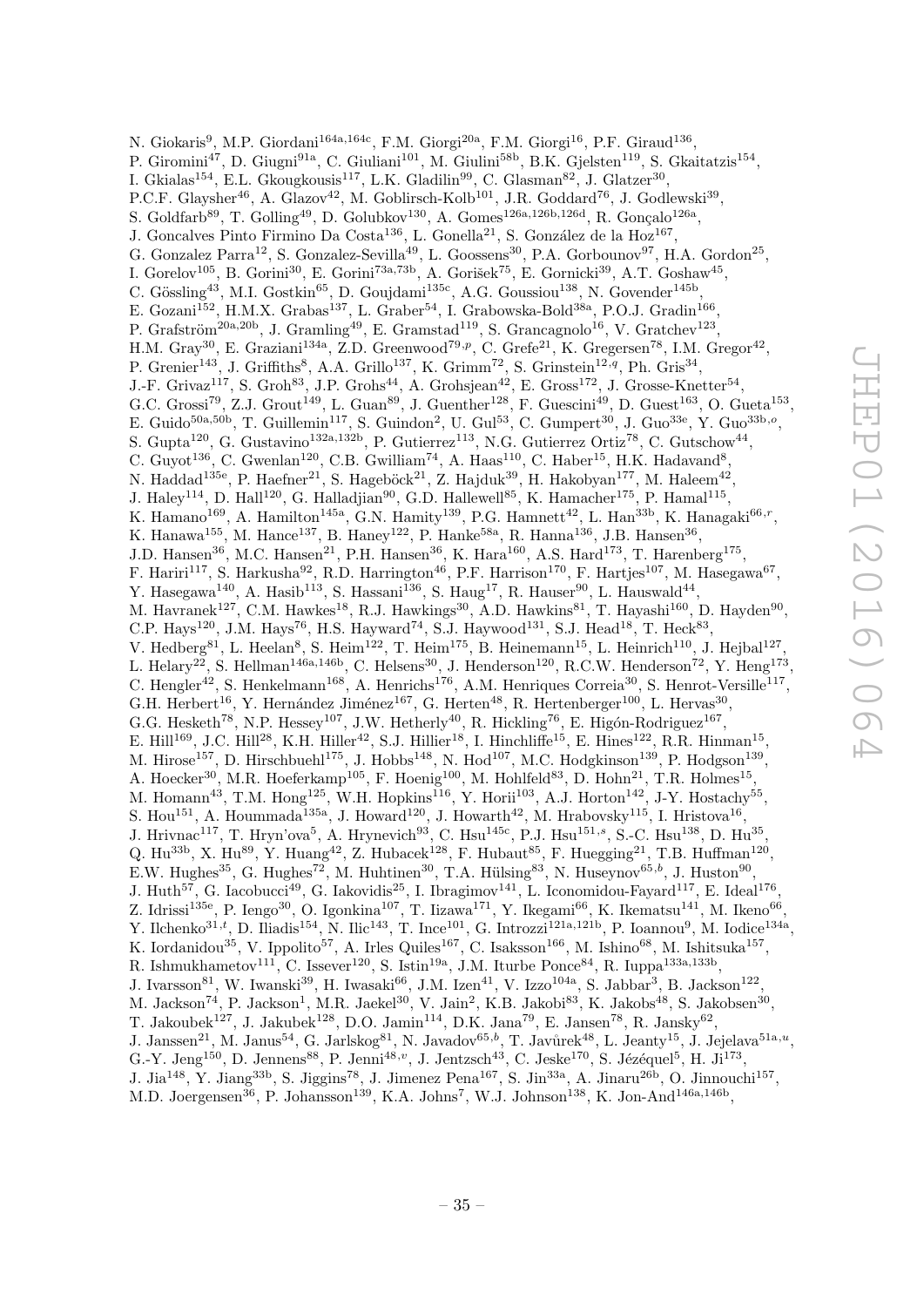N. Giokaris[9], M.P. Giordani[164a,164c], F.M. Giorgi[20a], F.M. Giorgi[16], P.F. Giraud[136], P. Giromini[47], D. Giugni[91a], C. Giuliani[101], M. Giulini[58b], B.K. Gjelsten[119], S. Gkaitatzis[154], I. Gkialas[154], E.L. Gkougkousis[117], L.K. Gladilin[99], C. Glasman[82], J. Glatzer[30], P.C.F. Glaysher[46], A. Glazov[42], M. Goblirsch-Kolb[101], J.R. Goddard[76], J. Godlewski[39], S. Goldfarb[89], T. Golling[49], D. Golubkov[130], A. Gomes[126a,126b,126d], R. Gonçalo[126a], J. Goncalves Pinto Firmino Da Costa[136], L. Gonella[21], S. González de la Hoz[167], G. Gonzalez Parra[12], S. Gonzalez-Sevilla[49], L. Goossens[30], P.A. Gorbounov[97], H.A. Gordon[25], I. Gorelov[105], B. Gorini[30], E. Gorini[73a,73b], A. Gorišek[75], E. Gornicki[39], A.T. Goshaw[45], C. Gössling[43], M.I. Gostkin[65], D. Goujdami[135c], A.G. Goussiou[138], N. Govender[145b], E. Gozani[152], H.M.X. Grabas[137], L. Graber[54], I. Grabowska-Bold[38a], P.O.J. Gradin[166], P. Grafström[20a,20b], J. Gramling[49], E. Gramstad[119], S. Grancagnolo[16], V. Gratchev[123], H.M. Gray[30], E. Graziani[134a], Z.D. Greenwood[79,p], C. Grefe[21], K. Gregersen[78], I.M. Gregor[42], P. Grenier[143], J. Griffiths[8], A.A. Grillo[137], K. Grimm[72], S. Grinstein[12,q], Ph. Gris[34], J.-F. Grivaz[117], S. Groh[83], J.P. Grohs[44], A. Grohsjean[42], E. Gross[172], J. Grosse-Knetter[54], G.C. Grossi[79], Z.J. Grout[149], L. Guan[89], J. Guenther[128], F. Guescini[49], D. Guest[163], O. Gueta[153], E. Guido[50a,50b], T. Guillemin[117], S. Guindon[2], U. Gul[53], C. Gumpert[30], J. Guo[33e], Y. Guo[33b,o], S. Gupta[120], G. Gustavino[132a,132b], P. Gutierrez[113], N.G. Gutierrez Ortiz[78], C. Gutschow[44], C. Guyot[136], C. Gwenlan[120], C.B. Gwilliam[74], A. Haas[110], C. Haber[15], H.K. Hadavand[8], N. Haddad[135e], P. Haefner[21], S. Hageböck[21], Z. Hajduk[39], H. Hakobyan[177], M. Haleem[42], J. Haley[114], D. Hall[120], G. Halladjian[90], G.D. Hallewell[85], K. Hamacher[175], P. Hamal[115], K. Hamano[169], A. Hamilton[145a], G.N. Hamity[139], P.G. Hamnett[42], L. Han[33b], K. Hanagaki[66,r], K. Hanawa[155], M. Hance[137], B. Haney[122], P. Hanke[58a], R. Hanna[136], J.B. Hansen[36], J.D. Hansen[36], M.C. Hansen[21], P.H. Hansen[36], K. Hara[160], A.S. Hard[173], T. Harenberg[175], F. Hariri[117], S. Harkusha[92], R.D. Harrington[46], P.F. Harrison[170], F. Hartjes[107], M. Hasegawa[67], Y. Hasegawa[140], A. Hasib[113], S. Hassani[136], S. Haug[17], R. Hauser[90], L. Hauswald[44], M. Havranek[127], C.M. Hawkes[18], R.J. Hawkings[30], A.D. Hawkins[81], T. Hayashi[160], D. Hayden[90], C.P. Hays[120], J.M. Hays[76], H.S. Hayward[74], S.J. Haywood[131], S.J. Head[18], T. Heck[83], V. Hedberg[81], L. Heelan[8], S. Heim[122], T. Heim[175], B. Heinemann[15], L. Heinrich[110], J. Hejbal[127], L. Helary[22], S. Hellman[146a,146b], C. Helsens[30], J. Henderson[120], R.C.W. Henderson[72], Y. Heng[173], C. Hengler[42], S. Henkelmann[168], A. Henrichs[176], A.M. Henriques Correia[30], S. Henrot-Versille[117], G.H. Herbert[16], Y. Hernández Jiménez[167], G. Herten[48], R. Hertenberger[100], L. Hervas[30], G.G. Hesketh[78], N.P. Hessey[107], J.W. Hetherly[40], R. Hickling[76], E. Higón-Rodriguez[167], E. Hill[169], J.C. Hill[28], K.H. Hiller[42], S.J. Hillier[18], I. Hinchliffe[15], E. Hines[122], R.R. Hinman[15], M. Hirose[157], D. Hirschbuehl[175], J. Hobbs[148], N. Hod[107], M.C. Hodgkinson[139], P. Hodgson[139], A. Hoecker[30], M.R. Hoeferkamp[105], F. Hoenig[100], M. Hohlfeld[83], D. Hohn[21], T.R. Holmes[15], M. Homann[43], T.M. Hong[125], W.H. Hopkins[116], Y. Horii[103], A.J. Horton[142], J-Y. Hostachy[55], S. Hou[151], A. Hoummada[135a], J. Howard[120], J. Howarth[42], M. Hrabovsky[115], I. Hristova[16], J. Hrivnac[117], T. Hryn'ova[5], A. Hrynevich[93], C. Hsu[145c], P.J. Hsu[151,s], S.-C. Hsu[138], D. Hu[35], Q. Hu[33b], X. Hu[89], Y. Huang[42], Z. Hubacek[128], F. Hubaut[85], F. Huegging[21], T.B. Huffman[120], E.W. Hughes[35], G. Hughes[72], M. Huhtinen[30], T.A. Hülsing[83], N. Huseynov[65,b], J. Huston[90], J. Huth[57], G. Iacobucci[49], G. Iakovidis[25], I. Ibragimov[141], L. Iconomidou-Fayard[117], E. Ideal[176], Z. Idrissi[135e], P. Iengo[30], O. Igonkina[107], T. Iizawa[171], Y. Ikegami[66], K. Ikematsu[141], M. Ikeno[66], Y. Ilchenko[31,t], D. Iliadis[154], N. Ilic[143], T. Ince[101], G. Introzzi[121a,121b], P. Ioannou[9], M. Iodice[134a], K. Iordanidou[35], V. Ippolito[57], A. Irles Quiles[167], C. Isaksson[166], M. Ishino[68], M. Ishitsuka[157], R. Ishmukhametov[111], C. Issever[120], S. Istin[19a], J.M. Iturbe Ponce[84], R. Iuppa[133a,133b], J. Ivarsson[81], W. Iwanski[39], H. Iwasaki[66], J.M. Izen[41], V. Izzo[104a], S. Jabbar[3], B. Jackson[122], M. Jackson[74], P. Jackson[1], M.R. Jaekel[30], V. Jain[2], K.B. Jakobi[83], K. Jakobs[48], S. Jakobsen[30], T. Jakoubek[127], J. Jakubek[128], D.O. Jamin[114], D.K. Jana[79], E. Jansen[78], R. Jansky[62], J. Janssen[21], M. Janus[54], G. Jarlskog[81], N. Javadov[65,b], T. Javůrek[48], L. Jeanty[15], J. Jejelava[51a,u], G.-Y. Jeng[150], D. Jennens[88], P. Jenni[48,v], J. Jentzsch[43], C. Jeske[170], S. Jézéquel[5], H. Ji[173], J. Jia[148], Y. Jiang[33b], S. Jiggins[78], J. Jimenez Pena[167], S. Jin[33a], A. Jinaru[26b], O. Jinnouchi[157], M.D. Joergensen[36], P. Johansson[139], K.A. Johns[7], W.J. Johnson[138], K. Jon-And[146a,146b],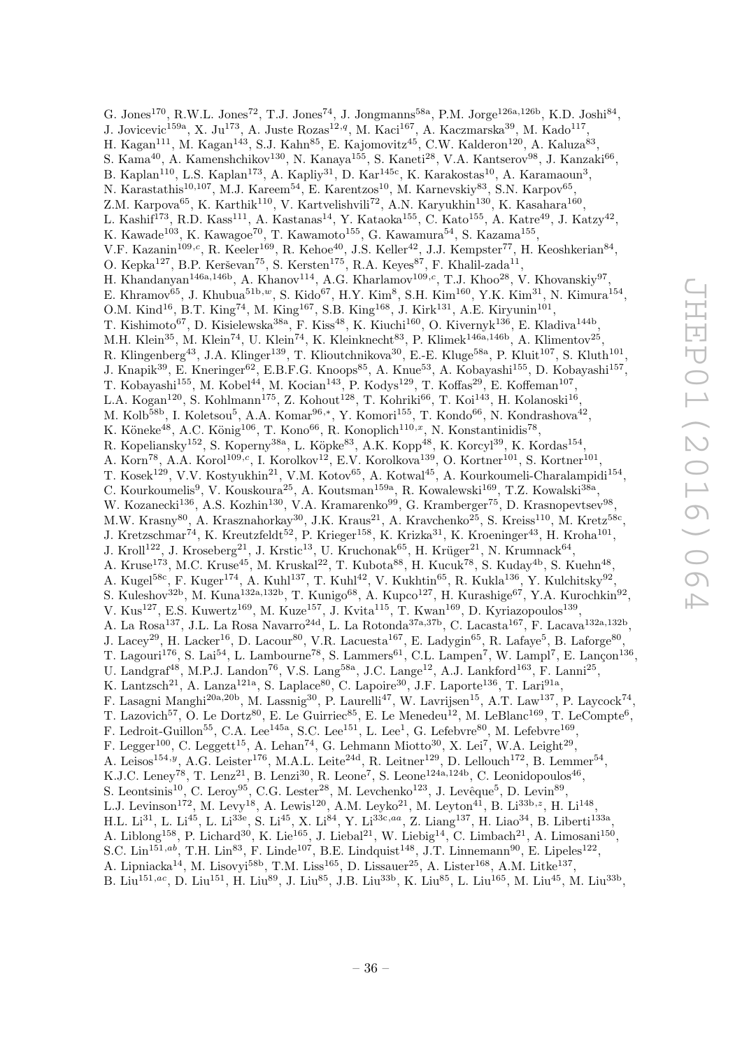G. Jones[170], R.W.L. Jones[72], T.J. Jones[74], J. Jongmanns[58a], P.M. Jorge[126a,126b], K.D. Joshi[84], J. Jovicevic[159a], X. Ju[173], A. Juste Rozas[12,q], M. Kaci[167], A. Kaczmarska[39], M. Kado[117], H. Kagan[111], M. Kagan[143], S.J. Kahn[85], E. Kajomovitz[45], C.W. Kalderon[120], A. Kaluza[83], S. Kama[40], A. Kamenshchikov[130], N. Kanaya[155], S. Kaneti[28], V.A. Kantserov[98], J. Kanzaki[66], B. Kaplan[110], L.S. Kaplan[173], A. Kapliy[31], D. Kar[145c], K. Karakostas[10], A. Karamaoun[3], N. Karastathis[10,107], M.J. Kareem[54], E. Karentzos[10], M. Karnevskiy[83], S.N. Karpov[65], Z.M. Karpova[65], K. Karthik[110], V. Kartvelishvili[72], A.N. Karyukhin[130], K. Kasahara[160], L. Kashif[173], R.D. Kass[111], A. Kastanas[14], Y. Kataoka[155], C. Kato[155], A. Katre[49], J. Katzy[42], K. Kawade[103], K. Kawagoe[70], T. Kawamoto[155], G. Kawamura[54], S. Kazama[155], V.F. Kazanin[109,c], R. Keeler[169], R. Kehoe[40], J.S. Keller[42], J.J. Kempster[77], H. Keoshkerian[84], O. Kepka[127], B.P. Kerševan[75], S. Kersten[175], R.A. Keyes[87], F. Khalil-zada[11], H. Khandanyan[146a,146b], A. Khanov[114], A.G. Kharlamov[109,c], T.J. Khoo[28], V. Khovanskiy[97], E. Khramov[65], J. Khubua[51b,w], S. Kido[67], H.Y. Kim[8], S.H. Kim[160], Y.K. Kim[31], N. Kimura[154], O.M. Kind[16], B.T. King[74], M. King[167], S.B. King[168], J. Kirk[131], A.E. Kiryunin[101], T. Kishimoto[67], D. Kisielewska[38a], F. Kiss[48], K. Kiuchi[160], O. Kivernyk[136], E. Kladiva[144b], M.H. Klein[35], M. Klein[74], U. Klein[74], K. Kleinknecht[83], P. Klimek[146a,146b], A. Klimentov[25], R. Klingenberg[43], J.A. Klinger[139], T. Klioutchnikova[30], E.-E. Kluge[58a], P. Kluit[107], S. Kluth[101], J. Knapik[39], E. Kneringer[62], E.B.F.G. Knoops[85], A. Knue[53], A. Kobayashi[155], D. Kobayashi[157], T. Kobayashi[155], M. Kobel[44], M. Kocian[143], P. Kodys[129], T. Koffas[29], E. Koffeman[107], L.A. Kogan[120], S. Kohlmann[175], Z. Kohout[128], T. Kohriki[66], T. Koi[143], H. Kolanoski[16], M. Kolb[58b], I. Koletsou[5], A.A. Komar[96,*], Y. Komori[155], T. Kondo[66], N. Kondrashova[42], K. Köneke[48], A.C. König[106], T. Kono[66], R. Konoplich[110,x], N. Konstantinidis[78], R. Kopeliansky[152], S. Koperny[38a], L. Köpke[83], A.K. Kopp[48], K. Korcyl[39], K. Kordas[154], A. Korn[78], A.A. Korol[109,c], I. Korolkov[12], E.V. Korolkova[139], O. Kortner[101], S. Kortner[101], T. Kosek[129], V.V. Kostyukhin[21], V.M. Kotov[65], A. Kotwal[45], A. Kourkoumeli-Charalampidi[154], C. Kourkoumelis[9], V. Kouskoura[25], A. Koutsman[159a], R. Kowalewski[169], T.Z. Kowalski[38a], W. Kozanecki[136], A.S. Kozhin[130], V.A. Kramarenko[99], G. Kramberger[75], D. Krasnopevtsev[98], M.W. Krasny[80], A. Krasznahorkay[30], J.K. Kraus[21], A. Kravchenko[25], S. Kreiss[110], M. Kretz[58c], J. Kretzschmar[74], K. Kreutzfeldt[52], P. Krieger[158], K. Krizka[31], K. Kroeninger[43], H. Kroha[101], J. Kroll[122], J. Kroseberg[21], J. Krstic[13], U. Kruchonak[65], H. Krüger[21], N. Krumnack[64], A. Kruse[173], M.C. Kruse[45], M. Kruskal[22], T. Kubota[88], H. Kucuk[78], S. Kuday[4b], S. Kuehn[48], A. Kugel[58c], F. Kuger[174], A. Kuhl[137], T. Kuhl[42], V. Kukhtin[65], R. Kukla[136], Y. Kulchitsky[92], S. Kuleshov[32b], M. Kuna[132a,132b], T. Kunigo[68], A. Kupco[127], H. Kurashige[67], Y.A. Kurochkin[92], V. Kus[127], E.S. Kuwertz[169], M. Kuze[157], J. Kvita[115], T. Kwan[169], D. Kyriazopoulos[139], A. La Rosa[137], J.L. La Rosa Navarro[24d], L. La Rotonda[37a,37b], C. Lacasta[167], F. Lacava[132a,132b], J. Lacey[29], H. Lacker[16], D. Lacour[80], V.R. Lacuesta[167], E. Ladygin[65], R. Lafaye[5], B. Laforge[80], T. Lagouri[176], S. Lai[54], L. Lambourne[78], S. Lammers[61], C.L. Lampen[7], W. Lampl[7], E. Lançon[136], U. Landgraf[48], M.P.J. Landon[76], V.S. Lang[58a], J.C. Lange[12], A.J. Lankford[163], F. Lanni[25], K. Lantzsch[21], A. Lanza[121a], S. Laplace[80], C. Lapoire[30], J.F. Laporte[136], T. Lari[91a], F. Lasagni Manghi[20a,20b], M. Lassnig[30], P. Laurelli[47], W. Lavrijsen[15], A.T. Law[137], P. Laycock[74], T. Lazovich[57], O. Le Dortz[80], E. Le Guirriec[85], E. Le Menedeu[12], M. LeBlanc[169], T. LeCompte[6], F. Ledroit-Guillon[55], C.A. Lee[145a], S.C. Lee[151], L. Lee[1], G. Lefebvre[80], M. Lefebvre[169], F. Legger[100], C. Leggett[15], A. Lehan[74], G. Lehmann Miotto[30], X. Lei[7], W.A. Leight[29], A. Leisos[154,y], A.G. Leister[176], M.A.L. Leite[24d], R. Leitner[129], D. Lellouch[172], B. Lemmer[54], K.J.C. Leney[78], T. Lenz[21], B. Lenzi[30], R. Leone[7], S. Leone[124a,124b], C. Leonidopoulos[46], S. Leontsinis[10], C. Leroy[95], C.G. Lester[28], M. Levchenko[123], J. Levêque[5], D. Levin[89], L.J. Levinson[172], M. Levy[18], A. Lewis[120], A.M. Leyko[21], M. Leyton[41], B. Li[33b,z], H. Li[148], H.L. Li[31], L. Li[45], L. Li[33e], S. Li[45], X. Li[84], Y. Li[33c,aa], Z. Liang[137], H. Liao[34], B. Liberti[133a], A. Liblong[158], P. Lichard[30], K. Lie[165], J. Liebal[21], W. Liebig[14], C. Limbach[21], A. Limosani[150], S.C. Lin[151,ab], T.H. Lin[83], F. Linde[107], B.E. Lindquist[148], J.T. Linnemann[90], E. Lipeles[122], A. Lipniacka[14], M. Lisovyi[58b], T.M. Liss[165], D. Lissauer[25], A. Lister[168], A.M. Litke[137], B. Liu[151,ac], D. Liu[151], H. Liu[89], J. Liu[85], J.B. Liu[33b], K. Liu[85], L. Liu[165], M. Liu[45], M. Liu[33b],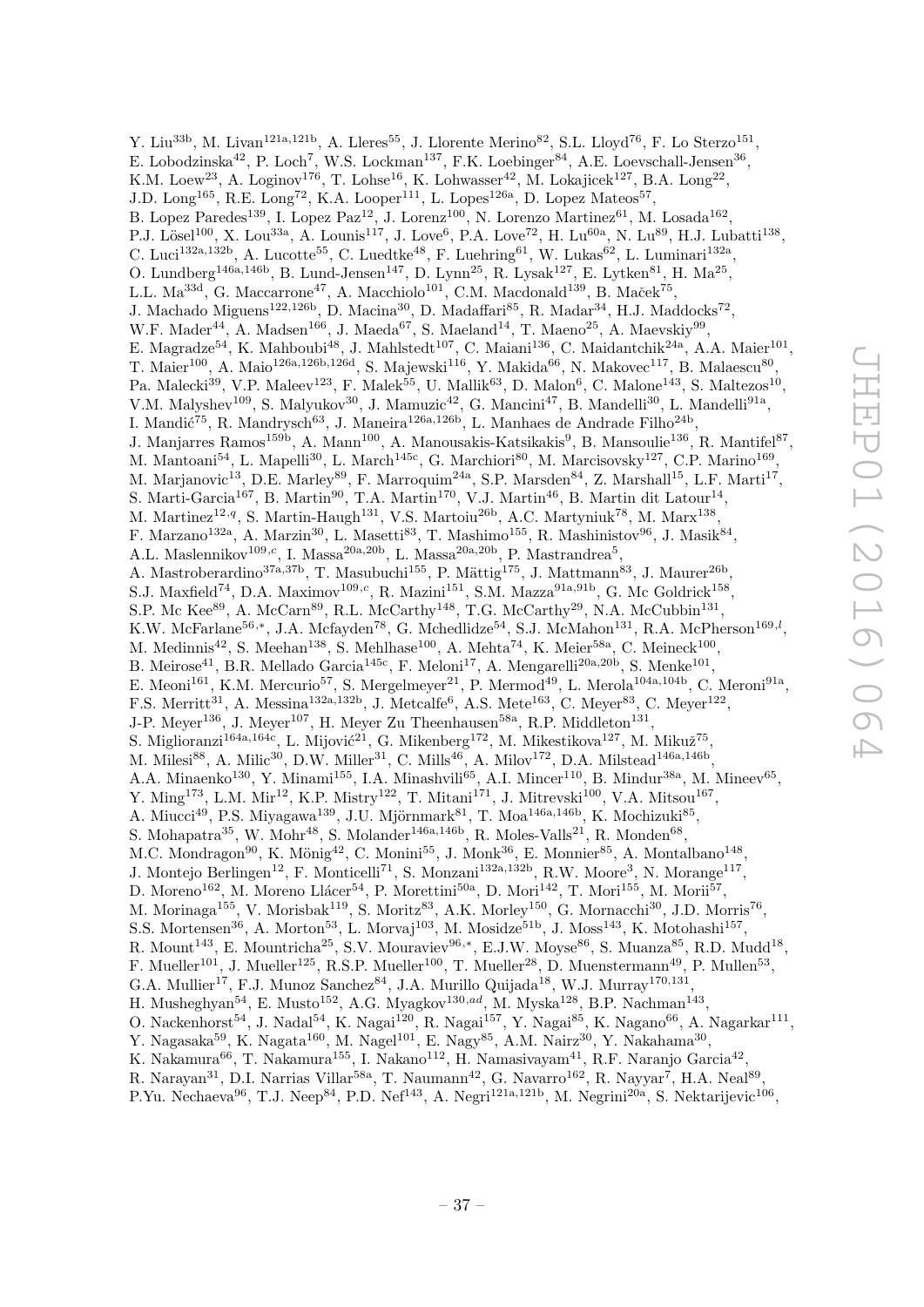Y. Liu[33b], M. Livan[121a,121b], A. Lleres[55], J. Llorente Merino[82], S.L. Lloyd[76], F. Lo Sterzo[151], E. Lobodzinska[42], P. Loch[7], W.S. Lockman[137], F.K. Loebinger[84], A.E. Loevschall-Jensen[36], K.M. Loew[23], A. Loginov[176], T. Lohse[16], K. Lohwasser[42], M. Lokajicek[127], B.A. Long[22], J.D. Long[165], R.E. Long[72], K.A. Looper[111], L. Lopes[126a], D. Lopez Mateos[57], B. Lopez Paredes[139], I. Lopez Paz[12], J. Lorenz[100], N. Lorenzo Martinez[61], M. Losada[162], P.J. Lösel[100], X. Lou[33a], A. Lounis[117], J. Love[6], P.A. Love[72], H. Lu[60a], N. Lu[89], H.J. Lubatti[138], C. Luci[132a,132b], A. Lucotte[55], C. Luedtke[48], F. Luehring[61], W. Lukas[62], L. Luminari[132a], O. Lundberg[146a,146b], B. Lund-Jensen[147], D. Lynn[25], R. Lysak[127], E. Lytken[81], H. Ma[25], L.L. Ma[33d], G. Maccarrone[47], A. Macchiolo[101], C.M. Macdonald[139], B. Maček[75], J. Machado Miguens[122,126b], D. Macina[30], D. Madaffari[85], R. Madar[34], H.J. Maddocks[72], W.F. Mader[44], A. Madsen[166], J. Maeda[67], S. Maeland[14], T. Maeno[25], A. Maevskiy[99], E. Magradze[54], K. Mahboubi[48], J. Mahlstedt[107], C. Maiani[136], C. Maidantchik[24a], A.A. Maier[101], T. Maier[100], A. Maio[126a,126b,126d], S. Majewski[116], Y. Makida[66], N. Makovec[117], B. Malaescu[80], Pa. Malecki[39], V.P. Maleev[123], F. Malek[55], U. Mallik[63], D. Malon[6], C. Malone[143], S. Maltezos[10], V.M. Malyshev[109], S. Malyukov[30], J. Mamuzic[42], G. Mancini[47], B. Mandelli[30], L. Mandelli[91a], I. Mandić[75], R. Mandrysch[63], J. Maneira[126a,126b], L. Manhaes de Andrade Filho[24b], J. Manjarres Ramos[159b], A. Mann[100], A. Manousakis-Katsikakis[9], B. Mansoulie[136], R. Mantifel[87], M. Mantoani[54], L. Mapelli[30], L. March[145c], G. Marchiori[80], M. Marcisovsky[127], C.P. Marino[169], M. Marjanovic[13], D.E. Marley[89], F. Marroquim[24a], S.P. Marsden[84], Z. Marshall[15], L.F. Marti[17], S. Marti-Garcia[167], B. Martin[90], T.A. Martin[170], V.J. Martin[46], B. Martin dit Latour[14], M. Martinez[12,q], S. Martin-Haugh[131], V.S. Martoiu[26b], A.C. Martyniuk[78], M. Marx[138], F. Marzano[132a], A. Marzin[30], L. Masetti[83], T. Mashimo[155], R. Mashinistov[96], J. Masik[84], A.L. Maslennikov[109,c], I. Massa[20a,20b], L. Massa[20a,20b], P. Mastrandrea[5], A. Mastroberardino[37a,37b], T. Masubuchi[155], P. Mättig[175], J. Mattmann[83], J. Maurer[26b], S.J. Maxfield[74], D.A. Maximov[109,c], R. Mazini[151], S.M. Mazza[91a,91b], G. Mc Goldrick[158], S.P. Mc Kee[89], A. McCarn[89], R.L. McCarthy[148], T.G. McCarthy[29], N.A. McCubbin[131], K.W. McFarlane[56,*], J.A. Mcfayden[78], G. Mchedlidze[54], S.J. McMahon[131], R.A. McPherson[169,l], M. Medinnis[42], S. Meehan[138], S. Mehlhase[100], A. Mehta[74], K. Meier[58a], C. Meineck[100], B. Meirose[41], B.R. Mellado Garcia[145c], F. Meloni[17], A. Mengarelli[20a,20b], S. Menke[101], E. Meoni[161], K.M. Mercurio[57], S. Mergelmeyer[21], P. Mermod[49], L. Merola[104a,104b], C. Meroni[91a], F.S. Merritt[31], A. Messina[132a,132b], J. Metcalfe[6], A.S. Mete[163], C. Meyer[83], C. Meyer[122], J-P. Meyer[136], J. Meyer[107], H. Meyer Zu Theenhausen[58a], R.P. Middleton[131], S. Miglioranzi[164a,164c], L. Mijović[21], G. Mikenberg[172], M. Mikestikova[127], M. Mikuž[75], M. Milesi[88], A. Milic[30], D.W. Miller[31], C. Mills[46], A. Milov[172], D.A. Milstead[146a,146b], A.A. Minaenko[130], Y. Minami[155], I.A. Minashvili[65], A.I. Mincer[110], B. Mindur[38a], M. Mineev[65], Y. Ming[173], L.M. Mir[12], K.P. Mistry[122], T. Mitani[171], J. Mitrevski[100], V.A. Mitsou[167], A. Miucci[49], P.S. Miyagawa[139], J.U. Mjörnmark[81], T. Moa[146a,146b], K. Mochizuki[85], S. Mohapatra[35], W. Mohr[48], S. Molander[146a,146b], R. Moles-Valls[21], R. Monden[68], M.C. Mondragon[90], K. Mönig[42], C. Monini[55], J. Monk[36], E. Monnier[85], A. Montalbano[148], J. Montejo Berlingen[12], F. Monticelli[71], S. Monzani[132a,132b], R.W. Moore[3], N. Morange[117], D. Moreno[162], M. Moreno Llácer[54], P. Morettini[50a], D. Mori[142], T. Mori[155], M. Morii[57], M. Morinaga[155], V. Morisbak[119], S. Moritz[83], A.K. Morley[150], G. Mornacchi[30], J.D. Morris[76], S.S. Mortensen[36], A. Morton[53], L. Morvaj[103], M. Mosidze[51b], J. Moss[143], K. Motohashi[157], R. Mount[143], E. Mountricha[25], S.V. Mouraviev[96,*], E.J.W. Moyse[86], S. Muanza[85], R.D. Mudd[18], F. Mueller[101], J. Mueller[125], R.S.P. Mueller[100], T. Mueller[28], D. Muenstermann[49], P. Mullen[53], G.A. Mullier[17], F.J. Munoz Sanchez[84], J.A. Murillo Quijada[18], W.J. Murray[170,131], H. Musheghyan[54], E. Musto[152], A.G. Myagkov[130,ad], M. Myska[128], B.P. Nachman[143], O. Nackenhorst[54], J. Nadal[54], K. Nagai[120], R. Nagai[157], Y. Nagai[85], K. Nagano[66], A. Nagarkar[111], Y. Nagasaka[59], K. Nagata[160], M. Nagel[101], E. Nagy[85], A.M. Nairz[30], Y. Nakahama[30], K. Nakamura[66], T. Nakamura[155], I. Nakano[112], H. Namasivayam[41], R.F. Naranjo Garcia[42], R. Narayan[31], D.I. Narrias Villar[58a], T. Naumann[42], G. Navarro[162], R. Nayyar[7], H.A. Neal[89], P.Yu. Nechaeva[96], T.J. Neep[84], P.D. Nef[143], A. Negri[121a,121b], M. Negrini[20a], S. Nektarijevic[106],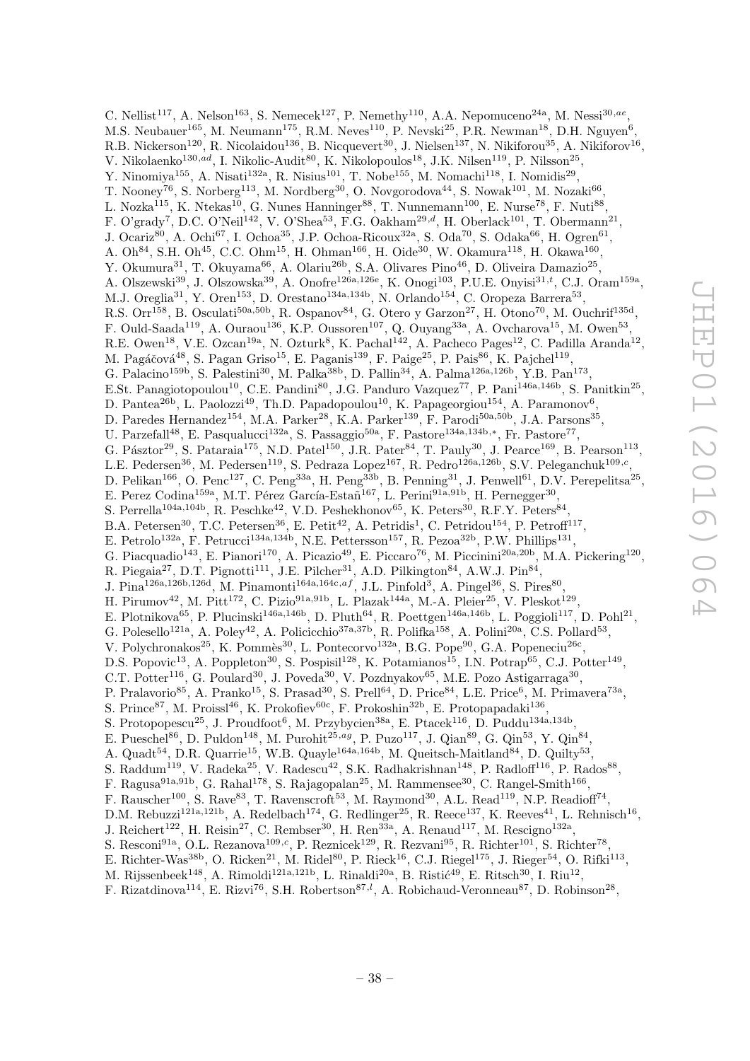C. Nellist[117], A. Nelson[163], S. Nemecek[127], P. Nemethy[110], A.A. Nepomuceno[24a], M. Nessi[30,ae], M.S. Neubauer[165], M. Neumann[175], R.M. Neves[110], P. Nevski[25], P.R. Newman[18], D.H. Nguyen[6], R.B. Nickerson[120], R. Nicolaidou[136], B. Nicquevert[30], J. Nielsen[137], N. Nikiforou[35], A. Nikiforov[16], V. Nikolaenko[130,ad], I. Nikolic-Audit[80], K. Nikolopoulos[18], J.K. Nilsen[119], P. Nilsson[25], Y. Ninomiya[155], A. Nisati[132a], R. Nisius[101], T. Nobe[155], M. Nomachi[118], I. Nomidis[29], T. Nooney[76], S. Norberg[113], M. Nordberg[30], O. Novgorodova[44], S. Nowak[101], M. Nozaki[66], L. Nozka[115], K. Ntekas[10], G. Nunes Hanninger[88], T. Nunnemann[100], E. Nurse[78], F. Nuti[88], F. O'grady[7], D.C. O'Neil[142], V. O'Shea[53], F.G. Oakham[29,d], H. Oberlack[101], T. Obermann[21], J. Ocariz[80], A. Ochi[67], I. Ochoa[35], J.P. Ochoa-Ricoux[32a], S. Oda[70], S. Odaka[66], H. Ogren[61], A. Oh[84], S.H. Oh[45], C.C. Ohm[15], H. Ohman[166], H. Oide[30], W. Okamura[118], H. Okawa[160], Y. Okumura[31], T. Okuyama[66], A. Olariu[26b], S.A. Olivares Pino[46], D. Oliveira Damazio[25], A. Olszewski[39], J. Olszowska[39], A. Onofre[126a,126e], K. Onogi[103], P.U.E. Onyisi[31,t], C.J. Oram[159a], M.J. Oreglia[31], Y. Oren[153], D. Orestano[134a,134b], N. Orlando[154], C. Oropeza Barrera[53], R.S. Orr[158], B. Osculati[50a,50b], R. Ospanov[84], G. Otero y Garzon[27], H. Otono[70], M. Ouchrif[135d], F. Ould-Saada[119], A. Ouraou[136], K.P. Oussoren[107], Q. Ouyang[33a], A. Ovcharova[15], M. Owen[53], R.E. Owen[18], V.E. Ozcan[19a], N. Ozturk[8], K. Pachal[142], A. Pacheco Pages[12], C. Padilla Aranda[12], M. Pagáčová[48], S. Pagan Griso[15], E. Paganis[139], F. Paige[25], P. Pais[86], K. Pajchel[119], G. Palacino[159b], S. Palestini[30], M. Palka[38b], D. Pallin[34], A. Palma[126a,126b], Y.B. Pan[173], E.St. Panagiotopoulou[10], C.E. Pandini[80], J.G. Panduro Vazquez[77], P. Pani[146a,146b], S. Panitkin[25], D. Pantea[26b], L. Paolozzi[49], Th.D. Papadopoulou[10], K. Papageorgiou[154], A. Paramonov[6], D. Paredes Hernandez[154], M.A. Parker[28], K.A. Parker[139], F. Parodi[50a,50b], J.A. Parsons[35], U. Parzefall[48], E. Pasqualucci[132a], S. Passaggio[50a], F. Pastore[134a,134b,*], Fr. Pastore[77], G. Pásztor[29], S. Pataraia[175], N.D. Patel[150], J.R. Pater[84], T. Pauly[30], J. Pearce[169], B. Pearson[113], L.E. Pedersen[36], M. Pedersen[119], S. Pedraza Lopez[167], R. Pedro[126a,126b], S.V. Peleganchuk[109,c], D. Pelikan[166], O. Penc[127], C. Peng[33a], H. Peng[33b], B. Penning[31], J. Penwell[61], D.V. Perepelitsa[25], E. Perez Codina[159a], M.T. Pérez García-Estañ[167], L. Perini[91a,91b], H. Pernegger[30], S. Perrella[104a,104b], R. Peschke[42], V.D. Peshekhonov[65], K. Peters[30], R.F.Y. Peters[84], B.A. Petersen[30], T.C. Petersen[36], E. Petit[42], A. Petridis[1], C. Petridou[154], P. Petroff[117], E. Petrolo[132a], F. Petrucci[134a,134b], N.E. Pettersson[157], R. Pezoa[32b], P.W. Phillips[131], G. Piacquadio[143], E. Pianori[170], A. Picazio[49], E. Piccaro[76], M. Piccinini[20a,20b], M.A. Pickering[120], R. Piegaia[27], D.T. Pignotti[111], J.E. Pilcher[31], A.D. Pilkington[84], A.W.J. Pin[84], J. Pina[126a,126b,126d], M. Pinamonti[164a,164c,af], J.L. Pinfold[3], A. Pingel[36], S. Pires[80], H. Pirumov[42], M. Pitt[172], C. Pizio[91a,91b], L. Plazak[144a], M.-A. Pleier[25], V. Pleskot[129], E. Plotnikova[65], P. Plucinski[146a,146b], D. Pluth[64], R. Poettgen[146a,146b], L. Poggioli[117], D. Pohl[21], G. Polesello[121a], A. Poley[42], A. Policicchio[37a,37b], R. Polifka[158], A. Polini[20a], C.S. Pollard[53], V. Polychronakos[25], K. Pommès[30], L. Pontecorvo[132a], B.G. Pope[90], G.A. Popeneciu[26c], D.S. Popovic[13], A. Poppleton[30], S. Pospisil[128], K. Potamianos[15], I.N. Potrap[65], C.J. Potter[149], C.T. Potter[116], G. Poulard[30], J. Poveda[30], V. Pozdnyakov[65], M.E. Pozo Astigarraga[30], P. Pralavorio[85], A. Pranko[15], S. Prasad[30], S. Prell[64], D. Price[84], L.E. Price[6], M. Primavera[73a], S. Prince[87], M. Proissl[46], K. Prokofiev[60c], F. Prokoshin[32b], E. Protopapadaki[136], S. Protopopescu[25], J. Proudfoot[6], M. Przybycien[38a], E. Ptacek[116], D. Puddu[134a,134b], E. Pueschel[86], D. Puldon[148], M. Purohit[25,ag], P. Puzo[117], J. Qian[89], G. Qin[53], Y. Qin[84], A. Quadt[54], D.R. Quarrie[15], W.B. Quayle[164a,164b], M. Queitsch-Maitland[84], D. Quilty[53], S. Raddum[119], V. Radeka[25], V. Radescu[42], S.K. Radhakrishnan[148], P. Radloff[116], P. Rados[88], F. Ragusa[91a,91b], G. Rahal[178], S. Rajagopalan[25], M. Rammensee[30], C. Rangel-Smith[166], F. Rauscher[100], S. Rave[83], T. Ravenscroft[53], M. Raymond[30], A.L. Read[119], N.P. Readioff[74], D.M. Rebuzzi[121a,121b], A. Redelbach[174], G. Redlinger[25], R. Reece[137], K. Reeves[41], L. Rehnisch[16], J. Reichert[122], H. Reisin[27], C. Rembser[30], H. Ren[33a], A. Renaud[117], M. Rescigno[132a], S. Resconi[91a], O.L. Rezanova[109,c], P. Reznicek[129], R. Rezvani[95], R. Richter[101], S. Richter[78], E. Richter-Was[38b], O. Ricken[21], M. Ridel[80], P. Rieck[16], C.J. Riegel[175], J. Rieger[54], O. Rifki[113], M. Rijssenbeek[148], A. Rimoldi[121a,121b], L. Rinaldi[20a], B. Ristić[49], E. Ritsch[30], I. Riu[12], F. Rizatdinova[114], E. Rizvi[76], S.H. Robertson[87,l], A. Robichaud-Veronneau[87], D. Robinson[28],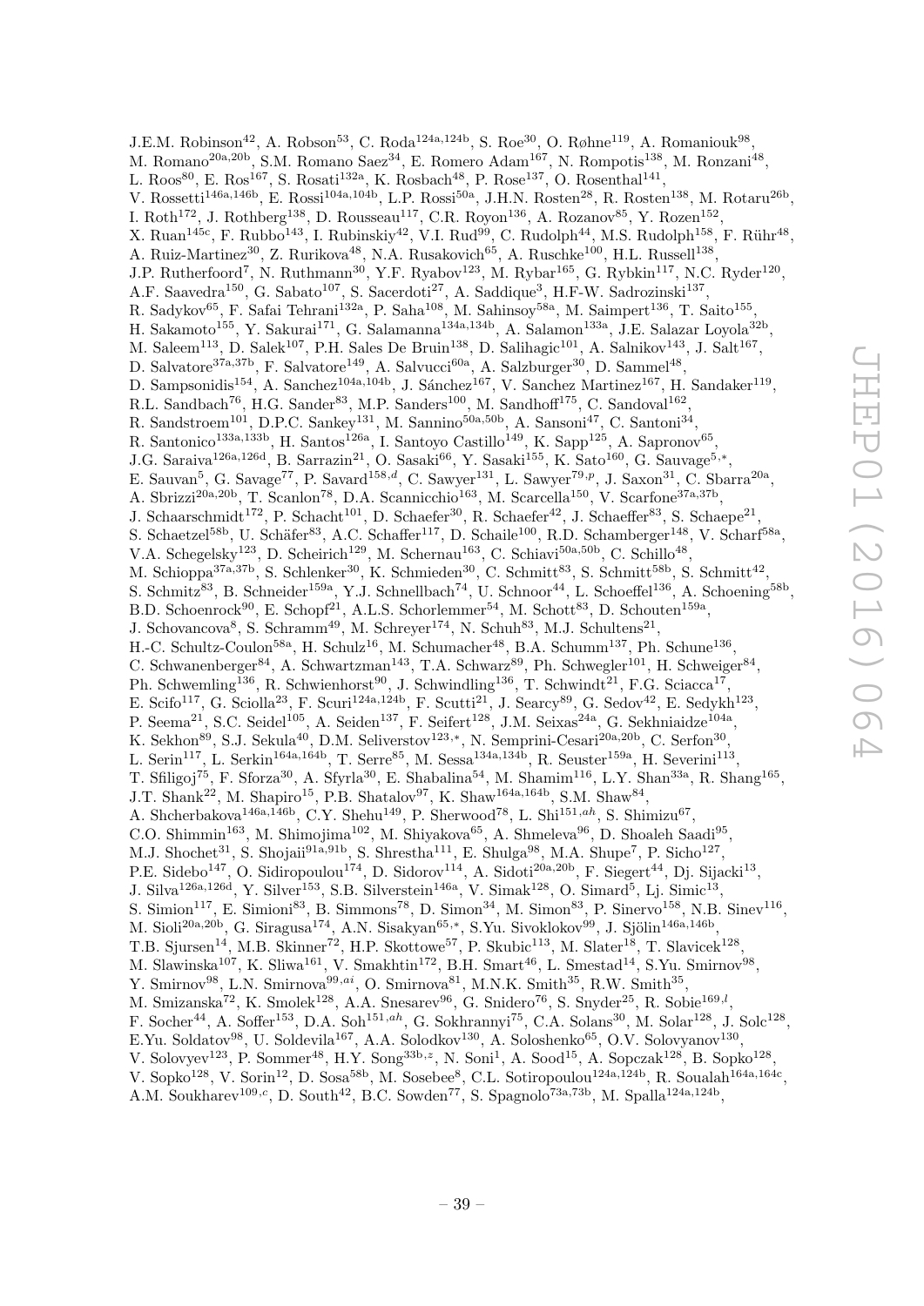J.E.M. Robinson[42], A. Robson[53], C. Roda[124a,124b], S. Roe[30], O. Røhne[119], A. Romaniouk[98], M. Romano[20a,20b], S.M. Romano Saez[34], E. Romero Adam[167], N. Rompotis[138], M. Ronzani[48], L. Roos[80], E. Ros[167], S. Rosati[132a], K. Rosbach[48], P. Rose[137], O. Rosenthal[141], V. Rossetti[146a,146b], E. Rossi[104a,104b], L.P. Rossi[50a], J.H.N. Rosten[28], R. Rosten[138], M. Rotaru[26b], I. Roth[172], J. Rothberg[138], D. Rousseau[117], C.R. Royon[136], A. Rozanov[85], Y. Rozen[152], X. Ruan[145c], F. Rubbo[143], I. Rubinskiy[42], V.I. Rud[99], C. Rudolph[44], M.S. Rudolph[158], F. Rühr[48], A. Ruiz-Martinez[30], Z. Rurikova[48], N.A. Rusakovich[65], A. Ruschke[100], H.L. Russell[138], J.P. Rutherfoord[7], N. Ruthmann[30], Y.F. Ryabov[123], M. Rybar[165], G. Rybkin[117], N.C. Ryder[120], A.F. Saavedra[150], G. Sabato[107], S. Sacerdoti[27], A. Saddique[3], H-F-W. Sadrozinski[137], R. Sadykov[65], F. Safai Tehrani[132a], P. Saha[108], M. Sahinsoy[58a], M. Saimpert[136], T. Saito[155], H. Sakamoto[155], Y. Sakurai[171], G. Salamanna[134a,134b], A. Salamon[133a], J.E. Salazar Loyola[32b], M. Saleem[113], D. Salek[107], P.H. Sales De Bruin[138], D. Salihagic[101], A. Salnikov[143], J. Salt[167], D. Salvatore[37a,37b], F. Salvatore[149], A. Salvucci[60a], A. Salzburger[30], D. Sammel[48], D. Sampsonidis[154], A. Sanchez[104a,104b], J. Sánchez[167], V. Sanchez Martinez[167], H. Sandaker[119], R.L. Sandbach[76], H.G. Sander[83], M.P. Sanders[100], M. Sandhoff[175], C. Sandoval[162], R. Sandstroem[101], D.P.C. Sankey[131], M. Sannino[50a,50b], A. Sansoni[47], C. Santoni[34], R. Santonico[133a,133b], H. Santos[126a], I. Santoyo Castillo[149], K. Sapp[125], A. Sapronov[65], J.G. Saraiva[126a,126d], B. Sarrazin[21], O. Sasaki[66], Y. Sasaki[155], K. Sato[160], G. Sauvage[5,*], E. Sauvan[5], G. Savage[77], P. Savard[158,d], C. Sawyer[131], L. Sawyer[79,p], J. Saxon[31], C. Sbarra[20a], A. Sbrizzi[20a,20b], T. Scanlon[78], D.A. Scannicchio[163], M. Scarcella[150], V. Scarfone[37a,37b], J. Schaarschmidt[172], P. Schacht[101], D. Schaefer[30], R. Schaefer[42], J. Schaeffer[83], S. Schaepe[21], S. Schaetzel[58b], U. Schäfer[83], A.C. Schaffer[117], D. Schaile[100], R.D. Schamberger[148], V. Scharf[58a], V.A. Schegelsky[123], D. Scheirich[129], M. Schernau[163], C. Schiavi[50a,50b], C. Schillo[48], M. Schioppa[37a,37b], S. Schlenker[30], K. Schmieden[30], C. Schmitt[83], S. Schmitt[58b], S. Schmitt[42], S. Schmitz[83], B. Schneider[159a], Y.J. Schnellbach[74], U. Schnoor[44], L. Schoeffel[136], A. Schoening[58b], B.D. Schoenrock[90], E. Schopf[21], A.L.S. Schorlemmer[54], M. Schott[83], D. Schouten[159a], J. Schovancova[8], S. Schramm[49], M. Schreyer[174], N. Schuh[83], M.J. Schultens[21], H.-C. Schultz-Coulon[58a], H. Schulz[16], M. Schumacher[48], B.A. Schumm[137], Ph. Schune[136], C. Schwanenberger[84], A. Schwartzman[143], T.A. Schwarz[89], Ph. Schwegler[101], H. Schweiger[84], Ph. Schwemling[136], R. Schwienhorst[90], J. Schwindling[136], T. Schwindt[21], F.G. Sciacca[17], E. Scifo[117], G. Sciolla[23], F. Scuri[124a,124b], F. Scutti[21], J. Searcy[89], G. Sedov[42], E. Sedykh[123], P. Seema[21], S.C. Seidel[105], A. Seiden[137], F. Seifert[128], J.M. Seixas[24a], G. Sekhniaidze[104a], K. Sekhon[89], S.J. Sekula[40], D.M. Seliverstov[123,*], N. Semprini-Cesari[20a,20b], C. Serfon[30], L. Serin[117], L. Serkin[164a,164b], T. Serre[85], M. Sessa[134a,134b], R. Seuster[159a], H. Severini[113], T. Sfiligoj[75], F. Sforza[30], A. Sfyrla[30], E. Shabalina[54], M. Shamim[116], L.Y. Shan[33a], R. Shang[165], J.T. Shank[22], M. Shapiro[15], P.B. Shatalov[97], K. Shaw[164a,164b], S.M. Shaw[84], A. Shcherbakova[146a,146b], C.Y. Shehu[149], P. Sherwood[78], L. Shi[151,ah], S. Shimizu[67], C.O. Shimmin[163], M. Shimojima[102], M. Shiyakova[65], A. Shmeleva[96], D. Shoaleh Saadi[95], M.J. Shochet[31], S. Shojaii[91a,91b], S. Shrestha[111], E. Shulga[98], M.A. Shupe[7], P. Sicho[127], P.E. Sidebo[147], O. Sidiropoulou[174], D. Sidorov[114], A. Sidoti[20a,20b], F. Siegert[44], Dj. Sijacki[13], J. Silva[126a,126d], Y. Silver[153], S.B. Silverstein[146a], V. Simak[128], O. Simard[5], Lj. Simic[13], S. Simion[117], E. Simioni[83], B. Simmons[78], D. Simon[34], M. Simon[83], P. Sinervo[158], N.B. Sinev[116], M. Sioli[20a,20b], G. Siragusa[174], A.N. Sisakyan[65,*], S.Yu. Sivoklokov[99], J. Sjölin[146a,146b], T.B. Sjursen[14], M.B. Skinner[72], H.P. Skottowe[57], P. Skubic[113], M. Slater[18], T. Slavicek[128], M. Slawinska[107], K. Sliwa[161], V. Smakhtin[172], B.H. Smart[46], L. Smestad[14], S.Yu. Smirnov[98], Y. Smirnov[98], L.N. Smirnova[99,ai], O. Smirnova[81], M.N.K. Smith[35], R.W. Smith[35], M. Smizanska[72], K. Smolek[128], A.A. Snesarev[96], G. Snidero[76], S. Snyder[25], R. Sobie[169,l], F. Socher[44], A. Soffer[153], D.A. Soh[151,ah], G. Sokhrannyi[75], C.A. Solans[30], M. Solar[128], J. Solc[128], E.Yu. Soldatov[98], U. Soldevila[167], A.A. Solodkov[130], A. Soloshenko[65], O.V. Solovyanov[130], V. Solovyev[123], P. Sommer[48], H.Y. Song[33b,z], N. Soni[1], A. Sood[15], A. Sopczak[128], B. Sopko[128], V. Sopko[128], V. Sorin[12], D. Sosa[58b], M. Sosebee[8], C.L. Sotiropoulou[124a,124b], R. Soualah[164a,164c], A.M. Soukharev[109,c], D. South[42], B.C. Sowden[77], S. Spagnolo[73a,73b], M. Spalla[124a,124b],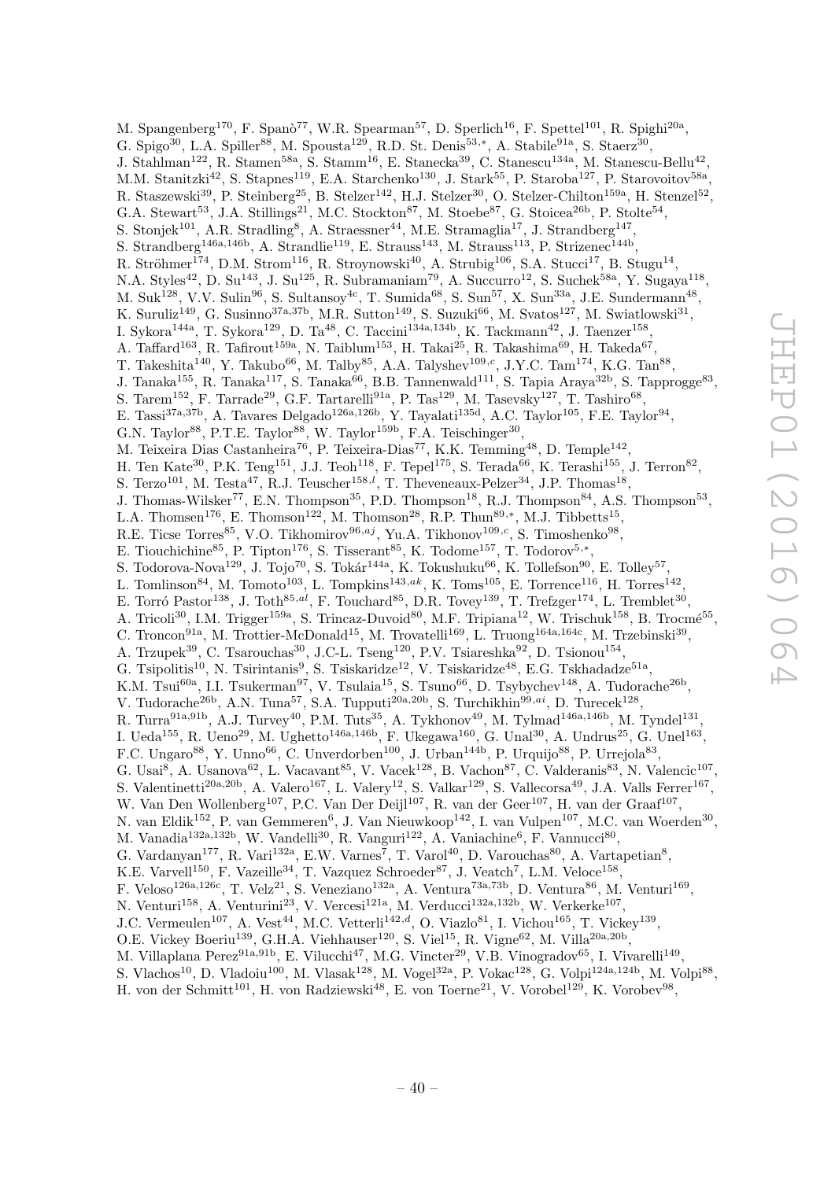M. Spangenberg[170], F. Spanò[77], W.R. Spearman[57], D. Sperlich[16], F. Spettel[101], R. Spighi[20a], G. Spigo[30], L.A. Spiller[88], M. Spousta[129], R.D. St. Denis[53,*], A. Stabile[91a], S. Staerz[30], J. Stahlman[122], R. Stamen[58a], S. Stamm[16], E. Stanecka[39], C. Stanescu[134a], M. Stanescu-Bellu[42], M.M. Stanitzki[42], S. Stapnes[119], E.A. Starchenko[130], J. Stark[55], P. Staroba[127], P. Starovoitov[58a], R. Staszewski[39], P. Steinberg[25], B. Stelzer[142], H.J. Stelzer[30], O. Stelzer-Chilton[159a], H. Stenzel[52], G.A. Stewart[53], J.A. Stillings[21], M.C. Stockton[87], M. Stoebe[87], G. Stoicea[26b], P. Stolte[54], S. Stonjek[101], A.R. Stradling[8], A. Straessner[44], M.E. Stramaglia[17], J. Strandberg[147], S. Strandberg[146a,146b], A. Strandlie[119], E. Strauss[143], M. Strauss[113], P. Strizenec[144b], R. Ströhmer[174], D.M. Strom[116], R. Stroynowski[40], A. Strubig[106], S.A. Stucci[17], B. Stugu[14], N.A. Styles[42], D. Su[143], J. Su[125], R. Subramaniam[79], A. Succurro[12], S. Suchek[58a], Y. Sugaya[118], M. Suk[128], V.V. Sulin[96], S. Sultansoy[4c], T. Sumida[68], S. Sun[57], X. Sun[33a], J.E. Sundermann[48], K. Suruliz[149], G. Susinno[37a,37b], M.R. Sutton[149], S. Suzuki[66], M. Svatos[127], M. Swiatlowski[31], I. Sykora[144a], T. Sykora[129], D. Ta[48], C. Taccini[134a,134b], K. Tackmann[42], J. Taenzer[158], A. Taffard[163], R. Tafirout[159a], N. Taiblum[153], H. Takai[25], R. Takashima[69], H. Takeda[67], T. Takeshita[140], Y. Takubo[66], M. Talby[85], A.A. Talyshev[109,c], J.Y.C. Tam[174], K.G. Tan[88], J. Tanaka[155], R. Tanaka[117], S. Tanaka[66], B.B. Tannenwald[111], S. Tapia Araya[32b], S. Tapprogge[83], S. Tarem[152], F. Tarrade[29], G.F. Tartarelli[91a], P. Tas[129], M. Tasevsky[127], T. Tashiro[68], E. Tassi[37a,37b], A. Tavares Delgado[126a,126b], Y. Tayalati[135d], A.C. Taylor[105], F.E. Taylor[94], G.N. Taylor[88], P.T.E. Taylor[88], W. Taylor[159b], F.A. Teischinger[30], M. Teixeira Dias Castanheira[76], P. Teixeira-Dias[77], K.K. Temming[48], D. Temple[142], H. Ten Kate[30], P.K. Teng[151], J.J. Teoh[118], F. Tepel[175], S. Terada[66], K. Terashi[155], J. Terron[82], S. Terzo[101], M. Testa[47], R.J. Teuscher[158,l], T. Theveneaux-Pelzer[34], J.P. Thomas[18], J. Thomas-Wilsker[77], E.N. Thompson[35], P.D. Thompson[18], R.J. Thompson[84], A.S. Thompson[53], L.A. Thomsen[176], E. Thomson[122], M. Thomson[28], R.P. Thun[89,*], M.J. Tibbetts[15], R.E. Ticse Torres[85], V.O. Tikhomirov[96,aj], Yu.A. Tikhonov[109,c], S. Timoshenko[98], E. Tiouchichine[85], P. Tipton[176], S. Tisserant[85], K. Todome[157], T. Todorov[5,*], S. Todorova-Nova[129], J. Tojo[70], S. Tokár[144a], K. Tokushuku[66], K. Tollefson[90], E. Tolley[57], L. Tomlinson[84], M. Tomoto[103], L. Tompkins[143,ak], K. Toms[105], E. Torrence[116], H. Torres[142], E. Torró Pastor[138], J. Toth[85,al], F. Touchard[85], D.R. Tovey[139], T. Trefzger[174], L. Tremblet[30], A. Tricoli[30], I.M. Trigger[159a], S. Trincaz-Duvoid[80], M.F. Tripiana[12], W. Trischuk[158], B. Trocmé[55], C. Troncon[91a], M. Trottier-McDonald[15], M. Trovatelli[169], L. Truong[164a,164c], M. Trzebinski[39], A. Trzupek[39], C. Tsarouchas[30], J.C-L. Tseng[120], P.V. Tsiareshka[92], D. Tsionou[154], G. Tsipolitis[10], N. Tsirintanis[9], S. Tsiskaridze[12], V. Tsiskaridze[48], E.G. Tskhadadze[51a], K.M. Tsui[60a], I.I. Tsukerman[97], V. Tsulaia[15], S. Tsuno[66], D. Tsybychev[148], A. Tudorache[26b], V. Tudorache[26b], A.N. Tuna[57], S.A. Tupputi[20a,20b], S. Turchikhin[99,ai], D. Turecek[128], R. Turra[91a,91b], A.J. Turvey[40], P.M. Tuts[35], A. Tykhonov[49], M. Tylmad[146a,146b], M. Tyndel[131], I. Ueda[155], R. Ueno[29], M. Ughetto[146a,146b], F. Ukegawa[160], G. Unal[30], A. Undrus[25], G. Unel[163], F.C. Ungaro[88], Y. Unno[66], C. Unverdorben[100], J. Urban[144b], P. Urquijo[88], P. Urrejola[83], G. Usai[8], A. Usanova[62], L. Vacavant[85], V. Vacek[128], B. Vachon[87], C. Valderanis[83], N. Valencic[107], S. Valentinetti[20a,20b], A. Valero[167], L. Valery[12], S. Valkar[129], S. Vallecorsa[49], J.A. Valls Ferrer[167], W. Van Den Wollenberg[107], P.C. Van Der Deijl[107], R. van der Geer[107], H. van der Graaf[107], N. van Eldik[152], P. van Gemmeren[6], J. Van Nieuwkoop[142], I. van Vulpen[107], M.C. van Woerden[30], M. Vanadia[132a,132b], W. Vandelli[30], R. Vanguri[122], A. Vaniachine[6], F. Vannucci[80], G. Vardanyan[177], R. Vari[132a], E.W. Varnes[7], T. Varol[40], D. Varouchas[80], A. Vartapetian[8], K.E. Varvell[150], F. Vazeille[34], T. Vazquez Schroeder[87], J. Veatch[7], L.M. Veloce[158], F. Veloso[126a,126c], T. Velz[21], S. Veneziano[132a], A. Ventura[73a,73b], D. Ventura[86], M. Venturi[169], N. Venturi[158], A. Venturini[23], V. Vercesi[121a], M. Verducci[132a,132b], W. Verkerke[107], J.C. Vermeulen[107], A. Vest[44], M.C. Vetterli[142,d], O. Viazlo[81], I. Vichou[165], T. Vickey[139], O.E. Vickey Boeriu[139], G.H.A. Viehhauser[120], S. Viel[15], R. Vigne[62], M. Villa[20a,20b], M. Villaplana Perez[91a,91b], E. Vilucchi[47], M.G. Vincter[29], V.B. Vinogradov[65], I. Vivarelli[149], S. Vlachos[10], D. Vladoiu[100], M. Vlasak[128], M. Vogel[32a], P. Vokac[128], G. Volpi[124a,124b], M. Volpi[88], H. von der Schmitt[101], H. von Radziewski[48], E. von Toerne[21], V. Vorobel[129], K. Vorobev[98],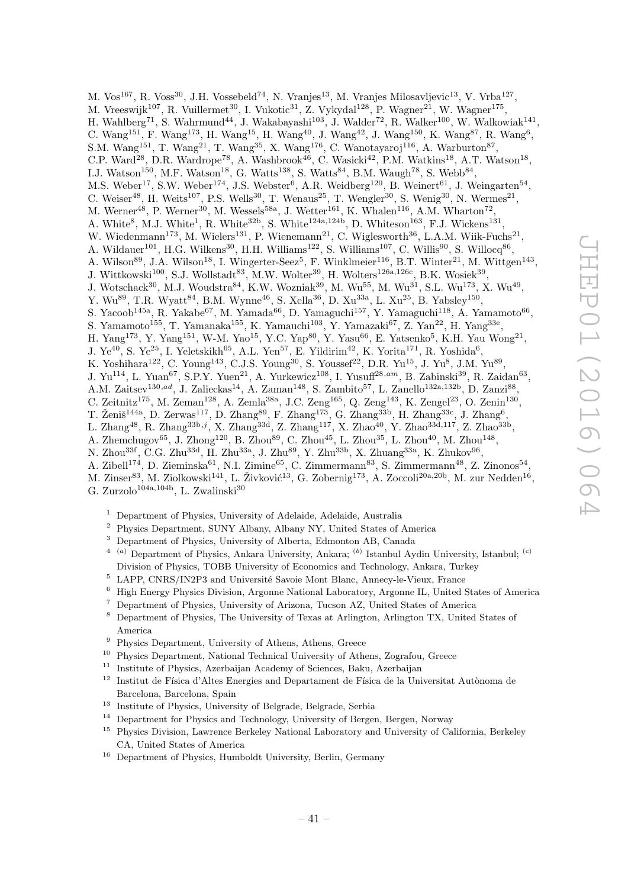M. Vos[167], R. Voss[30], J.H. Vossebeld[74], N. Vranjes[13], M. Vranjes Milosavljevic[13], V. Vrba[127], M. Vreeswijk[107], R. Vuillermet[30], I. Vukotic[31], Z. Vykydal[128], P. Wagner[21], W. Wagner[175], H. Wahlberg[71], S. Wahrmund[44], J. Wakabayashi[103], J. Walder[72], R. Walker[100], W. Walkowiak[141], C. Wang[151], F. Wang[173], H. Wang[15], H. Wang[40], J. Wang[42], J. Wang[150], K. Wang[87], R. Wang[6], S.M. Wang[151], T. Wang[21], T. Wang[35], X. Wang[176], C. Wanotayaroj[116], A. Warburton[87], C.P. Ward[28], D.R. Wardrope[78], A. Washbrook[46], C. Wasicki[42], P.M. Watkins[18], A.T. Watson[18], I.J. Watson[150], M.F. Watson[18], G. Watts[138], S. Watts[84], B.M. Waugh[78], S. Webb[84], M.S. Weber[17], S.W. Weber[174], J.S. Webster[6], A.R. Weidberg[120], B. Weinert[61], J. Weingarten[54], C. Weiser[48], H. Weits[107], P.S. Wells[30], T. Wenaus[25], T. Wengler[30], S. Wenig[30], N. Wermes[21], M. Werner[48], P. Werner[30], M. Wessels[58a], J. Wetter[161], K. Whalen[116], A.M. Wharton[72], A. White[8], M.J. White[1], R. White[32b], S. White[124a,124b], D. Whiteson[163], F.J. Wickens[131], W. Wiedenmann[173], M. Wielers[131], P. Wienemann[21], C. Wiglesworth[36], L.A.M. Wiik-Fuchs[21], A. Wildauer[101], H.G. Wilkens[30], H.H. Williams[122], S. Williams[107], C. Willis[90], S. Willocq[86], A. Wilson[89], J.A. Wilson[18], I. Wingerter-Seez[5], F. Winklmeier[116], B.T. Winter[21], M. Wittgen[143], J. Wittkowski[100], S.J. Wollstadt[83], M.W. Wolter[39], H. Wolters[126a,126c], B.K. Wosiek[39], J. Wotschack[30], M.J. Woudstra[84], K.W. Wozniak[39], M. Wu[55], M. Wu[31], S.L. Wu[173], X. Wu[49], Y. Wu[89], T.R. Wyatt[84], B.M. Wynne[46], S. Xella[36], D. Xu[33a], L. Xu[25], B. Yabsley[150], S. Yacoob[145a], R. Yakabe[67], M. Yamada[66], D. Yamaguchi[157], Y. Yamaguchi[118], A. Yamamoto[66], S. Yamamoto[155], T. Yamanaka[155], K. Yamauchi[103], Y. Yamazaki[67], Z. Yan[22], H. Yang[33e], H. Yang[173], Y. Yang[151], W-M. Yao[15], Y.C. Yap[80], Y. Yasu[66], E. Yatsenko[5], K.H. Yau Wong[21], J. Ye[40], S. Ye[25], I. Yeletskikh[65], A.L. Yen[57], E. Yildirim[42], K. Yorita[171], R. Yoshida[6], K. Yoshihara[122], C. Young[143], C.J.S. Young[30], S. Youssef[22], D.R. Yu[15], J. Yu[8], J.M. Yu[89], J. Yu[114], L. Yuan[67], S.P.Y. Yuen[21], A. Yurkewicz[108], I. Yusuff[28,am], B. Zabinski[39], R. Zaidan[63], A.M. Zaitsev[130,ad], J. Zalieckas[14], A. Zaman[148], S. Zambito[57], L. Zanello[132a,132b], D. Zanzi[88], C. Zeitnitz[175], M. Zeman[128], A. Zemla[38a], J.C. Zeng[165], Q. Zeng[143], K. Zengel[23], O. Zenin[130], T. Ženiš[144a], D. Zerwas[117], D. Zhang[89], F. Zhang[173], G. Zhang[33b], H. Zhang[33c], J. Zhang[6], L. Zhang[48], R. Zhang[33b,j], X. Zhang[33d], Z. Zhang[117], X. Zhao[40], Y. Zhao[33d,117], Z. Zhao[33b], A. Zhemchugov[65], J. Zhong[120], B. Zhou[89], C. Zhou[45], L. Zhou[35], L. Zhou[40], M. Zhou[148], N. Zhou[33f], C.G. Zhu[33d], H. Zhu[33a], J. Zhu[89], Y. Zhu[33b], X. Zhuang[33a], K. Zhukov[96], A. Zibell[174], D. Zieminska[61], N.I. Zimine[65], C. Zimmermann[83], S. Zimmermann[48], Z. Zinonos[54], M. Zinser[83], M. Ziolkowski[141], L. Živković[13], G. Zobernig[173], A. Zoccoli[20a,20b], M. zur Nedden[16], G. Zurzolo[104a,104b], L. Zwalinski[30]

[1] Department of Physics, University of Adelaide, Adelaide, Australia
[2] Physics Department, SUNY Albany, Albany NY, United States of America
[3] Department of Physics, University of Alberta, Edmonton AB, Canada
[4] [(a)] Department of Physics, Ankara University, Ankara; [(b)] Istanbul Aydin University, Istanbul; [(c)] Division of Physics, TOBB University of Economics and Technology, Ankara, Turkey
[5] LAPP, CNRS/IN2P3 and Université Savoie Mont Blanc, Annecy-le-Vieux, France
[6] High Energy Physics Division, Argonne National Laboratory, Argonne IL, United States of America
[7] Department of Physics, University of Arizona, Tucson AZ, United States of America
[8] Department of Physics, The University of Texas at Arlington, Arlington TX, United States of America
[9] Physics Department, University of Athens, Athens, Greece
[10] Physics Department, National Technical University of Athens, Zografou, Greece
[11] Institute of Physics, Azerbaijan Academy of Sciences, Baku, Azerbaijan
[12] Institut de Física d'Altes Energies and Departament de Física de la Universitat Autònoma de Barcelona, Barcelona, Spain
[13] Institute of Physics, University of Belgrade, Belgrade, Serbia
[14] Department for Physics and Technology, University of Bergen, Bergen, Norway
[15] Physics Division, Lawrence Berkeley National Laboratory and University of California, Berkeley CA, United States of America
[16] Department of Physics, Humboldt University, Berlin, Germany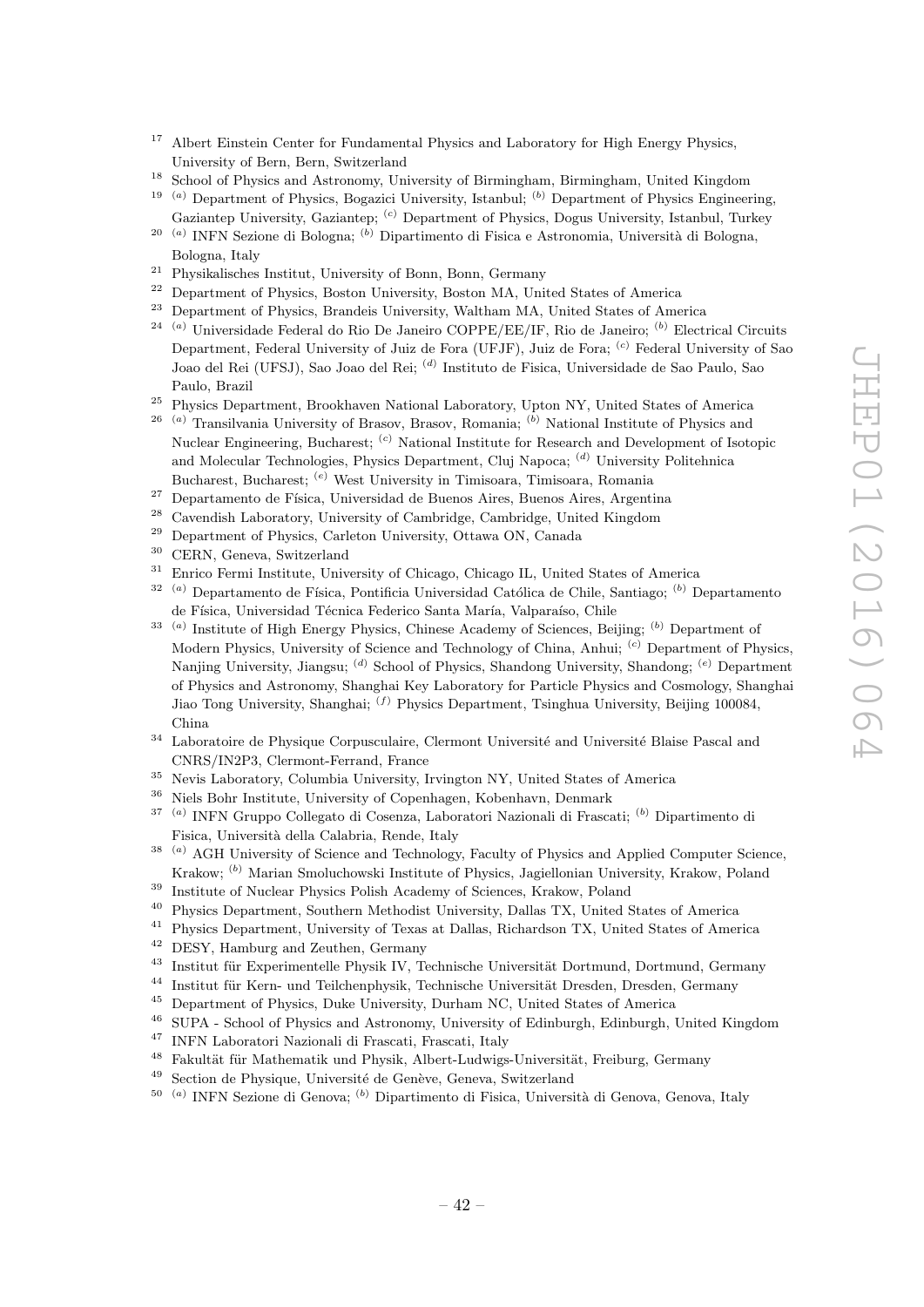[17] Albert Einstein Center for Fundamental Physics and Laboratory for High Energy Physics, University of Bern, Bern, Switzerland

[18] School of Physics and Astronomy, University of Birmingham, Birmingham, United Kingdom

[19] [(a)] Department of Physics, Bogazici University, Istanbul; [(b)] Department of Physics Engineering, Gaziantep University, Gaziantep; [(c)] Department of Physics, Dogus University, Istanbul, Turkey

[20] [(a)] INFN Sezione di Bologna; [(b)] Dipartimento di Fisica e Astronomia, Università di Bologna, Bologna, Italy

[21] Physikalisches Institut, University of Bonn, Bonn, Germany

[22] Department of Physics, Boston University, Boston MA, United States of America

[23] Department of Physics, Brandeis University, Waltham MA, United States of America

[24] [(a)] Universidade Federal do Rio De Janeiro COPPE/EE/IF, Rio de Janeiro; [(b)] Electrical Circuits Department, Federal University of Juiz de Fora (UFJF), Juiz de Fora; [(c)] Federal University of Sao Joao del Rei (UFSJ), Sao Joao del Rei; [(d)] Instituto de Fisica, Universidade de Sao Paulo, Sao Paulo, Brazil

[25] Physics Department, Brookhaven National Laboratory, Upton NY, United States of America

[26] [(a)] Transilvania University of Brasov, Brasov, Romania; [(b)] National Institute of Physics and Nuclear Engineering, Bucharest; [(c)] National Institute for Research and Development of Isotopic and Molecular Technologies, Physics Department, Cluj Napoca; [(d)] University Politehnica Bucharest, Bucharest; [(e)] West University in Timisoara, Timisoara, Romania

[27] Departamento de Física, Universidad de Buenos Aires, Buenos Aires, Argentina

[28] Cavendish Laboratory, University of Cambridge, Cambridge, United Kingdom

[29] Department of Physics, Carleton University, Ottawa ON, Canada

[30] CERN, Geneva, Switzerland

[31] Enrico Fermi Institute, University of Chicago, Chicago IL, United States of America

[32] [(a)] Departamento de Física, Pontificia Universidad Católica de Chile, Santiago; [(b)] Departamento de Física, Universidad Técnica Federico Santa María, Valparaíso, Chile

[33] [(a)] Institute of High Energy Physics, Chinese Academy of Sciences, Beijing; [(b)] Department of Modern Physics, University of Science and Technology of China, Anhui; [(c)] Department of Physics, Nanjing University, Jiangsu; [(d)] School of Physics, Shandong University, Shandong; [(e)] Department of Physics and Astronomy, Shanghai Key Laboratory for Particle Physics and Cosmology, Shanghai Jiao Tong University, Shanghai; [(f)] Physics Department, Tsinghua University, Beijing 100084, China

[34] Laboratoire de Physique Corpusculaire, Clermont Université and Université Blaise Pascal and CNRS/IN2P3, Clermont-Ferrand, France

[35] Nevis Laboratory, Columbia University, Irvington NY, United States of America

[36] Niels Bohr Institute, University of Copenhagen, Kobenhavn, Denmark

[37] [(a)] INFN Gruppo Collegato di Cosenza, Laboratori Nazionali di Frascati; [(b)] Dipartimento di Fisica, Università della Calabria, Rende, Italy

[38] [(a)] AGH University of Science and Technology, Faculty of Physics and Applied Computer Science, Krakow; [(b)] Marian Smoluchowski Institute of Physics, Jagiellonian University, Krakow, Poland

[39] Institute of Nuclear Physics Polish Academy of Sciences, Krakow, Poland

[40] Physics Department, Southern Methodist University, Dallas TX, United States of America

[41] Physics Department, University of Texas at Dallas, Richardson TX, United States of America

[42] DESY, Hamburg and Zeuthen, Germany

[43] Institut für Experimentelle Physik IV, Technische Universität Dortmund, Dortmund, Germany

[44] Institut für Kern- und Teilchenphysik, Technische Universität Dresden, Dresden, Germany

[45] Department of Physics, Duke University, Durham NC, United States of America

[46] SUPA - School of Physics and Astronomy, University of Edinburgh, Edinburgh, United Kingdom

[47] INFN Laboratori Nazionali di Frascati, Frascati, Italy

[48] Fakultät für Mathematik und Physik, Albert-Ludwigs-Universität, Freiburg, Germany

[49] Section de Physique, Université de Genève, Geneva, Switzerland

[50] [(a)] INFN Sezione di Genova; [(b)] Dipartimento di Fisica, Università di Genova, Genova, Italy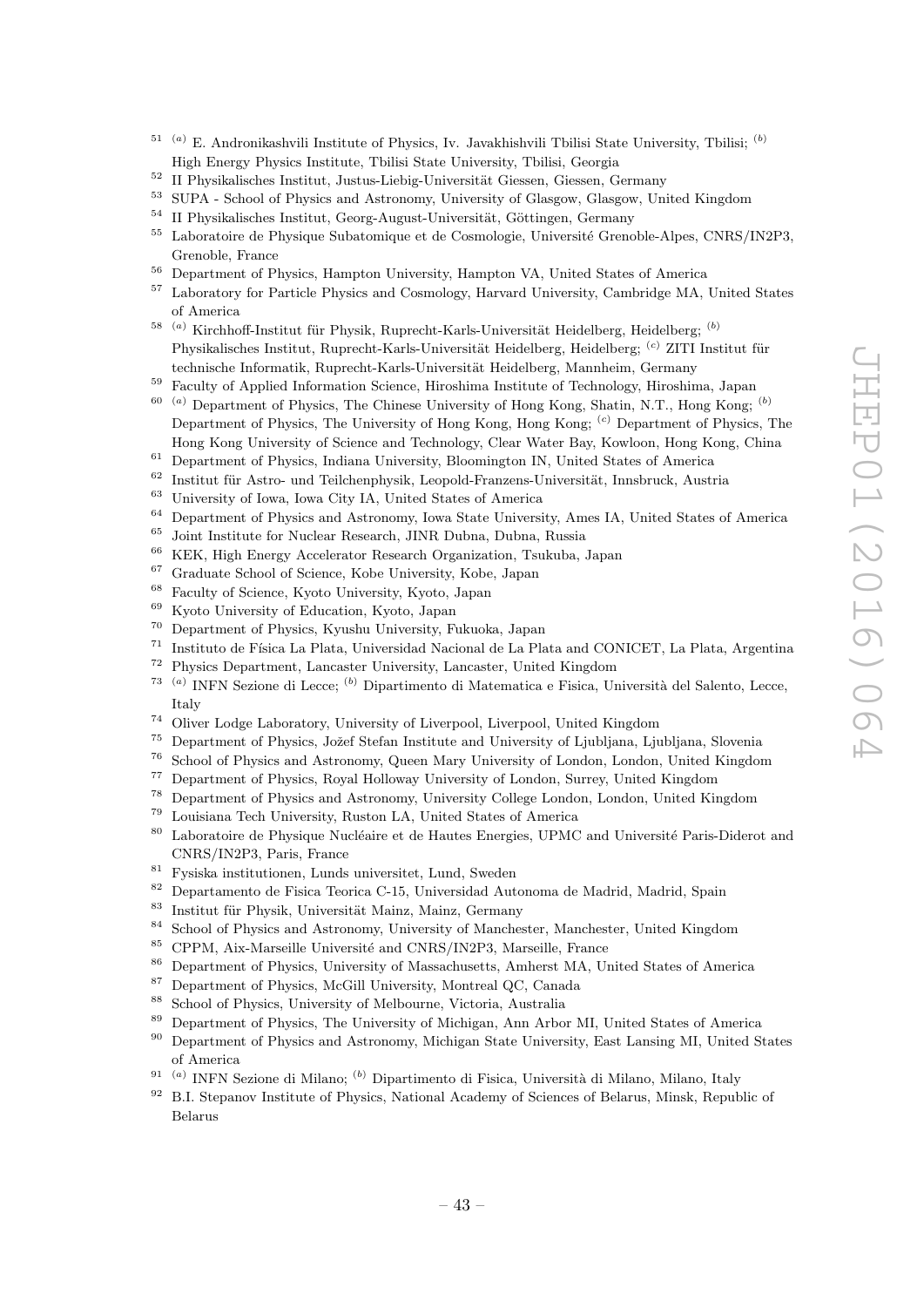[51] [(a)] E. Andronikashvili Institute of Physics, Iv. Javakhishvili Tbilisi State University, Tbilisi; [(b)] High Energy Physics Institute, Tbilisi State University, Tbilisi, Georgia

[52] II Physikalisches Institut, Justus-Liebig-Universität Giessen, Giessen, Germany

[53] SUPA - School of Physics and Astronomy, University of Glasgow, Glasgow, United Kingdom

[54] II Physikalisches Institut, Georg-August-Universität, Göttingen, Germany

[55] Laboratoire de Physique Subatomique et de Cosmologie, Université Grenoble-Alpes, CNRS/IN2P3, Grenoble, France

[56] Department of Physics, Hampton University, Hampton VA, United States of America

[57] Laboratory for Particle Physics and Cosmology, Harvard University, Cambridge MA, United States of America

[58] [(a)] Kirchhoff-Institut für Physik, Ruprecht-Karls-Universität Heidelberg, Heidelberg; [(b)] Physikalisches Institut, Ruprecht-Karls-Universität Heidelberg, Heidelberg; [(c)] ZITI Institut für technische Informatik, Ruprecht-Karls-Universität Heidelberg, Mannheim, Germany

[59] Faculty of Applied Information Science, Hiroshima Institute of Technology, Hiroshima, Japan

[60] [(a)] Department of Physics, The Chinese University of Hong Kong, Shatin, N.T., Hong Kong; [(b)] Department of Physics, The University of Hong Kong, Hong Kong; [(c)] Department of Physics, The Hong Kong University of Science and Technology, Clear Water Bay, Kowloon, Hong Kong, China

[61] Department of Physics, Indiana University, Bloomington IN, United States of America

[62] Institut für Astro- und Teilchenphysik, Leopold-Franzens-Universität, Innsbruck, Austria

[63] University of Iowa, Iowa City IA, United States of America

[64] Department of Physics and Astronomy, Iowa State University, Ames IA, United States of America

[65] Joint Institute for Nuclear Research, JINR Dubna, Dubna, Russia

[66] KEK, High Energy Accelerator Research Organization, Tsukuba, Japan

[67] Graduate School of Science, Kobe University, Kobe, Japan

[68] Faculty of Science, Kyoto University, Kyoto, Japan

[69] Kyoto University of Education, Kyoto, Japan

[70] Department of Physics, Kyushu University, Fukuoka, Japan

[71] Instituto de Física La Plata, Universidad Nacional de La Plata and CONICET, La Plata, Argentina

[72] Physics Department, Lancaster University, Lancaster, United Kingdom

[73] [(a)] INFN Sezione di Lecce; [(b)] Dipartimento di Matematica e Fisica, Università del Salento, Lecce, Italy

[74] Oliver Lodge Laboratory, University of Liverpool, Liverpool, United Kingdom

[75] Department of Physics, Jožef Stefan Institute and University of Ljubljana, Ljubljana, Slovenia

[76] School of Physics and Astronomy, Queen Mary University of London, London, United Kingdom

[77] Department of Physics, Royal Holloway University of London, Surrey, United Kingdom

[78] Department of Physics and Astronomy, University College London, London, United Kingdom

[79] Louisiana Tech University, Ruston LA, United States of America

[80] Laboratoire de Physique Nucléaire et de Hautes Energies, UPMC and Université Paris-Diderot and CNRS/IN2P3, Paris, France

[81] Fysiska institutionen, Lunds universitet, Lund, Sweden

[82] Departamento de Fisica Teorica C-15, Universidad Autonoma de Madrid, Madrid, Spain

[83] Institut für Physik, Universität Mainz, Mainz, Germany

[84] School of Physics and Astronomy, University of Manchester, Manchester, United Kingdom

[85] CPPM, Aix-Marseille Université and CNRS/IN2P3, Marseille, France

[86] Department of Physics, University of Massachusetts, Amherst MA, United States of America

[87] Department of Physics, McGill University, Montreal QC, Canada

[88] School of Physics, University of Melbourne, Victoria, Australia

[89] Department of Physics, The University of Michigan, Ann Arbor MI, United States of America

[90] Department of Physics and Astronomy, Michigan State University, East Lansing MI, United States of America

[91] [(a)] INFN Sezione di Milano; [(b)] Dipartimento di Fisica, Università di Milano, Milano, Italy

[92] B.I. Stepanov Institute of Physics, National Academy of Sciences of Belarus, Minsk, Republic of Belarus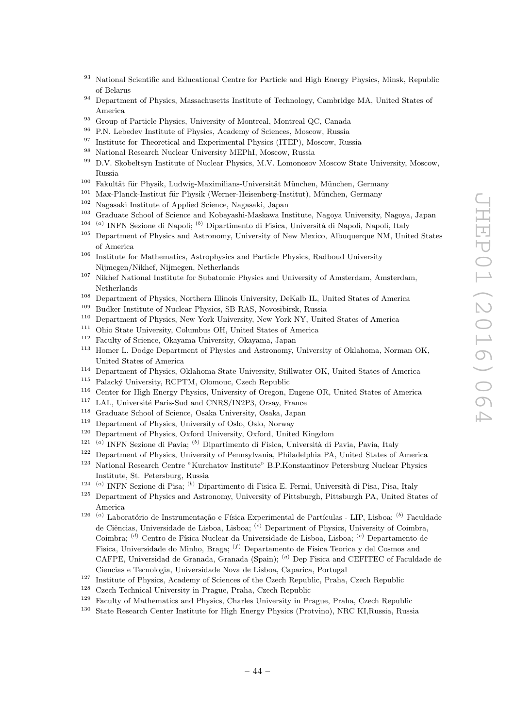[93] National Scientific and Educational Centre for Particle and High Energy Physics, Minsk, Republic of Belarus
[94] Department of Physics, Massachusetts Institute of Technology, Cambridge MA, United States of America
[95] Group of Particle Physics, University of Montreal, Montreal QC, Canada
[96] P.N. Lebedev Institute of Physics, Academy of Sciences, Moscow, Russia
[97] Institute for Theoretical and Experimental Physics (ITEP), Moscow, Russia
[98] National Research Nuclear University MEPhI, Moscow, Russia
[99] D.V. Skobeltsyn Institute of Nuclear Physics, M.V. Lomonosov Moscow State University, Moscow, Russia
[100] Fakultät für Physik, Ludwig-Maximilians-Universität München, München, Germany
[101] Max-Planck-Institut für Physik (Werner-Heisenberg-Institut), München, Germany
[102] Nagasaki Institute of Applied Science, Nagasaki, Japan
[103] Graduate School of Science and Kobayashi-Maskawa Institute, Nagoya University, Nagoya, Japan
[104] [(a)] INFN Sezione di Napoli; [(b)] Dipartimento di Fisica, Università di Napoli, Napoli, Italy
[105] Department of Physics and Astronomy, University of New Mexico, Albuquerque NM, United States of America
[106] Institute for Mathematics, Astrophysics and Particle Physics, Radboud University Nijmegen/Nikhef, Nijmegen, Netherlands
[107] Nikhef National Institute for Subatomic Physics and University of Amsterdam, Amsterdam, Netherlands
[108] Department of Physics, Northern Illinois University, DeKalb IL, United States of America
[109] Budker Institute of Nuclear Physics, SB RAS, Novosibirsk, Russia
[110] Department of Physics, New York University, New York NY, United States of America
[111] Ohio State University, Columbus OH, United States of America
[112] Faculty of Science, Okayama University, Okayama, Japan
[113] Homer L. Dodge Department of Physics and Astronomy, University of Oklahoma, Norman OK, United States of America
[114] Department of Physics, Oklahoma State University, Stillwater OK, United States of America
[115] Palacký University, RCPTM, Olomouc, Czech Republic
[116] Center for High Energy Physics, University of Oregon, Eugene OR, United States of America
[117] LAL, Université Paris-Sud and CNRS/IN2P3, Orsay, France
[118] Graduate School of Science, Osaka University, Osaka, Japan
[119] Department of Physics, University of Oslo, Oslo, Norway
[120] Department of Physics, Oxford University, Oxford, United Kingdom
[121] [(a)] INFN Sezione di Pavia; [(b)] Dipartimento di Fisica, Università di Pavia, Pavia, Italy
[122] Department of Physics, University of Pennsylvania, Philadelphia PA, United States of America
[123] National Research Centre "Kurchatov Institute" B.P.Konstantinov Petersburg Nuclear Physics Institute, St. Petersburg, Russia
[124] [(a)] INFN Sezione di Pisa; [(b)] Dipartimento di Fisica E. Fermi, Università di Pisa, Pisa, Italy
[125] Department of Physics and Astronomy, University of Pittsburgh, Pittsburgh PA, United States of America
[126] [(a)] Laboratório de Instrumentação e Física Experimental de Partículas - LIP, Lisboa; [(b)] Faculdade de Ciências, Universidade de Lisboa, Lisboa; [(c)] Department of Physics, University of Coimbra, Coimbra; [(d)] Centro de Física Nuclear da Universidade de Lisboa, Lisboa; [(e)] Departamento de Fisica, Universidade do Minho, Braga; [(f)] Departamento de Fisica Teorica y del Cosmos and CAFPE, Universidad de Granada, Granada (Spain); [(g)] Dep Fisica and CEFITEC of Faculdade de Ciencias e Tecnologia, Universidade Nova de Lisboa, Caparica, Portugal
[127] Institute of Physics, Academy of Sciences of the Czech Republic, Praha, Czech Republic
[128] Czech Technical University in Prague, Praha, Czech Republic
[129] Faculty of Mathematics and Physics, Charles University in Prague, Praha, Czech Republic
[130] State Research Center Institute for High Energy Physics (Protvino), NRC KI,Russia, Russia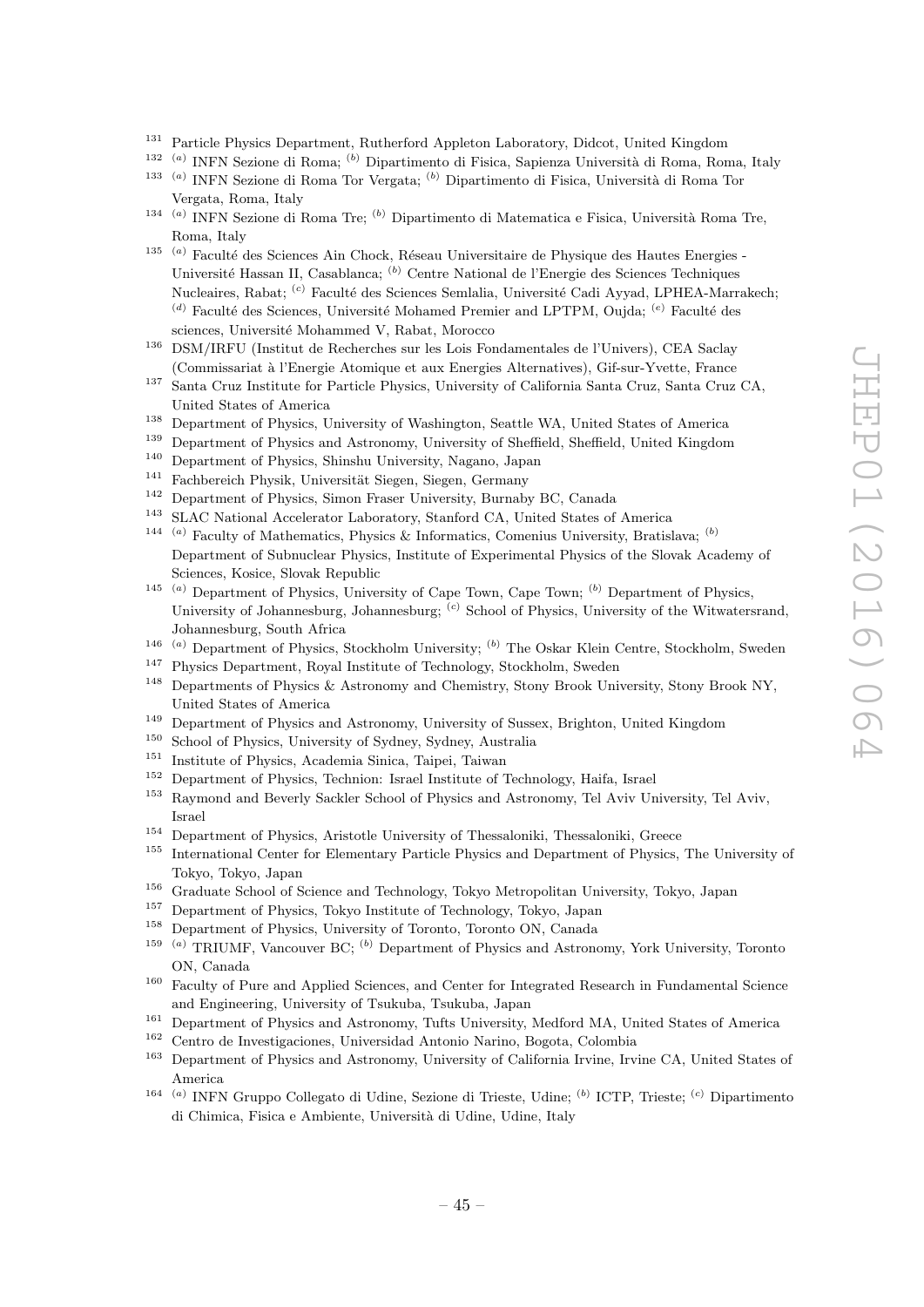[131] Particle Physics Department, Rutherford Appleton Laboratory, Didcot, United Kingdom
[132] [(a)] INFN Sezione di Roma; [(b)] Dipartimento di Fisica, Sapienza Università di Roma, Roma, Italy
[133] [(a)] INFN Sezione di Roma Tor Vergata; [(b)] Dipartimento di Fisica, Università di Roma Tor Vergata, Roma, Italy
[134] [(a)] INFN Sezione di Roma Tre; [(b)] Dipartimento di Matematica e Fisica, Università Roma Tre, Roma, Italy
[135] [(a)] Faculté des Sciences Ain Chock, Réseau Universitaire de Physique des Hautes Energies - Université Hassan II, Casablanca; [(b)] Centre National de l'Energie des Sciences Techniques Nucleaires, Rabat; [(c)] Faculté des Sciences Semlalia, Université Cadi Ayyad, LPHEA-Marrakech; [(d)] Faculté des Sciences, Université Mohamed Premier and LPTPM, Oujda; [(e)] Faculté des sciences, Université Mohammed V, Rabat, Morocco
[136] DSM/IRFU (Institut de Recherches sur les Lois Fondamentales de l'Univers), CEA Saclay (Commissariat à l'Energie Atomique et aux Energies Alternatives), Gif-sur-Yvette, France
[137] Santa Cruz Institute for Particle Physics, University of California Santa Cruz, Santa Cruz CA, United States of America
[138] Department of Physics, University of Washington, Seattle WA, United States of America
[139] Department of Physics and Astronomy, University of Sheffield, Sheffield, United Kingdom
[140] Department of Physics, Shinshu University, Nagano, Japan
[141] Fachbereich Physik, Universität Siegen, Siegen, Germany
[142] Department of Physics, Simon Fraser University, Burnaby BC, Canada
[143] SLAC National Accelerator Laboratory, Stanford CA, United States of America
[144] [(a)] Faculty of Mathematics, Physics & Informatics, Comenius University, Bratislava; [(b)] Department of Subnuclear Physics, Institute of Experimental Physics of the Slovak Academy of Sciences, Kosice, Slovak Republic
[145] [(a)] Department of Physics, University of Cape Town, Cape Town; [(b)] Department of Physics, University of Johannesburg, Johannesburg; [(c)] School of Physics, University of the Witwatersrand, Johannesburg, South Africa
[146] [(a)] Department of Physics, Stockholm University; [(b)] The Oskar Klein Centre, Stockholm, Sweden
[147] Physics Department, Royal Institute of Technology, Stockholm, Sweden
[148] Departments of Physics & Astronomy and Chemistry, Stony Brook University, Stony Brook NY, United States of America
[149] Department of Physics and Astronomy, University of Sussex, Brighton, United Kingdom
[150] School of Physics, University of Sydney, Sydney, Australia
[151] Institute of Physics, Academia Sinica, Taipei, Taiwan
[152] Department of Physics, Technion: Israel Institute of Technology, Haifa, Israel
[153] Raymond and Beverly Sackler School of Physics and Astronomy, Tel Aviv University, Tel Aviv, Israel
[154] Department of Physics, Aristotle University of Thessaloniki, Thessaloniki, Greece
[155] International Center for Elementary Particle Physics and Department of Physics, The University of Tokyo, Tokyo, Japan
[156] Graduate School of Science and Technology, Tokyo Metropolitan University, Tokyo, Japan
[157] Department of Physics, Tokyo Institute of Technology, Tokyo, Japan
[158] Department of Physics, University of Toronto, Toronto ON, Canada
[159] [(a)] TRIUMF, Vancouver BC; [(b)] Department of Physics and Astronomy, York University, Toronto ON, Canada
[160] Faculty of Pure and Applied Sciences, and Center for Integrated Research in Fundamental Science and Engineering, University of Tsukuba, Tsukuba, Japan
[161] Department of Physics and Astronomy, Tufts University, Medford MA, United States of America
[162] Centro de Investigaciones, Universidad Antonio Narino, Bogota, Colombia
[163] Department of Physics and Astronomy, University of California Irvine, Irvine CA, United States of America
[164] [(a)] INFN Gruppo Collegato di Udine, Sezione di Trieste, Udine; [(b)] ICTP, Trieste; [(c)] Dipartimento di Chimica, Fisica e Ambiente, Università di Udine, Udine, Italy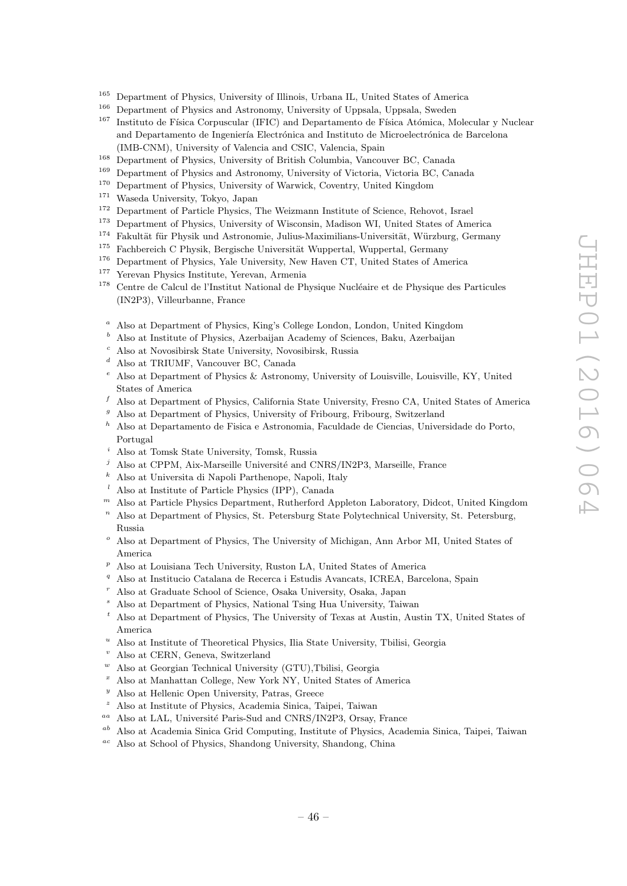[165] Department of Physics, University of Illinois, Urbana IL, United States of America
[166] Department of Physics and Astronomy, University of Uppsala, Uppsala, Sweden
[167] Instituto de Física Corpuscular (IFIC) and Departamento de Física Atómica, Molecular y Nuclear and Departamento de Ingeniería Electrónica and Instituto de Microelectrónica de Barcelona (IMB-CNM), University of Valencia and CSIC, Valencia, Spain
[168] Department of Physics, University of British Columbia, Vancouver BC, Canada
[169] Department of Physics and Astronomy, University of Victoria, Victoria BC, Canada
[170] Department of Physics, University of Warwick, Coventry, United Kingdom
[171] Waseda University, Tokyo, Japan
[172] Department of Particle Physics, The Weizmann Institute of Science, Rehovot, Israel
[173] Department of Physics, University of Wisconsin, Madison WI, United States of America
[174] Fakultät für Physik und Astronomie, Julius-Maximilians-Universität, Würzburg, Germany
[175] Fachbereich C Physik, Bergische Universität Wuppertal, Wuppertal, Germany
[176] Department of Physics, Yale University, New Haven CT, United States of America
[177] Yerevan Physics Institute, Yerevan, Armenia
[178] Centre de Calcul de l'Institut National de Physique Nucléaire et de Physique des Particules (IN2P3), Villeurbanne, France

[a] Also at Department of Physics, King's College London, London, United Kingdom
[b] Also at Institute of Physics, Azerbaijan Academy of Sciences, Baku, Azerbaijan
[c] Also at Novosibirsk State University, Novosibirsk, Russia
[d] Also at TRIUMF, Vancouver BC, Canada
[e] Also at Department of Physics & Astronomy, University of Louisville, Louisville, KY, United States of America
[f] Also at Department of Physics, California State University, Fresno CA, United States of America
[g] Also at Department of Physics, University of Fribourg, Fribourg, Switzerland
[h] Also at Departamento de Fisica e Astronomia, Faculdade de Ciencias, Universidade do Porto, Portugal
[i] Also at Tomsk State University, Tomsk, Russia
[j] Also at CPPM, Aix-Marseille Université and CNRS/IN2P3, Marseille, France
[k] Also at Universita di Napoli Parthenope, Napoli, Italy
[l] Also at Institute of Particle Physics (IPP), Canada
[m] Also at Particle Physics Department, Rutherford Appleton Laboratory, Didcot, United Kingdom
[n] Also at Department of Physics, St. Petersburg State Polytechnical University, St. Petersburg, Russia
[o] Also at Department of Physics, The University of Michigan, Ann Arbor MI, United States of America
[p] Also at Louisiana Tech University, Ruston LA, United States of America
[q] Also at Institucio Catalana de Recerca i Estudis Avancats, ICREA, Barcelona, Spain
[r] Also at Graduate School of Science, Osaka University, Osaka, Japan
[s] Also at Department of Physics, National Tsing Hua University, Taiwan
[t] Also at Department of Physics, The University of Texas at Austin, Austin TX, United States of America
[u] Also at Institute of Theoretical Physics, Ilia State University, Tbilisi, Georgia
[v] Also at CERN, Geneva, Switzerland
[w] Also at Georgian Technical University (GTU),Tbilisi, Georgia
[x] Also at Manhattan College, New York NY, United States of America
[y] Also at Hellenic Open University, Patras, Greece
[z] Also at Institute of Physics, Academia Sinica, Taipei, Taiwan
[aa] Also at LAL, Université Paris-Sud and CNRS/IN2P3, Orsay, France
[ab] Also at Academia Sinica Grid Computing, Institute of Physics, Academia Sinica, Taipei, Taiwan
[ac] Also at School of Physics, Shandong University, Shandong, China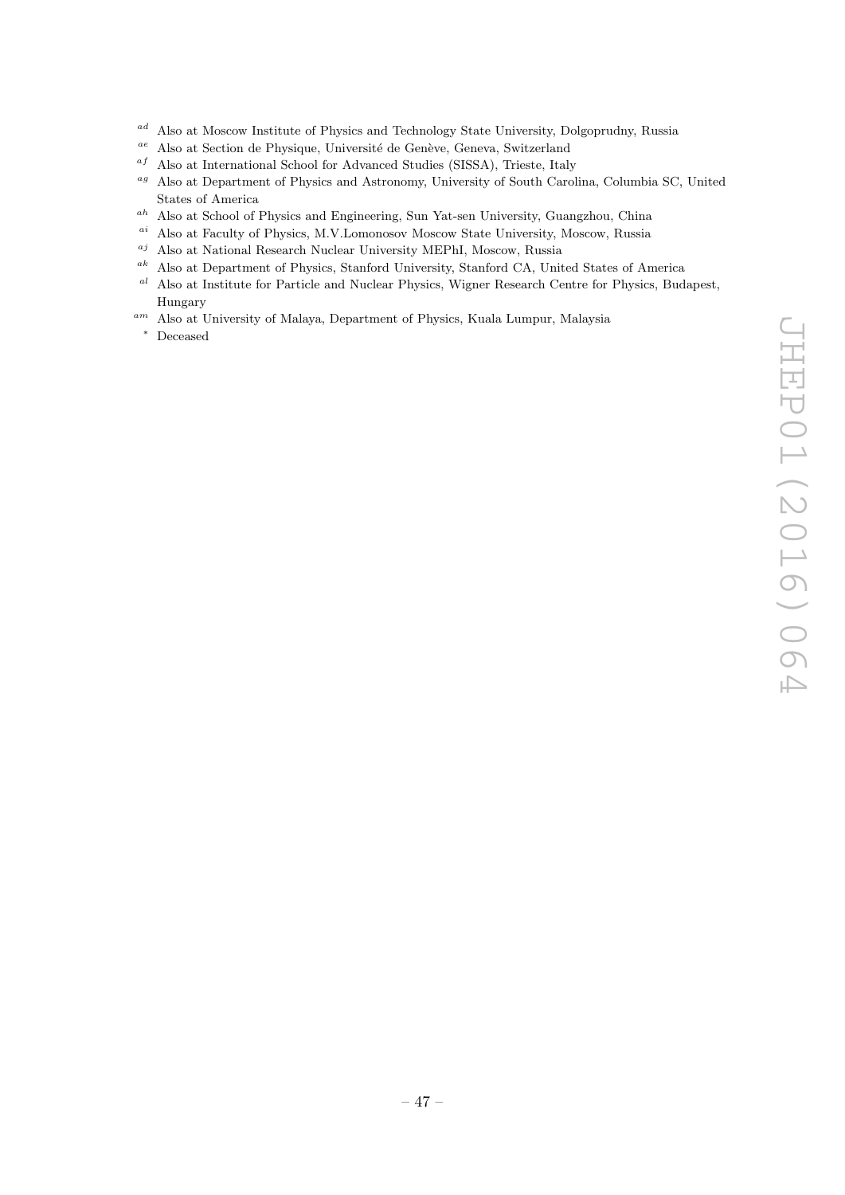[ad] Also at Moscow Institute of Physics and Technology State University, Dolgoprudny, Russia
[ae] Also at Section de Physique, Université de Genève, Geneva, Switzerland
[af] Also at International School for Advanced Studies (SISSA), Trieste, Italy
[ag] Also at Department of Physics and Astronomy, University of South Carolina, Columbia SC, United States of America
[ah] Also at School of Physics and Engineering, Sun Yat-sen University, Guangzhou, China
[ai] Also at Faculty of Physics, M.V.Lomonosov Moscow State University, Moscow, Russia
[aj] Also at National Research Nuclear University MEPhI, Moscow, Russia
[ak] Also at Department of Physics, Stanford University, Stanford CA, United States of America
[al] Also at Institute for Particle and Nuclear Physics, Wigner Research Centre for Physics, Budapest, Hungary
[am] Also at University of Malaya, Department of Physics, Kuala Lumpur, Malaysia
[*] Deceased